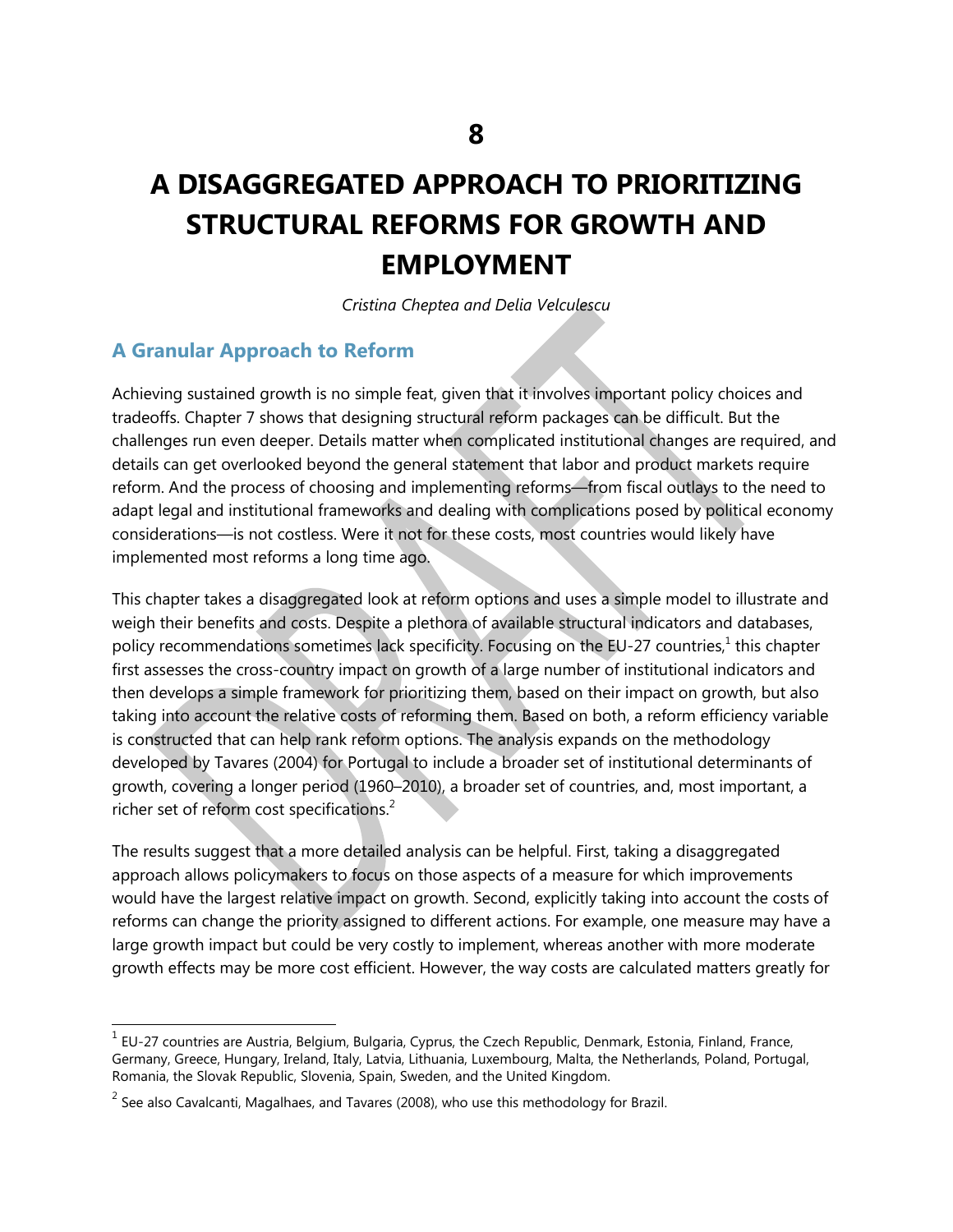# 8

# A DISAGGREGATED APPROACH TO PRIORITIZING STRUCTURAL REFORMS FOR GROWTH AND EMPLOYMENT

*Cristina Cheptea and Delia Velculescu*

## A Granular Approach to Reform

Achieving sustained growth is no simple feat, given that it involves important policy choices and tradeoffs. Chapter 7 shows that designing structural reform packages can be difficult. But the challenges run even deeper. Details matter when complicated institutional changes are required, and details can get overlooked beyond the general statement that labor and product markets require reform. And the process of choosing and implementing reforms—from fiscal outlays to the need to adapt legal and institutional frameworks and dealing with complications posed by political economy considerations—is not costless. Were it not for these costs, most countries would likely have implemented most reforms a long time ago.

This chapter takes a disaggregated look at reform options and uses a simple model to illustrate and weigh their benefits and costs. Despite a plethora of available structural indicators and databases, policy recommendations sometimes lack specificity. Focusing on the EU-27 countries,[1] this chapter first assesses the cross-country impact on growth of a large number of institutional indicators and then develops a simple framework for prioritizing them, based on their impact on growth, but also taking into account the relative costs of reforming them. Based on both, a reform efficiency variable is constructed that can help rank reform options. The analysis expands on the methodology developed by Tavares (2004) for Portugal to include a broader set of institutional determinants of growth, covering a longer period (1960–2010), a broader set of countries, and, most important, a richer set of reform cost specifications.[2]

The results suggest that a more detailed analysis can be helpful. First, taking a disaggregated approach allows policymakers to focus on those aspects of a measure for which improvements would have the largest relative impact on growth. Second, explicitly taking into account the costs of reforms can change the priority assigned to different actions. For example, one measure may have a large growth impact but could be very costly to implement, whereas another with more moderate growth effects may be more cost efficient. However, the way costs are calculated matters greatly for

---

[1] EU-27 countries are Austria, Belgium, Bulgaria, Cyprus, the Czech Republic, Denmark, Estonia, Finland, France, Germany, Greece, Hungary, Ireland, Italy, Latvia, Lithuania, Luxembourg, Malta, the Netherlands, Poland, Portugal, Romania, the Slovak Republic, Slovenia, Spain, Sweden, and the United Kingdom.

[2] See also Cavalcanti, Magalhaes, and Tavares (2008), who use this methodology for Brazil.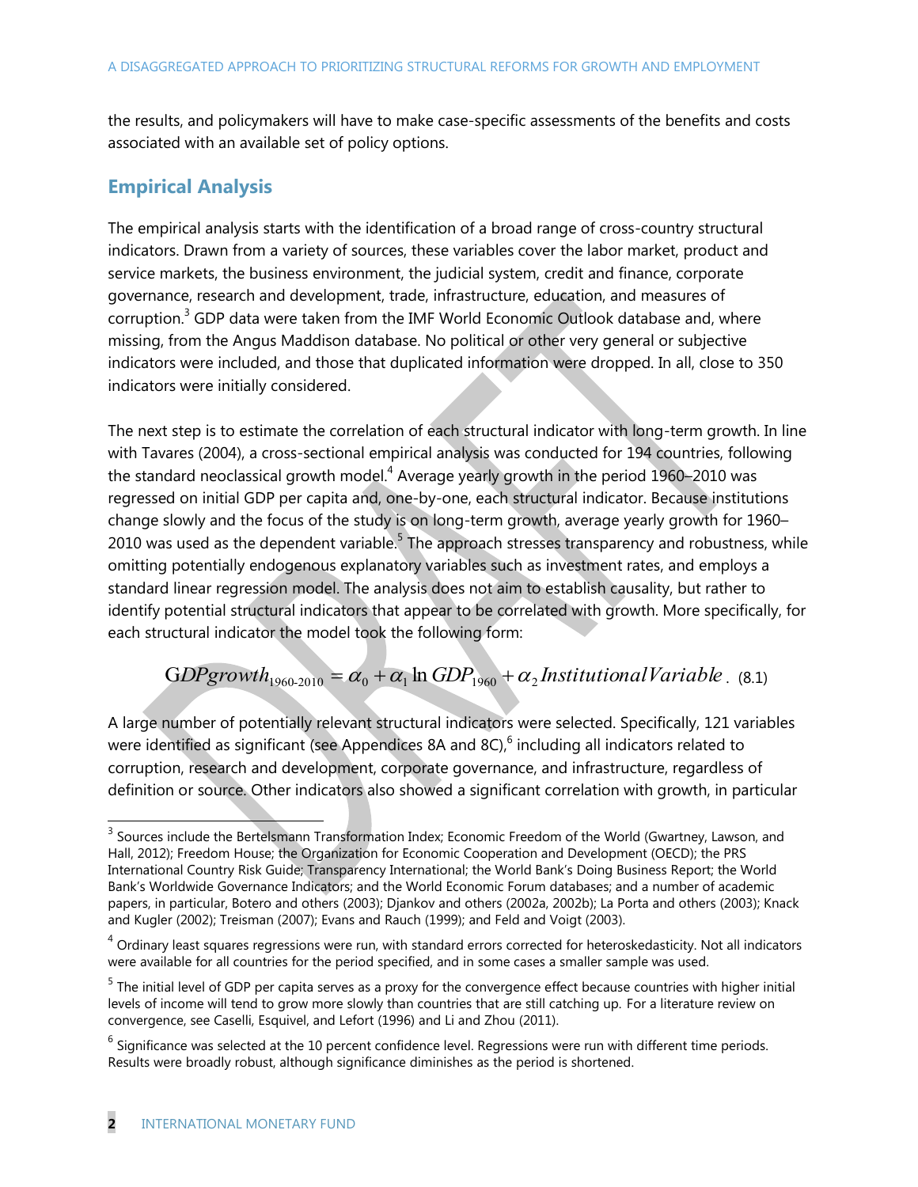the results, and policymakers will have to make case-specific assessments of the benefits and costs associated with an available set of policy options.

## Empirical Analysis

The empirical analysis starts with the identification of a broad range of cross-country structural indicators. Drawn from a variety of sources, these variables cover the labor market, product and service markets, the business environment, the judicial system, credit and finance, corporate governance, research and development, trade, infrastructure, education, and measures of corruption.[3] GDP data were taken from the IMF World Economic Outlook database and, where missing, from the Angus Maddison database. No political or other very general or subjective indicators were included, and those that duplicated information were dropped. In all, close to 350 indicators were initially considered.

The next step is to estimate the correlation of each structural indicator with long-term growth. In line with Tavares (2004), a cross-sectional empirical analysis was conducted for 194 countries, following the standard neoclassical growth model.[4] Average yearly growth in the period 1960–2010 was regressed on initial GDP per capita and, one-by-one, each structural indicator. Because institutions change slowly and the focus of the study is on long-term growth, average yearly growth for 1960–2010 was used as the dependent variable.[5] The approach stresses transparency and robustness, while omitting potentially endogenous explanatory variables such as investment rates, and employs a standard linear regression model. The analysis does not aim to establish causality, but rather to identify potential structural indicators that appear to be correlated with growth. More specifically, for each structural indicator the model took the following form:

$$GDPgrowth_{1960\text{-}2010} = \alpha_0 + \alpha_1 \ln GDP_{1960} + \alpha_2 InstitutionalVariable \quad (8.1)$$

A large number of potentially relevant structural indicators were selected. Specifically, 121 variables were identified as significant (see Appendices 8A and 8C),[6] including all indicators related to corruption, research and development, corporate governance, and infrastructure, regardless of definition or source. Other indicators also showed a significant correlation with growth, in particular

---

[3] Sources include the Bertelsmann Transformation Index; Economic Freedom of the World (Gwartney, Lawson, and Hall, 2012); Freedom House; the Organization for Economic Cooperation and Development (OECD); the PRS International Country Risk Guide; Transparency International; the World Bank's Doing Business Report; the World Bank's Worldwide Governance Indicators; and the World Economic Forum databases; and a number of academic papers, in particular, Botero and others (2003); Djankov and others (2002a, 2002b); La Porta and others (2003); Knack and Kugler (2002); Treisman (2007); Evans and Rauch (1999); and Feld and Voigt (2003).

[4] Ordinary least squares regressions were run, with standard errors corrected for heteroskedasticity. Not all indicators were available for all countries for the period specified, and in some cases a smaller sample was used.

[5] The initial level of GDP per capita serves as a proxy for the convergence effect because countries with higher initial levels of income will tend to grow more slowly than countries that are still catching up. For a literature review on convergence, see Caselli, Esquivel, and Lefort (1996) and Li and Zhou (2011).

[6] Significance was selected at the 10 percent confidence level. Regressions were run with different time periods. Results were broadly robust, although significance diminishes as the period is shortened.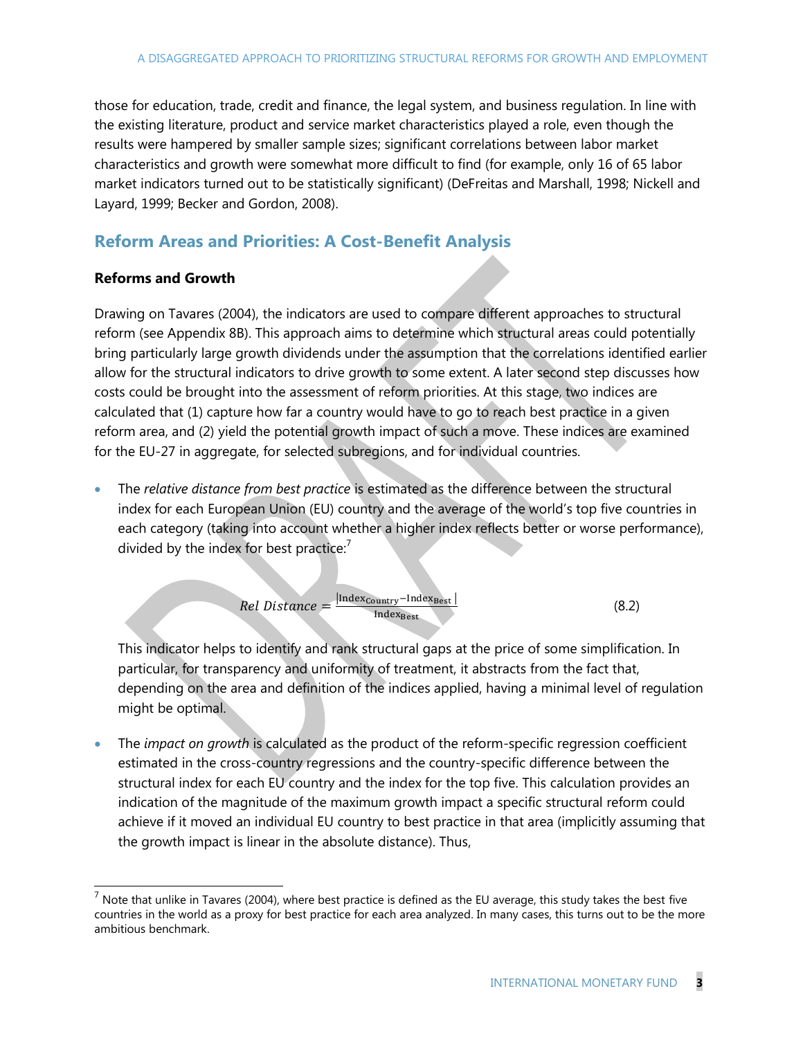those for education, trade, credit and finance, the legal system, and business regulation. In line with the existing literature, product and service market characteristics played a role, even though the results were hampered by smaller sample sizes; significant correlations between labor market characteristics and growth were somewhat more difficult to find (for example, only 16 of 65 labor market indicators turned out to be statistically significant) (DeFreitas and Marshall, 1998; Nickell and Layard, 1999; Becker and Gordon, 2008).

## Reform Areas and Priorities: A Cost-Benefit Analysis

### Reforms and Growth

Drawing on Tavares (2004), the indicators are used to compare different approaches to structural reform (see Appendix 8B). This approach aims to determine which structural areas could potentially bring particularly large growth dividends under the assumption that the correlations identified earlier allow for the structural indicators to drive growth to some extent. A later second step discusses how costs could be brought into the assessment of reform priorities. At this stage, two indices are calculated that (1) capture how far a country would have to go to reach best practice in a given reform area, and (2) yield the potential growth impact of such a move. These indices are examined for the EU-27 in aggregate, for selected subregions, and for individual countries.

- The *relative distance from best practice* is estimated as the difference between the structural index for each European Union (EU) country and the average of the world's top five countries in each category (taking into account whether a higher index reflects better or worse performance), divided by the index for best practice:[7]

  $$Rel\ Distance = \frac{|\text{Index}_{\text{Country}} - \text{Index}_{\text{Best}}|}{\text{Index}_{\text{Best}}} \qquad (8.2)$$

  This indicator helps to identify and rank structural gaps at the price of some simplification. In particular, for transparency and uniformity of treatment, it abstracts from the fact that, depending on the area and definition of the indices applied, having a minimal level of regulation might be optimal.

- The *impact on growth* is calculated as the product of the reform-specific regression coefficient estimated in the cross-country regressions and the country-specific difference between the structural index for each EU country and the index for the top five. This calculation provides an indication of the magnitude of the maximum growth impact a specific structural reform could achieve if it moved an individual EU country to best practice in that area (implicitly assuming that the growth impact is linear in the absolute distance). Thus,

[7] Note that unlike in Tavares (2004), where best practice is defined as the EU average, this study takes the best five countries in the world as a proxy for best practice for each area analyzed. In many cases, this turns out to be the more ambitious benchmark.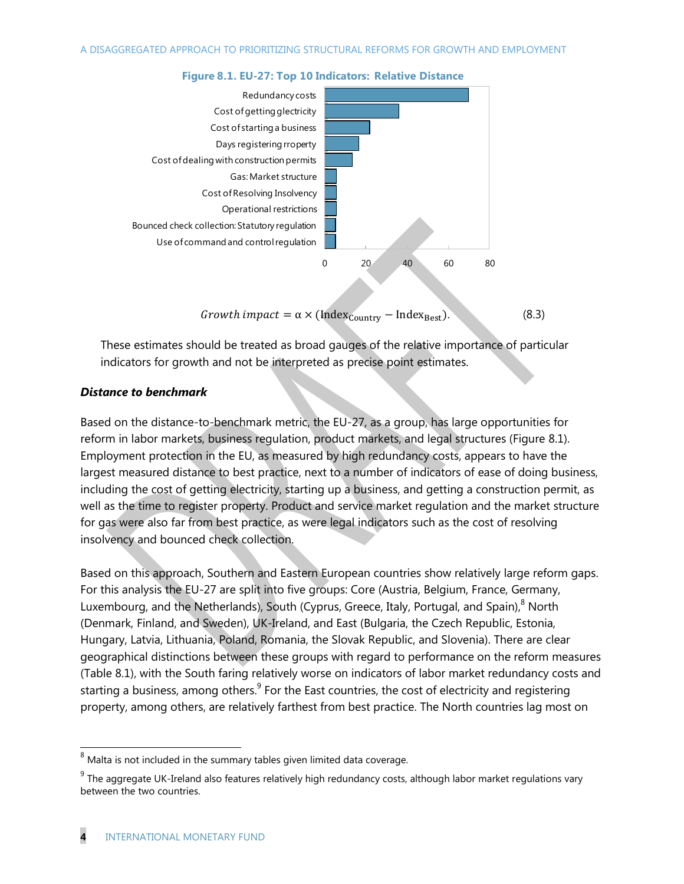**Figure 8.1. EU-27: Top 10 Indicators: Relative Distance**

| Indicator | Relative Distance |
|---|---|
| Redundancy costs | ~70 |
| Cost of getting glectricity | ~36 |
| Cost of starting a business | ~22 |
| Days registering rroperty | ~17 |
| Cost of dealing with construction permits | ~13 |
| Gas: Market structure | ~6 |
| Cost of Resolving Insolvency | ~6 |
| Operational restrictions | ~6 |
| Bounced check collection: Statutory regulation | ~5 |
| Use of command and control regulation | ~5 |

$$\textit{Growth impact} = \alpha \times (\text{Index}_{\text{Country}} - \text{Index}_{\text{Best}}). \tag{8.3}$$

These estimates should be treated as broad gauges of the relative importance of particular indicators for growth and not be interpreted as precise point estimates.

***Distance to benchmark***

Based on the distance-to-benchmark metric, the EU-27, as a group, has large opportunities for reform in labor markets, business regulation, product markets, and legal structures (Figure 8.1). Employment protection in the EU, as measured by high redundancy costs, appears to have the largest measured distance to best practice, next to a number of indicators of ease of doing business, including the cost of getting electricity, starting up a business, and getting a construction permit, as well as the time to register property. Product and service market regulation and the market structure for gas were also far from best practice, as were legal indicators such as the cost of resolving insolvency and bounced check collection.

Based on this approach, Southern and Eastern European countries show relatively large reform gaps. For this analysis the EU-27 are split into five groups: Core (Austria, Belgium, France, Germany, Luxembourg, and the Netherlands), South (Cyprus, Greece, Italy, Portugal, and Spain),[8] North (Denmark, Finland, and Sweden), UK-Ireland, and East (Bulgaria, the Czech Republic, Estonia, Hungary, Latvia, Lithuania, Poland, Romania, the Slovak Republic, and Slovenia). There are clear geographical distinctions between these groups with regard to performance on the reform measures (Table 8.1), with the South faring relatively worse on indicators of labor market redundancy costs and starting a business, among others.[9] For the East countries, the cost of electricity and registering property, among others, are relatively farthest from best practice. The North countries lag most on

---

[8] Malta is not included in the summary tables given limited data coverage.

[9] The aggregate UK-Ireland also features relatively high redundancy costs, although labor market regulations vary between the two countries.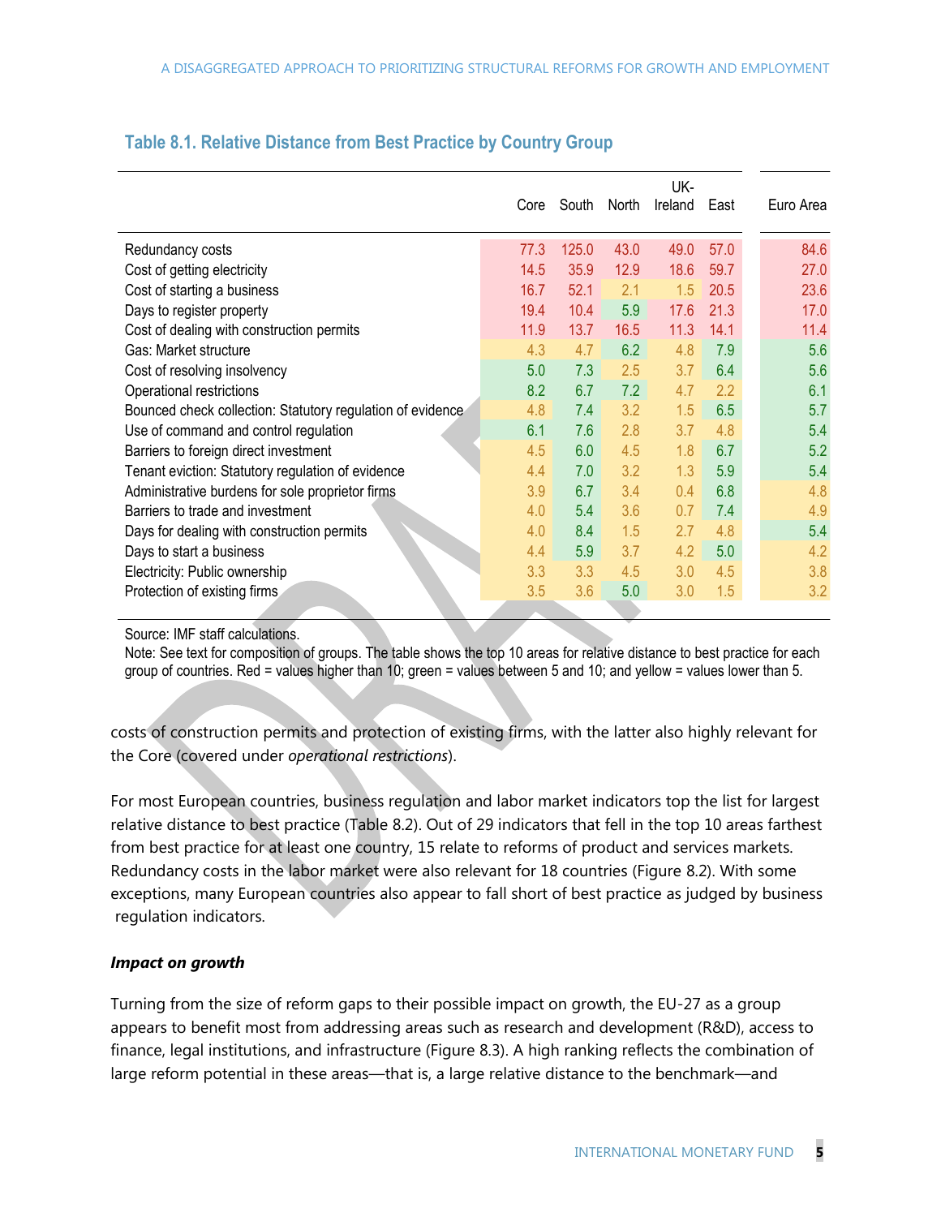**Table 8.1. Relative Distance from Best Practice by Country Group**

| | Core | South | North | UK-Ireland | East | Euro Area |
|---|---|---|---|---|---|---|
| Redundancy costs | 77.3 | 125.0 | 43.0 | 49.0 | 57.0 | 84.6 |
| Cost of getting electricity | 14.5 | 35.9 | 12.9 | 18.6 | 59.7 | 27.0 |
| Cost of starting a business | 16.7 | 52.1 | 2.1 | 1.5 | 20.5 | 23.6 |
| Days to register property | 19.4 | 10.4 | 5.9 | 17.6 | 21.3 | 17.0 |
| Cost of dealing with construction permits | 11.9 | 13.7 | 16.5 | 11.3 | 14.1 | 11.4 |
| Gas: Market structure | 4.3 | 4.7 | 6.2 | 4.8 | 7.9 | 5.6 |
| Cost of resolving insolvency | 5.0 | 7.3 | 2.5 | 3.7 | 6.4 | 5.6 |
| Operational restrictions | 8.2 | 6.7 | 7.2 | 4.7 | 2.2 | 6.1 |
| Bounced check collection: Statutory regulation of evidence | 4.8 | 7.4 | 3.2 | 1.5 | 6.5 | 5.7 |
| Use of command and control regulation | 6.1 | 7.6 | 2.8 | 3.7 | 4.8 | 5.4 |
| Barriers to foreign direct investment | 4.5 | 6.0 | 4.5 | 1.8 | 6.7 | 5.2 |
| Tenant eviction: Statutory regulation of evidence | 4.4 | 7.0 | 3.2 | 1.3 | 5.9 | 5.4 |
| Administrative burdens for sole proprietor firms | 3.9 | 6.7 | 3.4 | 0.4 | 6.8 | 4.8 |
| Barriers to trade and investment | 4.0 | 5.4 | 3.6 | 0.7 | 7.4 | 4.9 |
| Days for dealing with construction permits | 4.0 | 8.4 | 1.5 | 2.7 | 4.8 | 5.4 |
| Days to start a business | 4.4 | 5.9 | 3.7 | 4.2 | 5.0 | 4.2 |
| Electricity: Public ownership | 3.3 | 3.3 | 4.5 | 3.0 | 4.5 | 3.8 |
| Protection of existing firms | 3.5 | 3.6 | 5.0 | 3.0 | 1.5 | 3.2 |

Source: IMF staff calculations.
Note: See text for composition of groups. The table shows the top 10 areas for relative distance to best practice for each group of countries. Red = values higher than 10; green = values between 5 and 10; and yellow = values lower than 5.

costs of construction permits and protection of existing firms, with the latter also highly relevant for the Core (covered under *operational restrictions*).

For most European countries, business regulation and labor market indicators top the list for largest relative distance to best practice (Table 8.2). Out of 29 indicators that fell in the top 10 areas farthest from best practice for at least one country, 15 relate to reforms of product and services markets. Redundancy costs in the labor market were also relevant for 18 countries (Figure 8.2). With some exceptions, many European countries also appear to fall short of best practice as judged by business regulation indicators.

***Impact on growth***

Turning from the size of reform gaps to their possible impact on growth, the EU-27 as a group appears to benefit most from addressing areas such as research and development (R&D), access to finance, legal institutions, and infrastructure (Figure 8.3). A high ranking reflects the combination of large reform potential in these areas—that is, a large relative distance to the benchmark—and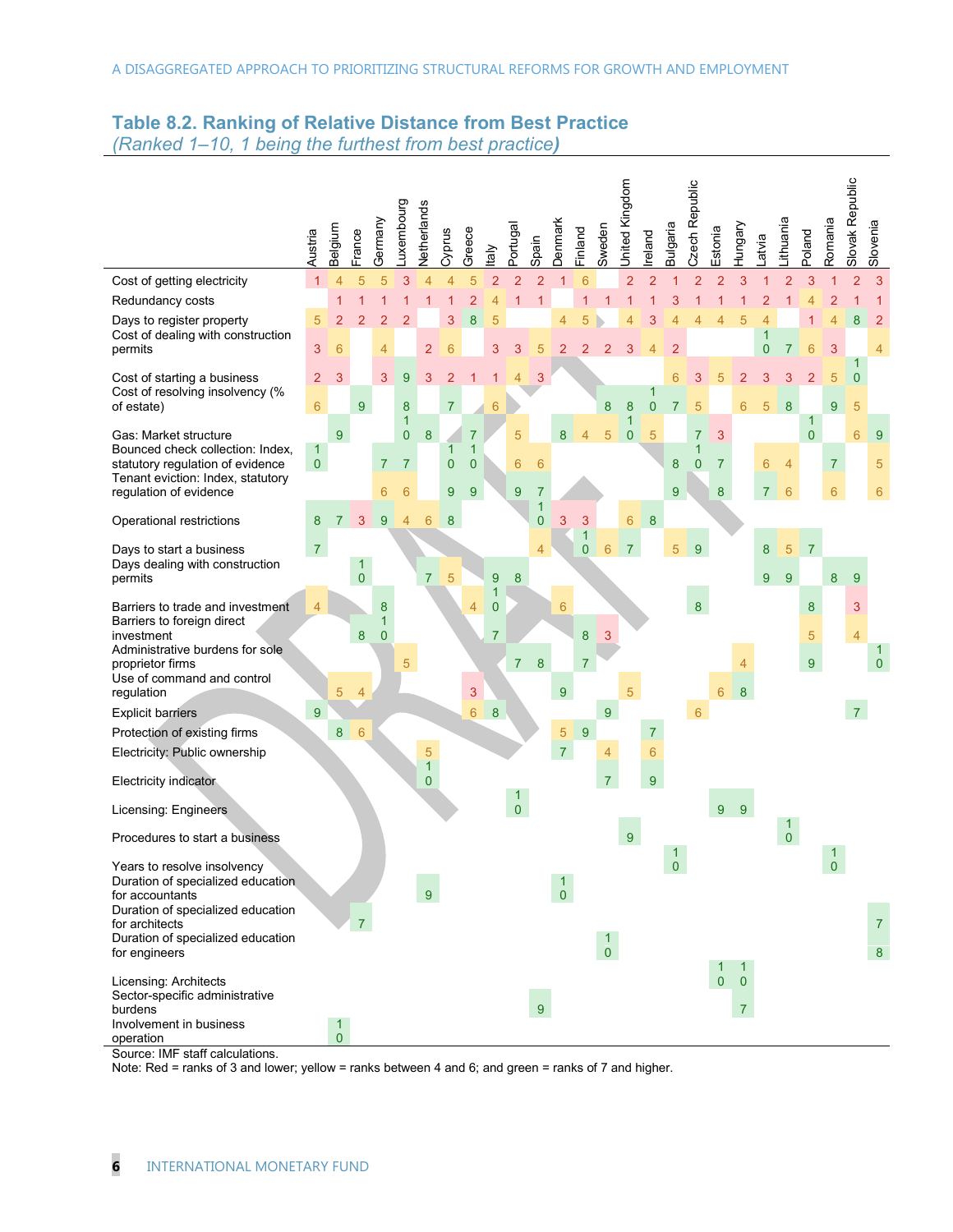## Table 8.2. Ranking of Relative Distance from Best Practice

*(Ranked 1–10, 1 being the furthest from best practice)*

| | Austria | Belgium | France | Germany | Luxembourg | Netherlands | Cyprus | Greece | Italy | Portugal | Spain | Denmark | Finland | Sweden | United Kingdom | Ireland | Bulgaria | Czech Republic | Estonia | Hungary | Latvia | Lithuania | Poland | Romania | Slovak Republic | Slovenia |
|---|---|---|---|---|---|---|---|---|---|---|---|---|---|---|---|---|---|---|---|---|---|---|---|---|---|---|
| Cost of getting electricity | 1 | 4 | 5 | 5 | 3 | 4 | 4 | 5 | 2 | 2 | 2 | 1 | 6 | | 2 | 2 | 1 | 2 | 2 | 3 | 1 | 2 | 3 | 1 | 2 | 3 |
| Redundancy costs | | 1 | 1 | 1 | 1 | 1 | 1 | 2 | 4 | 1 | 1 | | 1 | 1 | 1 | 1 | 3 | 1 | 1 | 1 | 2 | 1 | 4 | 2 | 1 | 1 |
| Days to register property | 5 | 2 | 2 | 2 | 2 | | 3 | 8 | 5 | | | 4 | 5 | | 4 | 3 | 4 | 4 | 4 | 5 | 4 | | 1 | 4 | 8 | 2 |
| Cost of dealing with construction permits | 3 | 6 | | 4 | | 2 | 6 | | 3 | 3 | 5 | 2 | 2 | 2 | 3 | 4 | 2 | | | | 10 | 7 | 6 | 3 | | 4 |
| Cost of starting a business | 2 | 3 | | 3 | 9 | 3 | 2 | 1 | 1 | 4 | 3 | | | | | | 6 | 3 | 5 | 2 | 3 | 3 | 2 | 5 | 10 | |
| Cost of resolving insolvency (% of estate) | 6 | | 9 | | 8 | | 7 | | 6 | | | | | 8 | 8 | 10 | 7 | 5 | | 6 | 5 | 8 | | 9 | 5 | |
| Gas: Market structure | | 9 | | | 10 | 8 | | 7 | | 5 | | 8 | 4 | 5 | 10 | 5 | | 7 | 3 | | | | 10 | | 6 | 9 |
| Bounced check collection: Index, statutory regulation of evidence | 10 | | | 7 | 7 | | 10 | 10 | | 6 | 6 | | | | | | 8 | 10 | 7 | | 6 | 4 | | 7 | | 5 |
| Tenant eviction: Index, statutory regulation of evidence | | | | 6 | 6 | | 9 | 9 | | 9 | 7 | | | | | | 9 | | 8 | | 7 | 6 | | 6 | | 6 |
| Operational restrictions | 8 | 7 | 3 | 9 | 4 | 6 | 8 | | | | 10 | 3 | 3 | | 6 | 8 | | | | | | | | | | |
| Days to start a business | 7 | | | | | | | | | | 4 | | 10 | 6 | 7 | | 5 | 9 | | | 8 | 5 | 7 | | | |
| Days dealing with construction permits | | | 10 | | | 7 | 5 | | 9 | 8 | | | | | | | | | | | 9 | 9 | | 8 | 9 | |
| Barriers to trade and investment | 4 | | | 8 | | | | 4 | 10 | | | 6 | | | | | | 8 | | | | | 8 | | 3 | |
| Barriers to foreign direct investment | | | 8 | 10 | | | | | 7 | | | | 8 | 3 | | | | | | | | | 5 | | 4 | |
| Administrative burdens for sole proprietor firms | | | | | 5 | | | | | 7 | 8 | | 7 | | | | | | | 4 | | | 9 | | | 10 |
| Use of command and control regulation | | 5 | 4 | | | | | 3 | | | | 9 | | | 5 | | | | 6 | 8 | | | | | | |
| Explicit barriers | 9 | | | | | | | 6 | 8 | | | | | 9 | | | | 6 | | | | | | | 7 | |
| Protection of existing firms | | 8 | 6 | | | | | | | | | 5 | 9 | | | 7 | | | | | | | | | | |
| Electricity: Public ownership | | | | | | 5 | | | | | | 7 | | 4 | | 6 | | | | | | | | | | |
| Electricity indicator | | | | | | 10 | | | | | | | | 7 | | 9 | | | | | | | | | | |
| Licensing: Engineers | | | | | | | | | | 10 | | | | | | | | | 9 | 9 | | | | | | |
| Procedures to start a business | | | | | | | | | | | | | | | 9 | | | | | | | 10 | | | | |
| Years to resolve insolvency | | | | | | | | | | | | | | | | | 10 | | | | | | | 10 | | |
| Duration of specialized education for accountants | | | | | | 9 | | | | | | 10 | | | | | | | | | | | | | | |
| Duration of specialized education for architects | | | 7 | | | | | | | | | | | | | | | | | | | | | | | 7 |
| Duration of specialized education for engineers | | | | | | | | | | | | | | 10 | | | | | | | | | | | | 8 |
| Licensing: Architects | | | | | | | | | | | | | | | | | | | 10 | 10 | | | | | | |
| Sector-specific administrative burdens | | | | | | | | | | | 9 | | | | | | | | | 7 | | | | | | |
| Involvement in business operation | | 10 | | | | | | | | | | | | | | | | | | | | | | | | |

Source: IMF staff calculations.
Note: Red = ranks of 3 and lower; yellow = ranks between 4 and 6; and green = ranks of 7 and higher.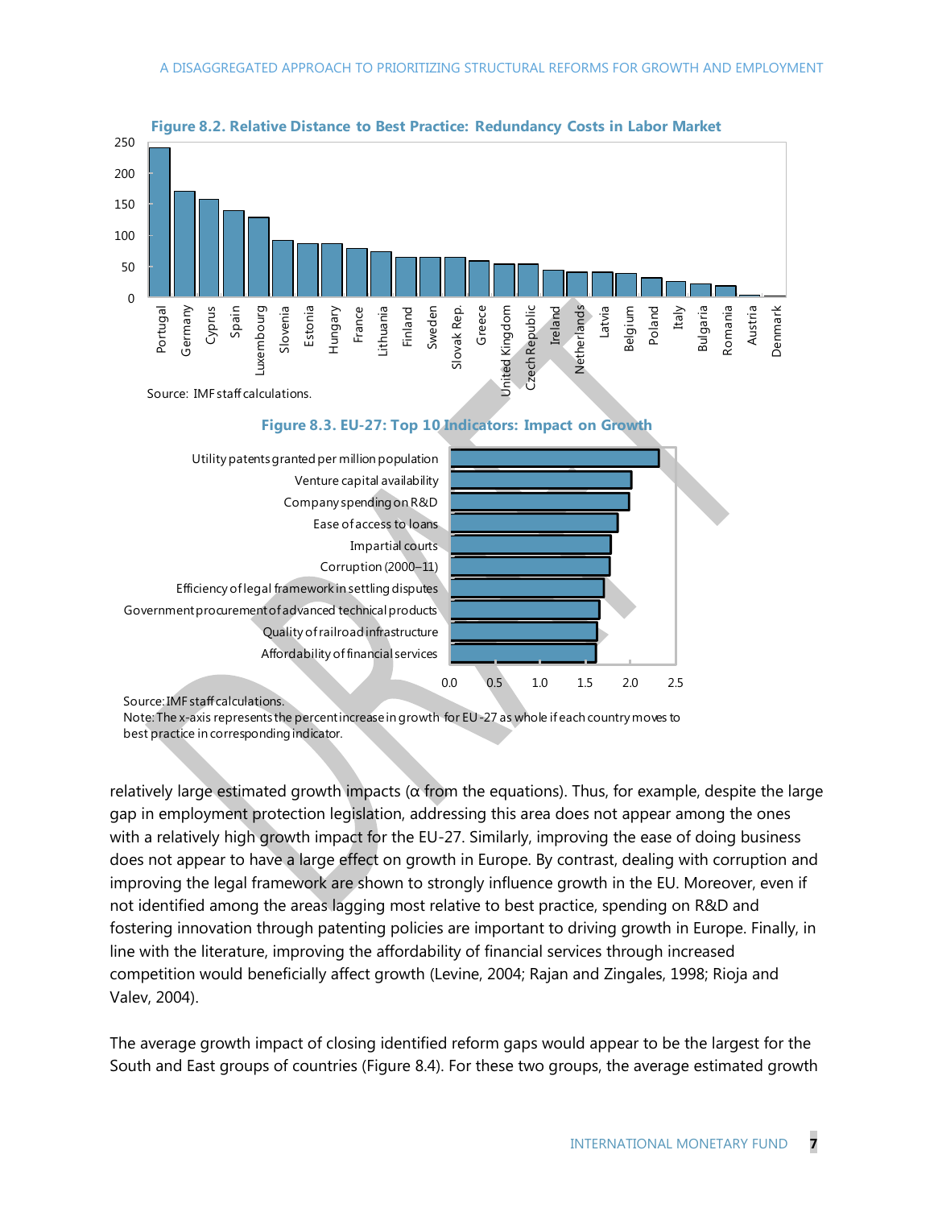**Figure 8.2. Relative Distance to Best Practice: Redundancy Costs in Labor Market**

Source: IMF staff calculations.

**Figure 8.3. EU-27: Top 10 Indicators: Impact on Growth**

Source: IMF staff calculations.
Note: The x-axis represents the percent increase in growth for EU-27 as whole if each country moves to best practice in corresponding indicator.

relatively large estimated growth impacts (α from the equations). Thus, for example, despite the large gap in employment protection legislation, addressing this area does not appear among the ones with a relatively high growth impact for the EU-27. Similarly, improving the ease of doing business does not appear to have a large effect on growth in Europe. By contrast, dealing with corruption and improving the legal framework are shown to strongly influence growth in the EU. Moreover, even if not identified among the areas lagging most relative to best practice, spending on R&D and fostering innovation through patenting policies are important to driving growth in Europe. Finally, in line with the literature, improving the affordability of financial services through increased competition would beneficially affect growth (Levine, 2004; Rajan and Zingales, 1998; Rioja and Valev, 2004).

The average growth impact of closing identified reform gaps would appear to be the largest for the South and East groups of countries (Figure 8.4). For these two groups, the average estimated growth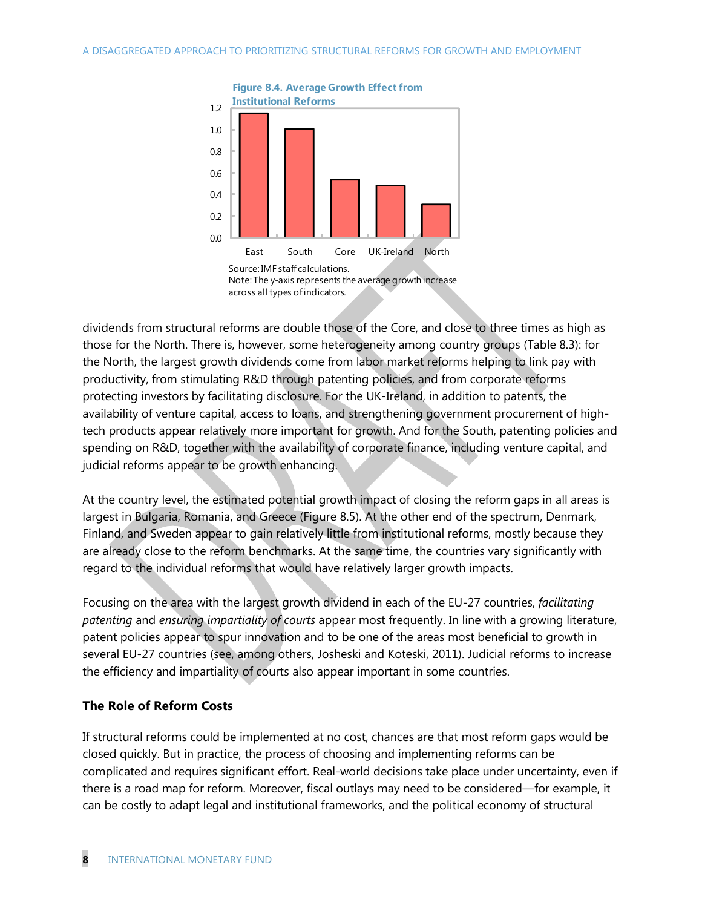**Figure 8.4. Average Growth Effect from Institutional Reforms**

Source: IMF staff calculations.
Note: The y-axis represents the average growth increase across all types of indicators.

dividends from structural reforms are double those of the Core, and close to three times as high as those for the North. There is, however, some heterogeneity among country groups (Table 8.3): for the North, the largest growth dividends come from labor market reforms helping to link pay with productivity, from stimulating R&D through patenting policies, and from corporate reforms protecting investors by facilitating disclosure. For the UK-Ireland, in addition to patents, the availability of venture capital, access to loans, and strengthening government procurement of high-tech products appear relatively more important for growth. And for the South, patenting policies and spending on R&D, together with the availability of corporate finance, including venture capital, and judicial reforms appear to be growth enhancing.

At the country level, the estimated potential growth impact of closing the reform gaps in all areas is largest in Bulgaria, Romania, and Greece (Figure 8.5). At the other end of the spectrum, Denmark, Finland, and Sweden appear to gain relatively little from institutional reforms, mostly because they are already close to the reform benchmarks. At the same time, the countries vary significantly with regard to the individual reforms that would have relatively larger growth impacts.

Focusing on the area with the largest growth dividend in each of the EU-27 countries, *facilitating patenting* and *ensuring impartiality of courts* appear most frequently. In line with a growing literature, patent policies appear to spur innovation and to be one of the areas most beneficial to growth in several EU-27 countries (see, among others, Josheski and Koteski, 2011). Judicial reforms to increase the efficiency and impartiality of courts also appear important in some countries.

### The Role of Reform Costs

If structural reforms could be implemented at no cost, chances are that most reform gaps would be closed quickly. But in practice, the process of choosing and implementing reforms can be complicated and requires significant effort. Real-world decisions take place under uncertainty, even if there is a road map for reform. Moreover, fiscal outlays may need to be considered—for example, it can be costly to adapt legal and institutional frameworks, and the political economy of structural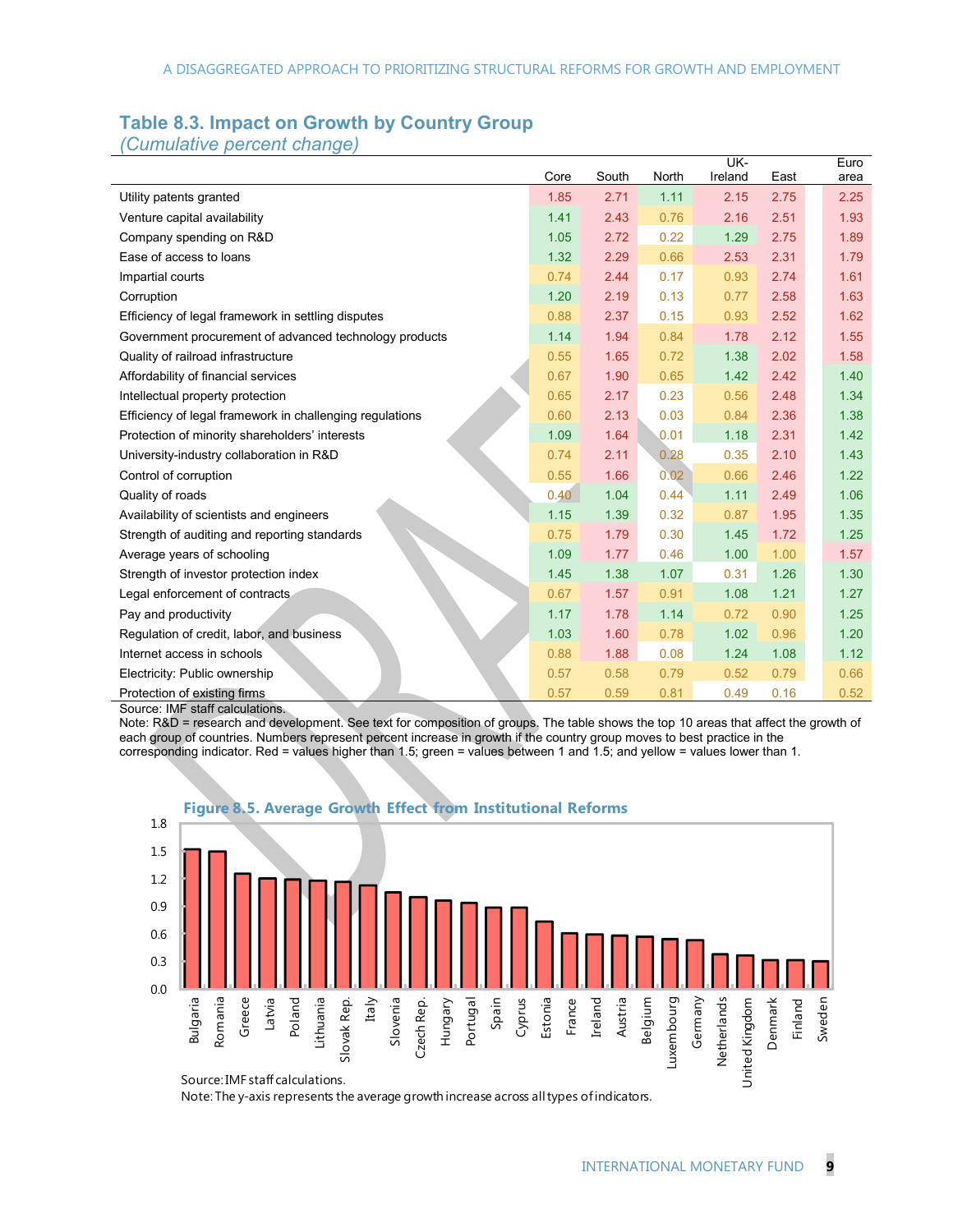## Table 8.3. Impact on Growth by Country Group

*(Cumulative percent change)*

| | Core | South | North | UK-Ireland | East | Euro area |
|---|---|---|---|---|---|---|
| Utility patents granted | 1.85 | 2.71 | 1.11 | 2.15 | 2.75 | 2.25 |
| Venture capital availability | 1.41 | 2.43 | 0.76 | 2.16 | 2.51 | 1.93 |
| Company spending on R&D | 1.05 | 2.72 | 0.22 | 1.29 | 2.75 | 1.89 |
| Ease of access to loans | 1.32 | 2.29 | 0.66 | 2.53 | 2.31 | 1.79 |
| Impartial courts | 0.74 | 2.44 | 0.17 | 0.93 | 2.74 | 1.61 |
| Corruption | 1.20 | 2.19 | 0.13 | 0.77 | 2.58 | 1.63 |
| Efficiency of legal framework in settling disputes | 0.88 | 2.37 | 0.15 | 0.93 | 2.52 | 1.62 |
| Government procurement of advanced technology products | 1.14 | 1.94 | 0.84 | 1.78 | 2.12 | 1.55 |
| Quality of railroad infrastructure | 0.55 | 1.65 | 0.72 | 1.38 | 2.02 | 1.58 |
| Affordability of financial services | 0.67 | 1.90 | 0.65 | 1.42 | 2.42 | 1.40 |
| Intellectual property protection | 0.65 | 2.17 | 0.23 | 0.56 | 2.48 | 1.34 |
| Efficiency of legal framework in challenging regulations | 0.60 | 2.13 | 0.03 | 0.84 | 2.36 | 1.38 |
| Protection of minority shareholders' interests | 1.09 | 1.64 | 0.01 | 1.18 | 2.31 | 1.42 |
| University-industry collaboration in R&D | 0.74 | 2.11 | 0.28 | 0.35 | 2.10 | 1.43 |
| Control of corruption | 0.55 | 1.66 | 0.02 | 0.66 | 2.46 | 1.22 |
| Quality of roads | 0.40 | 1.04 | 0.44 | 1.11 | 2.49 | 1.06 |
| Availability of scientists and engineers | 1.15 | 1.39 | 0.32 | 0.87 | 1.95 | 1.35 |
| Strength of auditing and reporting standards | 0.75 | 1.79 | 0.30 | 1.45 | 1.72 | 1.25 |
| Average years of schooling | 1.09 | 1.77 | 0.46 | 1.00 | 1.00 | 1.57 |
| Strength of investor protection index | 1.45 | 1.38 | 1.07 | 0.31 | 1.26 | 1.30 |
| Legal enforcement of contracts | 0.67 | 1.57 | 0.91 | 1.08 | 1.21 | 1.27 |
| Pay and productivity | 1.17 | 1.78 | 1.14 | 0.72 | 0.90 | 1.25 |
| Regulation of credit, labor, and business | 1.03 | 1.60 | 0.78 | 1.02 | 0.96 | 1.20 |
| Internet access in schools | 0.88 | 1.88 | 0.08 | 1.24 | 1.08 | 1.12 |
| Electricity: Public ownership | 0.57 | 0.58 | 0.79 | 0.52 | 0.79 | 0.66 |
| Protection of existing firms | 0.57 | 0.59 | 0.81 | 0.49 | 0.16 | 0.52 |

Source: IMF staff calculations.

Note: R&D = research and development. See text for composition of groups. The table shows the top 10 areas that affect the growth of each group of countries. Numbers represent percent increase in growth if the country group moves to best practice in the corresponding indicator. Red = values higher than 1.5; green = values between 1 and 1.5; and yellow = values lower than 1.

## Figure 8.5. Average Growth Effect from Institutional Reforms

| Country | Average growth effect |
|---|---|
| Bulgaria | 1.52 |
| Romania | 1.50 |
| Greece | 1.25 |
| Latvia | 1.20 |
| Poland | 1.19 |
| Lithuania | 1.18 |
| Slovak Rep. | 1.17 |
| Italy | 1.13 |
| Slovenia | 1.05 |
| Czech Rep. | 1.00 |
| Hungary | 0.96 |
| Portugal | 0.93 |
| Spain | 0.88 |
| Cyprus | 0.88 |
| Estonia | 0.73 |
| France | 0.60 |
| Ireland | 0.59 |
| Austria | 0.58 |
| Belgium | 0.56 |
| Luxembourg | 0.54 |
| Germany | 0.53 |
| Netherlands | 0.38 |
| United Kingdom | 0.36 |
| Denmark | 0.31 |
| Finland | 0.31 |
| Sweden | 0.30 |

*(Values are approximate, read from the bar chart.)*

Source: IMF staff calculations.

Note: The y-axis represents the average growth increase across all types of indicators.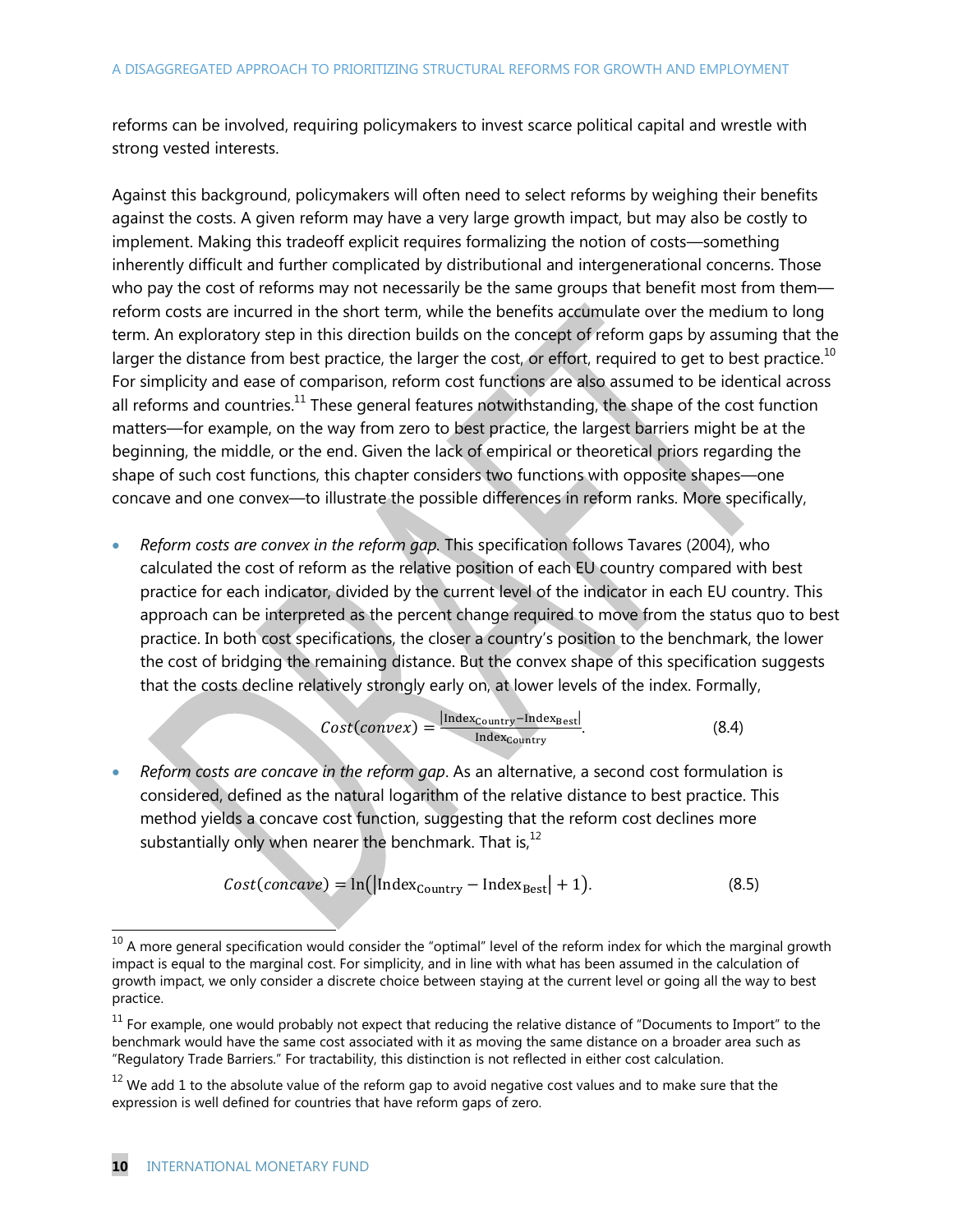reforms can be involved, requiring policymakers to invest scarce political capital and wrestle with strong vested interests.

Against this background, policymakers will often need to select reforms by weighing their benefits against the costs. A given reform may have a very large growth impact, but may also be costly to implement. Making this tradeoff explicit requires formalizing the notion of costs—something inherently difficult and further complicated by distributional and intergenerational concerns. Those who pay the cost of reforms may not necessarily be the same groups that benefit most from them—reform costs are incurred in the short term, while the benefits accumulate over the medium to long term. An exploratory step in this direction builds on the concept of reform gaps by assuming that the larger the distance from best practice, the larger the cost, or effort, required to get to best practice.[10] For simplicity and ease of comparison, reform cost functions are also assumed to be identical across all reforms and countries.[11] These general features notwithstanding, the shape of the cost function matters—for example, on the way from zero to best practice, the largest barriers might be at the beginning, the middle, or the end. Given the lack of empirical or theoretical priors regarding the shape of such cost functions, this chapter considers two functions with opposite shapes—one concave and one convex—to illustrate the possible differences in reform ranks. More specifically,

- *Reform costs are convex in the reform gap.* This specification follows Tavares (2004), who calculated the cost of reform as the relative position of each EU country compared with best practice for each indicator, divided by the current level of the indicator in each EU country. This approach can be interpreted as the percent change required to move from the status quo to best practice. In both cost specifications, the closer a country's position to the benchmark, the lower the cost of bridging the remaining distance. But the convex shape of this specification suggests that the costs decline relatively strongly early on, at lower levels of the index. Formally,

$$Cost(convex) = \frac{|\text{Index}_{\text{Country}} - \text{Index}_{\text{Best}}|}{\text{Index}_{\text{Country}}}. \tag{8.4}$$

- *Reform costs are concave in the reform gap*. As an alternative, a second cost formulation is considered, defined as the natural logarithm of the relative distance to best practice. This method yields a concave cost function, suggesting that the reform cost declines more substantially only when nearer the benchmark. That is,[12]

$$Cost(concave) = \ln\left(|\text{Index}_{\text{Country}} - \text{Index}_{\text{Best}}| + 1\right). \tag{8.5}$$

---

[10] A more general specification would consider the "optimal" level of the reform index for which the marginal growth impact is equal to the marginal cost. For simplicity, and in line with what has been assumed in the calculation of growth impact, we only consider a discrete choice between staying at the current level or going all the way to best practice.

[11] For example, one would probably not expect that reducing the relative distance of "Documents to Import" to the benchmark would have the same cost associated with it as moving the same distance on a broader area such as "Regulatory Trade Barriers." For tractability, this distinction is not reflected in either cost calculation.

[12] We add 1 to the absolute value of the reform gap to avoid negative cost values and to make sure that the expression is well defined for countries that have reform gaps of zero.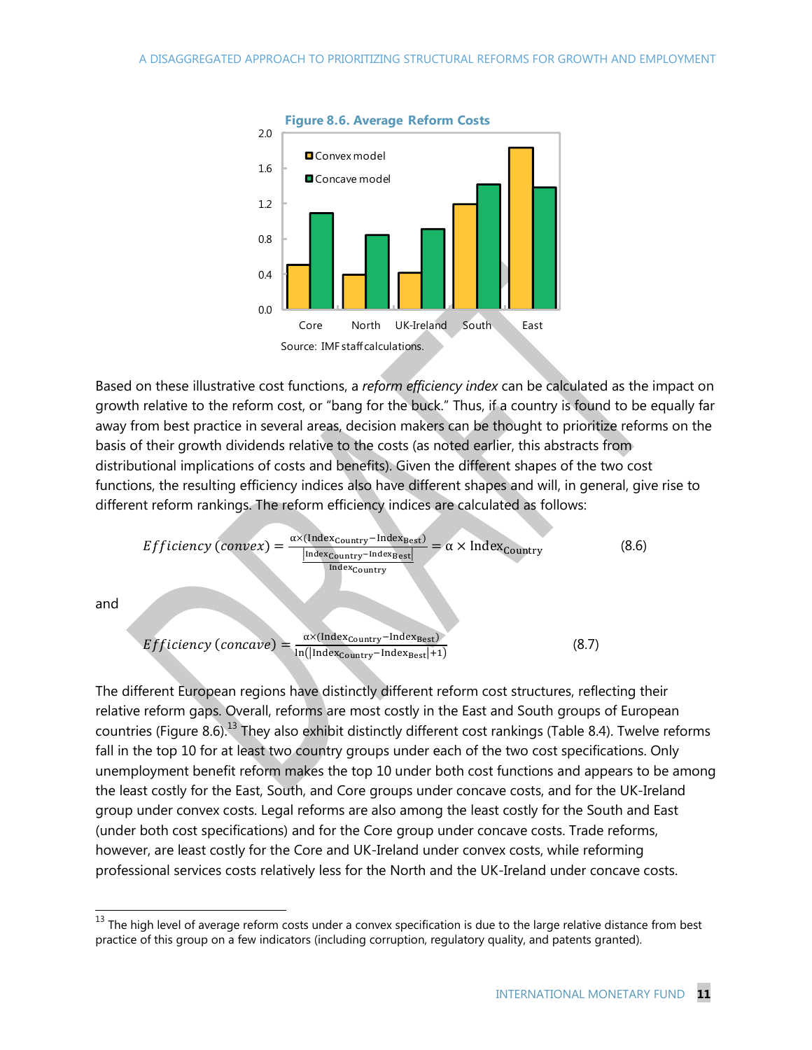**Figure 8.6. Average Reform Costs**

| | Core | North | UK-Ireland | South | East |
|---|---|---|---|---|---|
| Convex model | ~0.5 | ~0.4 | ~0.4 | ~1.2 | ~1.8 |
| Concave model | ~1.1 | ~0.8 | ~0.9 | ~1.4 | ~1.4 |

Source: IMF staff calculations.

Based on these illustrative cost functions, a *reform efficiency index* can be calculated as the impact on growth relative to the reform cost, or "bang for the buck." Thus, if a country is found to be equally far away from best practice in several areas, decision makers can be thought to prioritize reforms on the basis of their growth dividends relative to the costs (as noted earlier, this abstracts from distributional implications of costs and benefits). Given the different shapes of the two cost functions, the resulting efficiency indices also have different shapes and will, in general, give rise to different reform rankings. The reform efficiency indices are calculated as follows:

$$Efficiency\ (convex) = \frac{\alpha \times (\text{Index}_{\text{Country}} - \text{Index}_{\text{Best}})}{\frac{|\text{Index}_{\text{Country}} - \text{Index}_{\text{Best}}|}{\text{Index}_{\text{Country}}}} = \alpha \times \text{Index}_{\text{Country}} \qquad (8.6)$$

and

$$Efficiency\ (concave) = \frac{\alpha \times (\text{Index}_{\text{Country}} - \text{Index}_{\text{Best}})}{\ln(|\text{Index}_{\text{Country}} - \text{Index}_{\text{Best}}| + 1)} \qquad (8.7)$$

The different European regions have distinctly different reform cost structures, reflecting their relative reform gaps. Overall, reforms are most costly in the East and South groups of European countries (Figure 8.6).[13] They also exhibit distinctly different cost rankings (Table 8.4). Twelve reforms fall in the top 10 for at least two country groups under each of the two cost specifications. Only unemployment benefit reform makes the top 10 under both cost functions and appears to be among the least costly for the East, South, and Core groups under concave costs, and for the UK-Ireland group under convex costs. Legal reforms are also among the least costly for the South and East (under both cost specifications) and for the Core group under concave costs. Trade reforms, however, are least costly for the Core and UK-Ireland under convex costs, while reforming professional services costs relatively less for the North and the UK-Ireland under concave costs.

[13] The high level of average reform costs under a convex specification is due to the large relative distance from best practice of this group on a few indicators (including corruption, regulatory quality, and patents granted).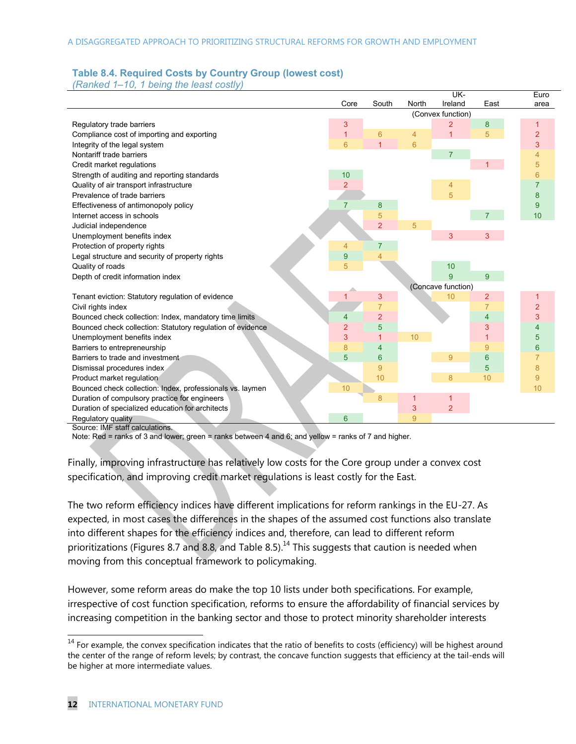### Table 8.4. Required Costs by Country Group (lowest cost)

*(Ranked 1–10, 1 being the least costly)*

| | Core | South | North | UK-Ireland | East | Euro area |
|---|---|---|---|---|---|---|
| | | | (Convex function) | | | |
| Regulatory trade barriers | 3 | | | 2 | 8 | 1 |
| Compliance cost of importing and exporting | 1 | 6 | 4 | 1 | 5 | 2 |
| Integrity of the legal system | 6 | 1 | 6 | | | 3 |
| Nontariff trade barriers | | | | 7 | | 4 |
| Credit market regulations | | | | | 1 | 5 |
| Strength of auditing and reporting standards | 10 | | | | | 6 |
| Quality of air transport infrastructure | 2 | | | 4 | | 7 |
| Prevalence of trade barriers | | | | 5 | | 8 |
| Effectiveness of antimonopoly policy | 7 | 8 | | | | 9 |
| Internet access in schools | | 5 | | | 7 | 10 |
| Judicial independence | | 2 | 5 | | | |
| Unemployment benefits index | | | | 3 | 3 | |
| Protection of property rights | 4 | 7 | | | | |
| Legal structure and security of property rights | 9 | 4 | | | | |
| Quality of roads | 5 | | | 10 | | |
| Depth of credit information index | | | | 9 | 9 | |
| | | | (Concave function) | | | |
| Tenant eviction: Statutory regulation of evidence | 1 | 3 | | 10 | 2 | 1 |
| Civil rights index | | 7 | | | 7 | 2 |
| Bounced check collection: Index, mandatory time limits | 4 | 2 | | | 4 | 3 |
| Bounced check collection: Statutory regulation of evidence | 2 | 5 | | | 3 | 4 |
| Unemployment benefits index | 3 | 1 | 10 | | 1 | 5 |
| Barriers to entrepreneurship | 8 | 4 | | | 9 | 6 |
| Barriers to trade and investment | 5 | 6 | | 9 | 6 | 7 |
| Dismissal procedures index | | 9 | | | 5 | 8 |
| Product market regulation | | 10 | | 8 | 10 | 9 |
| Bounced check collection: Index, professionals vs. laymen | 10 | | | | | 10 |
| Duration of compulsory practice for engineers | | 8 | 1 | 1 | | |
| Duration of specialized education for architects | | | 3 | 2 | | |
| Regulatory quality | 6 | | 9 | | | |

Source: IMF staff calculations.

Note: Red = ranks of 3 and lower; green = ranks between 4 and 6; and yellow = ranks of 7 and higher.

Finally, improving infrastructure has relatively low costs for the Core group under a convex cost specification, and improving credit market regulations is least costly for the East.

The two reform efficiency indices have different implications for reform rankings in the EU-27. As expected, in most cases the differences in the shapes of the assumed cost functions also translate into different shapes for the efficiency indices and, therefore, can lead to different reform prioritizations (Figures 8.7 and 8.8, and Table 8.5).[14] This suggests that caution is needed when moving from this conceptual framework to policymaking.

However, some reform areas do make the top 10 lists under both specifications. For example, irrespective of cost function specification, reforms to ensure the affordability of financial services by increasing competition in the banking sector and those to protect minority shareholder interests

[14] For example, the convex specification indicates that the ratio of benefits to costs (efficiency) will be highest around the center of the range of reform levels; by contrast, the concave function suggests that efficiency at the tail-ends will be higher at more intermediate values.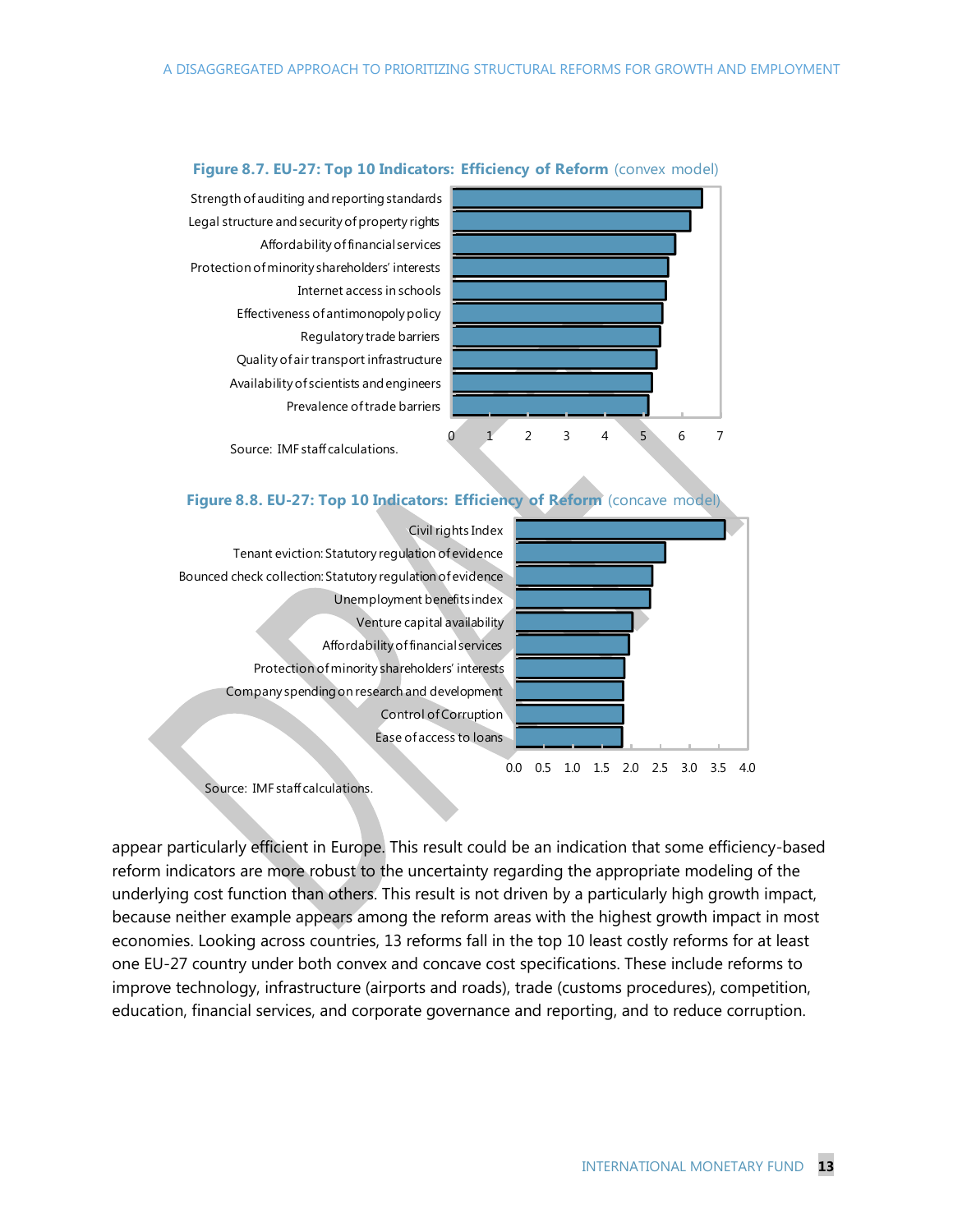**Figure 8.7. EU-27: Top 10 Indicators: Efficiency of Reform** (convex model)

| Indicator |
|---|
| Strength of auditing and reporting standards |
| Legal structure and security of property rights |
| Affordability of financial services |
| Protection of minority shareholders' interests |
| Internet access in schools |
| Effectiveness of antimonopoly policy |
| Regulatory trade barriers |
| Quality of air transport infrastructure |
| Availability of scientists and engineers |
| Prevalence of trade barriers |

Source: IMF staff calculations.

**Figure 8.8. EU-27: Top 10 Indicators: Efficiency of Reform** (concave model)

| Indicator |
|---|
| Civil rights Index |
| Tenant eviction: Statutory regulation of evidence |
| Bounced check collection: Statutory regulation of evidence |
| Unemployment benefits index |
| Venture capital availability |
| Affordability of financial services |
| Protection of minority shareholders' interests |
| Company spending on research and development |
| Control of Corruption |
| Ease of access to loans |

Source: IMF staff calculations.

appear particularly efficient in Europe. This result could be an indication that some efficiency-based reform indicators are more robust to the uncertainty regarding the appropriate modeling of the underlying cost function than others. This result is not driven by a particularly high growth impact, because neither example appears among the reform areas with the highest growth impact in most economies. Looking across countries, 13 reforms fall in the top 10 least costly reforms for at least one EU-27 country under both convex and concave cost specifications. These include reforms to improve technology, infrastructure (airports and roads), trade (customs procedures), competition, education, financial services, and corporate governance and reporting, and to reduce corruption.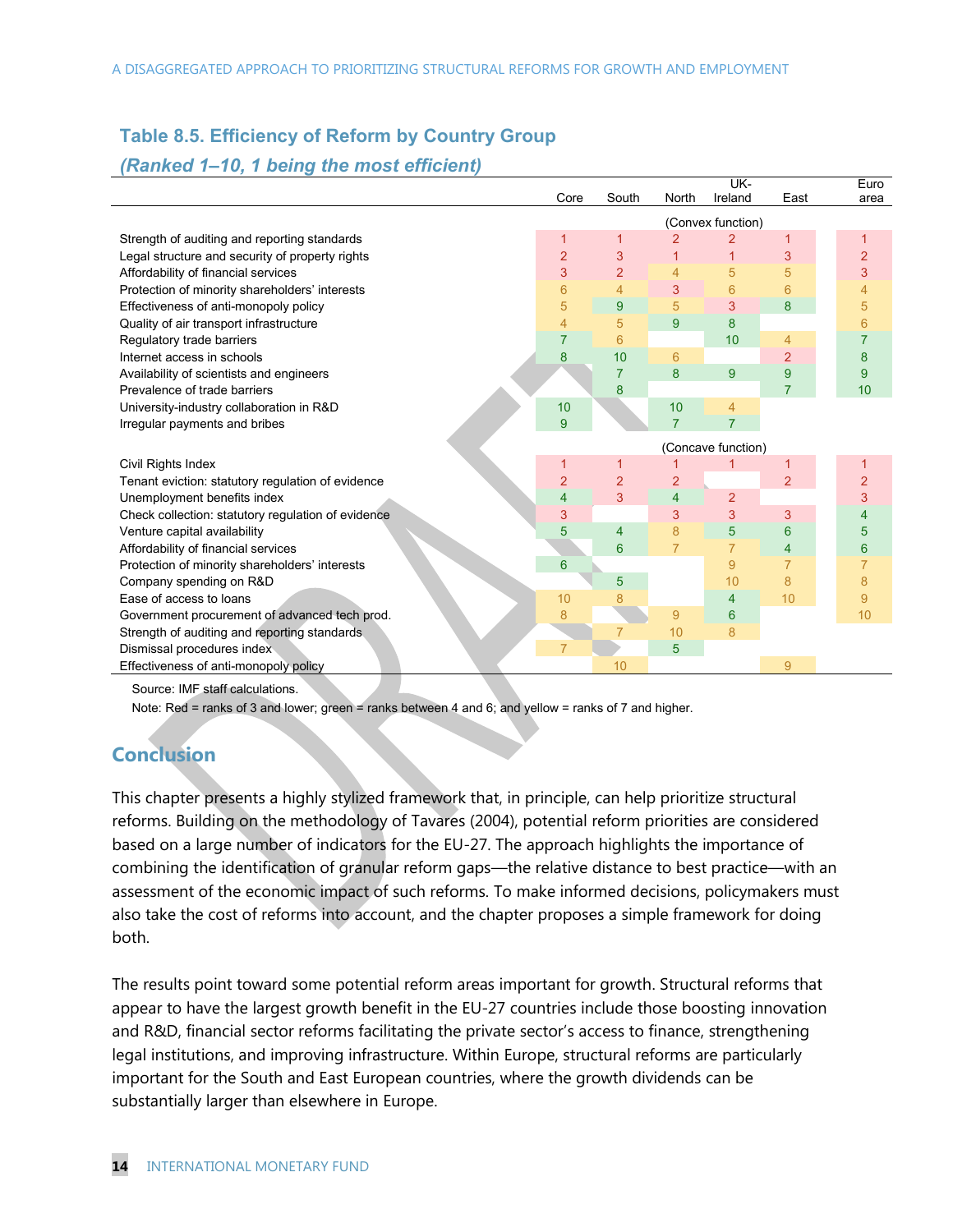## Table 8.5. Efficiency of Reform by Country Group

*(Ranked 1–10, 1 being the most efficient)*

| | Core | South | North | UK-Ireland | East | Euro area |
|---|---|---|---|---|---|---|
| | | | (Convex function) | | | |
| Strength of auditing and reporting standards | 1 | 1 | 2 | 2 | 1 | 1 |
| Legal structure and security of property rights | 2 | 3 | 1 | 1 | 3 | 2 |
| Affordability of financial services | 3 | 2 | 4 | 5 | 5 | 3 |
| Protection of minority shareholders' interests | 6 | 4 | 3 | 6 | 6 | 4 |
| Effectiveness of anti-monopoly policy | 5 | 9 | 5 | 3 | 8 | 5 |
| Quality of air transport infrastructure | 4 | 5 | 9 | 8 | | 6 |
| Regulatory trade barriers | 7 | 6 | | 10 | 4 | 7 |
| Internet access in schools | 8 | 10 | 6 | | 2 | 8 |
| Availability of scientists and engineers | | 7 | 8 | 9 | 9 | 9 |
| Prevalence of trade barriers | | 8 | | | 7 | 10 |
| University-industry collaboration in R&D | 10 | | 10 | 4 | | |
| Irregular payments and bribes | 9 | | 7 | 7 | | |
| | | | (Concave function) | | | |
| Civil Rights Index | 1 | 1 | 1 | 1 | 1 | 1 |
| Tenant eviction: statutory regulation of evidence | 2 | 2 | 2 | | 2 | 2 |
| Unemployment benefits index | 4 | 3 | 4 | 2 | | 3 |
| Check collection: statutory regulation of evidence | 3 | | 3 | 3 | 3 | 4 |
| Venture capital availability | 5 | 4 | 8 | 5 | 6 | 5 |
| Affordability of financial services | | 6 | 7 | 7 | 4 | 6 |
| Protection of minority shareholders' interests | 6 | | | 9 | 7 | 7 |
| Company spending on R&D | | 5 | | 10 | 8 | 8 |
| Ease of access to loans | 10 | 8 | | 4 | 10 | 9 |
| Government procurement of advanced tech prod. | 8 | | 9 | 6 | | 10 |
| Strength of auditing and reporting standards | | 7 | 10 | 8 | | |
| Dismissal procedures index | 7 | | 5 | | | |
| Effectiveness of anti-monopoly policy | | 10 | | | 9 | |

Source: IMF staff calculations.

Note: Red = ranks of 3 and lower; green = ranks between 4 and 6; and yellow = ranks of 7 and higher.

## Conclusion

This chapter presents a highly stylized framework that, in principle, can help prioritize structural reforms. Building on the methodology of Tavares (2004), potential reform priorities are considered based on a large number of indicators for the EU-27. The approach highlights the importance of combining the identification of granular reform gaps—the relative distance to best practice—with an assessment of the economic impact of such reforms. To make informed decisions, policymakers must also take the cost of reforms into account, and the chapter proposes a simple framework for doing both.

The results point toward some potential reform areas important for growth. Structural reforms that appear to have the largest growth benefit in the EU-27 countries include those boosting innovation and R&D, financial sector reforms facilitating the private sector's access to finance, strengthening legal institutions, and improving infrastructure. Within Europe, structural reforms are particularly important for the South and East European countries, where the growth dividends can be substantially larger than elsewhere in Europe.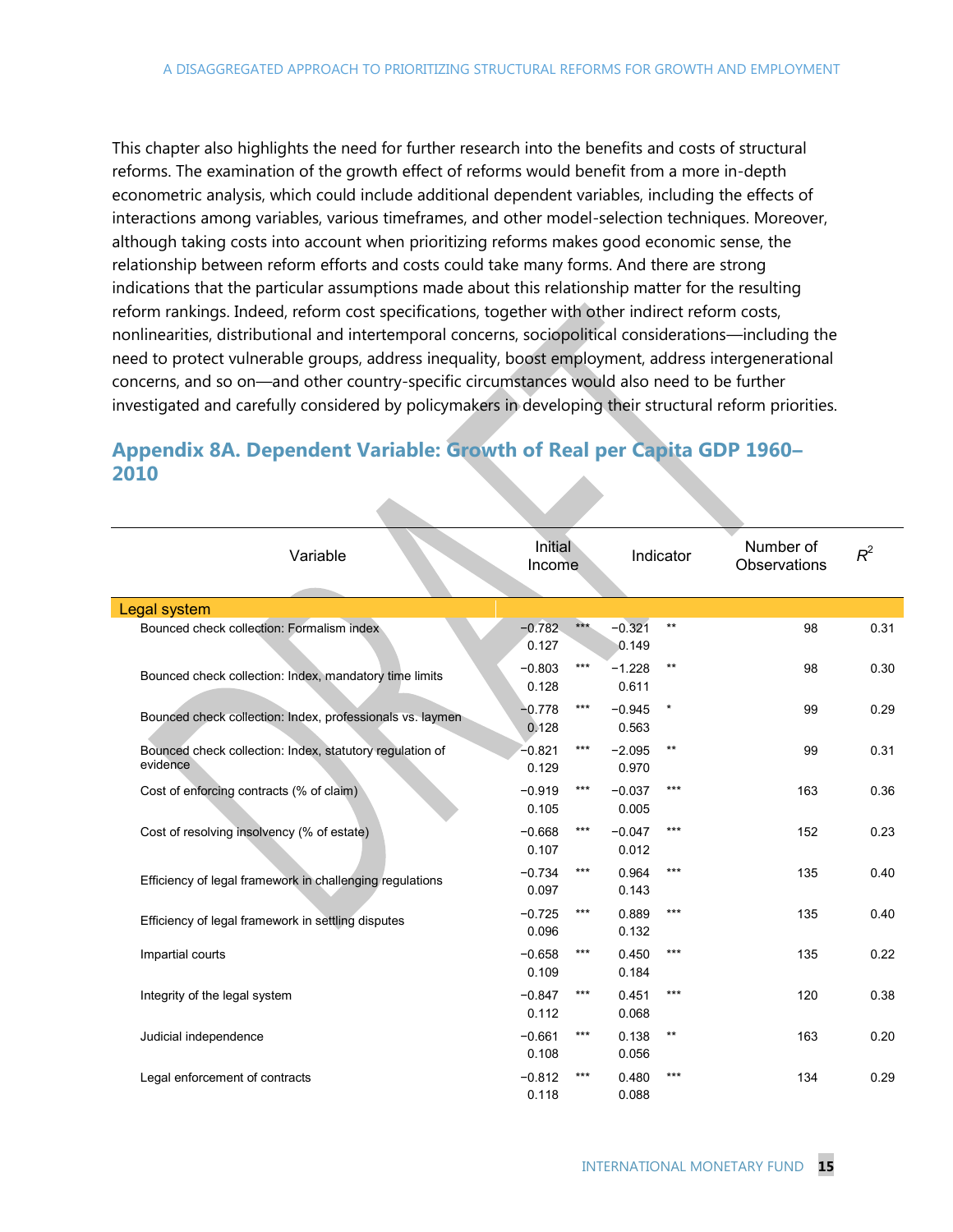This chapter also highlights the need for further research into the benefits and costs of structural reforms. The examination of the growth effect of reforms would benefit from a more in-depth econometric analysis, which could include additional dependent variables, including the effects of interactions among variables, various timeframes, and other model-selection techniques. Moreover, although taking costs into account when prioritizing reforms makes good economic sense, the relationship between reform efforts and costs could take many forms. And there are strong indications that the particular assumptions made about this relationship matter for the resulting reform rankings. Indeed, reform cost specifications, together with other indirect reform costs, nonlinearities, distributional and intertemporal concerns, sociopolitical considerations—including the need to protect vulnerable groups, address inequality, boost employment, address intergenerational concerns, and so on—and other country-specific circumstances would also need to be further investigated and carefully considered by policymakers in developing their structural reform priorities.

## Appendix 8A. Dependent Variable: Growth of Real per Capita GDP 1960–2010

| Variable | Initial Income | | Indicator | | Number of Observations | $R^2$ |
|---|---|---|---|---|---|---|
| **Legal system** | | | | | | |
| Bounced check collection: Formalism index | −0.782 | *** | −0.321 | ** | 98 | 0.31 |
| | 0.127 | | 0.149 | | | |
| Bounced check collection: Index, mandatory time limits | −0.803 | *** | −1.228 | ** | 98 | 0.30 |
| | 0.128 | | 0.611 | | | |
| Bounced check collection: Index, professionals vs. laymen | −0.778 | *** | −0.945 | * | 99 | 0.29 |
| | 0.128 | | 0.563 | | | |
| Bounced check collection: Index, statutory regulation of evidence | −0.821 | *** | −2.095 | ** | 99 | 0.31 |
| | 0.129 | | 0.970 | | | |
| Cost of enforcing contracts (% of claim) | −0.919 | *** | −0.037 | *** | 163 | 0.36 |
| | 0.105 | | 0.005 | | | |
| Cost of resolving insolvency (% of estate) | −0.668 | *** | −0.047 | *** | 152 | 0.23 |
| | 0.107 | | 0.012 | | | |
| Efficiency of legal framework in challenging regulations | −0.734 | *** | 0.964 | *** | 135 | 0.40 |
| | 0.097 | | 0.143 | | | |
| Efficiency of legal framework in settling disputes | −0.725 | *** | 0.889 | *** | 135 | 0.40 |
| | 0.096 | | 0.132 | | | |
| Impartial courts | −0.658 | *** | 0.450 | *** | 135 | 0.22 |
| | 0.109 | | 0.184 | | | |
| Integrity of the legal system | −0.847 | *** | 0.451 | *** | 120 | 0.38 |
| | 0.112 | | 0.068 | | | |
| Judicial independence | −0.661 | *** | 0.138 | ** | 163 | 0.20 |
| | 0.108 | | 0.056 | | | |
| Legal enforcement of contracts | −0.812 | *** | 0.480 | *** | 134 | 0.29 |
| | 0.118 | | 0.088 | | | |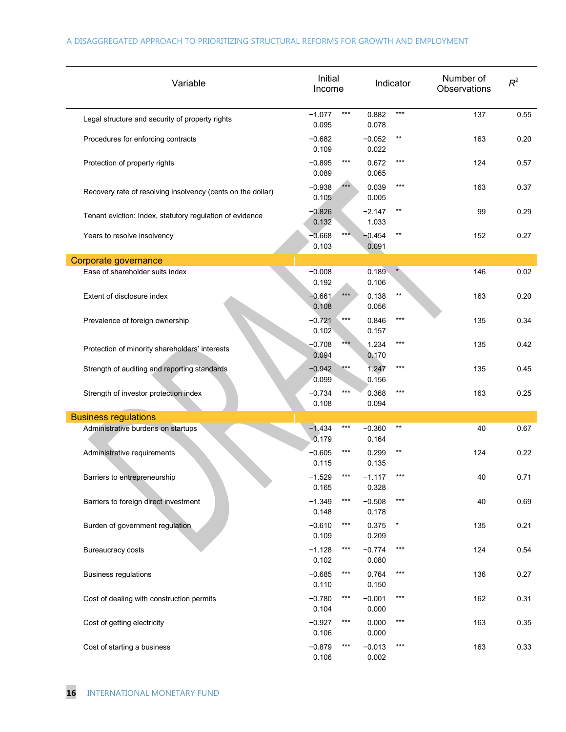| Variable | Initial Income | | Indicator | | Number of Observations | $R^2$ |
|---|---|---|---|---|---|---|
| Legal structure and security of property rights | −1.077 | *** | 0.882 | *** | 137 | 0.55 |
| | 0.095 | | 0.078 | | | |
| Procedures for enforcing contracts | −0.682 | | −0.052 | ** | 163 | 0.20 |
| | 0.109 | | 0.022 | | | |
| Protection of property rights | −0.895 | *** | 0.672 | *** | 124 | 0.57 |
| | 0.089 | | 0.065 | | | |
| Recovery rate of resolving insolvency (cents on the dollar) | −0.938 | *** | 0.039 | *** | 163 | 0.37 |
| | 0.105 | | 0.005 | | | |
| Tenant eviction: Index, statutory regulation of evidence | −0.826 | | −2.147 | ** | 99 | 0.29 |
| | 0.132 | | 1.033 | | | |
| Years to resolve insolvency | −0.668 | *** | −0.454 | ** | 152 | 0.27 |
| | 0.103 | | 0.091 | | | |
| **Corporate governance** | | | | | | |
| Ease of shareholder suits index | −0.008 | | 0.189 | * | 146 | 0.02 |
| | 0.192 | | 0.106 | | | |
| Extent of disclosure index | −0.661 | *** | 0.138 | ** | 163 | 0.20 |
| | 0.108 | | 0.056 | | | |
| Prevalence of foreign ownership | −0.721 | *** | 0.846 | *** | 135 | 0.34 |
| | 0.102 | | 0.157 | | | |
| Protection of minority shareholders' interests | −0.708 | *** | 1.234 | *** | 135 | 0.42 |
| | 0.094 | | 0.170 | | | |
| Strength of auditing and reporting standards | −0.942 | *** | 1.247 | *** | 135 | 0.45 |
| | 0.099 | | 0.156 | | | |
| Strength of investor protection index | −0.734 | *** | 0.368 | *** | 163 | 0.25 |
| | 0.108 | | 0.094 | | | |
| **Business regulations** | | | | | | |
| Administrative burdens on startups | −1.434 | *** | −0.360 | ** | 40 | 0.67 |
| | 0.179 | | 0.164 | | | |
| Administrative requirements | −0.605 | *** | 0.299 | ** | 124 | 0.22 |
| | 0.115 | | 0.135 | | | |
| Barriers to entrepreneurship | −1.529 | *** | −1.117 | *** | 40 | 0.71 |
| | 0.165 | | 0.328 | | | |
| Barriers to foreign direct investment | −1.349 | *** | −0.508 | *** | 40 | 0.69 |
| | 0.148 | | 0.178 | | | |
| Burden of government regulation | −0.610 | *** | 0.375 | * | 135 | 0.21 |
| | 0.109 | | 0.209 | | | |
| Bureaucracy costs | −1.128 | *** | −0.774 | *** | 124 | 0.54 |
| | 0.102 | | 0.080 | | | |
| Business regulations | −0.685 | *** | 0.764 | *** | 136 | 0.27 |
| | 0.110 | | 0.150 | | | |
| Cost of dealing with construction permits | −0.780 | *** | −0.001 | *** | 162 | 0.31 |
| | 0.104 | | 0.000 | | | |
| Cost of getting electricity | −0.927 | *** | 0.000 | *** | 163 | 0.35 |
| | 0.106 | | 0.000 | | | |
| Cost of starting a business | −0.879 | *** | −0.013 | *** | 163 | 0.33 |
| | 0.106 | | 0.002 | | | |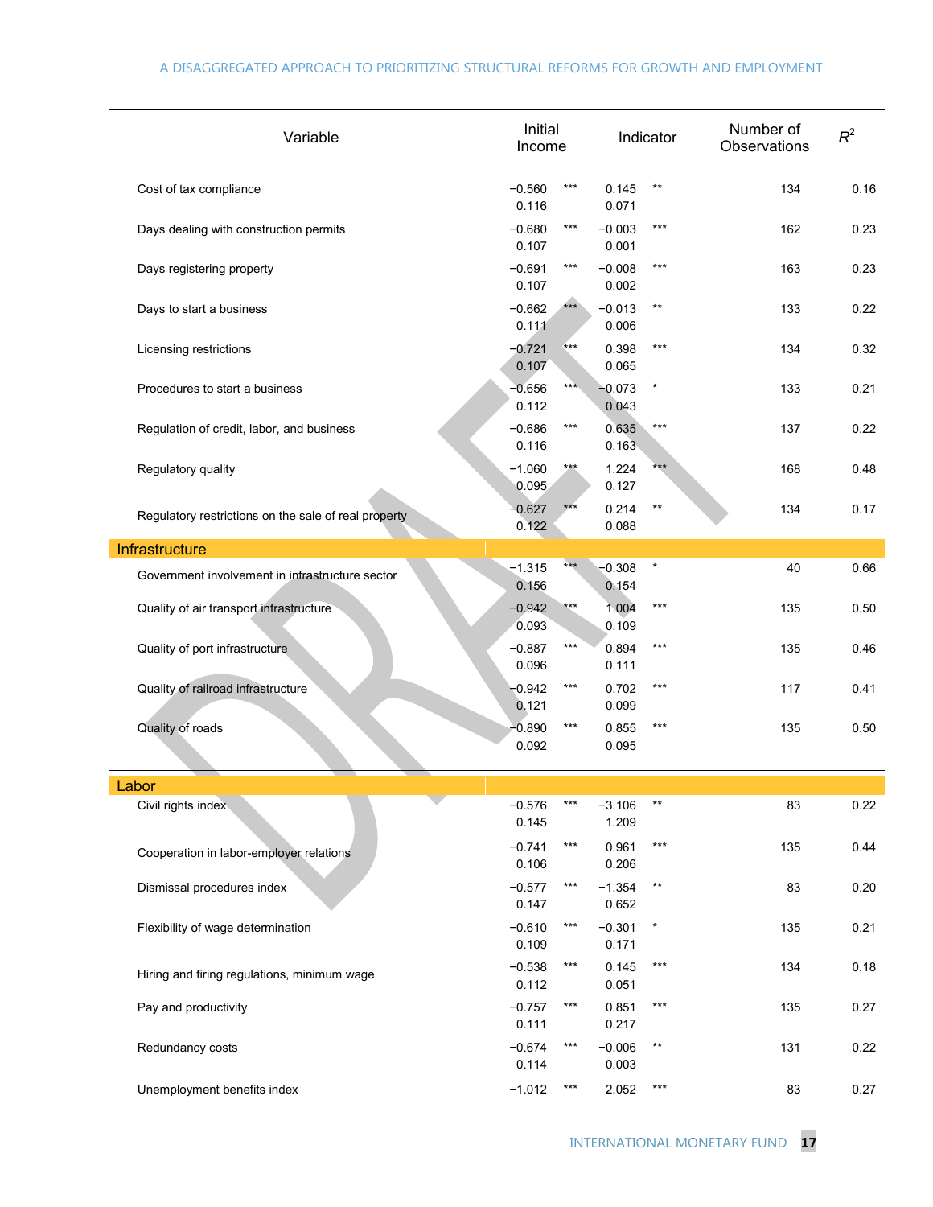| Variable | Initial Income | | Indicator | | Number of Observations | $R^2$ |
|---|---|---|---|---|---|---|
| Cost of tax compliance | −0.560 | *** | 0.145 | ** | 134 | 0.16 |
| | 0.116 | | 0.071 | | | |
| Days dealing with construction permits | −0.680 | *** | −0.003 | *** | 162 | 0.23 |
| | 0.107 | | 0.001 | | | |
| Days registering property | −0.691 | *** | −0.008 | *** | 163 | 0.23 |
| | 0.107 | | 0.002 | | | |
| Days to start a business | −0.662 | *** | −0.013 | ** | 133 | 0.22 |
| | 0.111 | | 0.006 | | | |
| Licensing restrictions | −0.721 | *** | 0.398 | *** | 134 | 0.32 |
| | 0.107 | | 0.065 | | | |
| Procedures to start a business | −0.656 | *** | −0.073 | * | 133 | 0.21 |
| | 0.112 | | 0.043 | | | |
| Regulation of credit, labor, and business | −0.686 | *** | 0.635 | *** | 137 | 0.22 |
| | 0.116 | | 0.163 | | | |
| Regulatory quality | −1.060 | *** | 1.224 | *** | 168 | 0.48 |
| | 0.095 | | 0.127 | | | |
| Regulatory restrictions on the sale of real property | −0.627 | *** | 0.214 | ** | 134 | 0.17 |
| | 0.122 | | 0.088 | | | |
| **Infrastructure** | | | | | | |
| Government involvement in infrastructure sector | −1.315 | *** | −0.308 | * | 40 | 0.66 |
| | 0.156 | | 0.154 | | | |
| Quality of air transport infrastructure | −0.942 | *** | 1.004 | *** | 135 | 0.50 |
| | 0.093 | | 0.109 | | | |
| Quality of port infrastructure | −0.887 | *** | 0.894 | *** | 135 | 0.46 |
| | 0.096 | | 0.111 | | | |
| Quality of railroad infrastructure | −0.942 | *** | 0.702 | *** | 117 | 0.41 |
| | 0.121 | | 0.099 | | | |
| Quality of roads | −0.890 | *** | 0.855 | *** | 135 | 0.50 |
| | 0.092 | | 0.095 | | | |
| **Labor** | | | | | | |
| Civil rights index | −0.576 | *** | −3.106 | ** | 83 | 0.22 |
| | 0.145 | | 1.209 | | | |
| Cooperation in labor-employer relations | −0.741 | *** | 0.961 | *** | 135 | 0.44 |
| | 0.106 | | 0.206 | | | |
| Dismissal procedures index | −0.577 | *** | −1.354 | ** | 83 | 0.20 |
| | 0.147 | | 0.652 | | | |
| Flexibility of wage determination | −0.610 | *** | −0.301 | * | 135 | 0.21 |
| | 0.109 | | 0.171 | | | |
| Hiring and firing regulations, minimum wage | −0.538 | *** | 0.145 | *** | 134 | 0.18 |
| | 0.112 | | 0.051 | | | |
| Pay and productivity | −0.757 | *** | 0.851 | *** | 135 | 0.27 |
| | 0.111 | | 0.217 | | | |
| Redundancy costs | −0.674 | *** | −0.006 | ** | 131 | 0.22 |
| | 0.114 | | 0.003 | | | |
| Unemployment benefits index | −1.012 | *** | 2.052 | *** | 83 | 0.27 |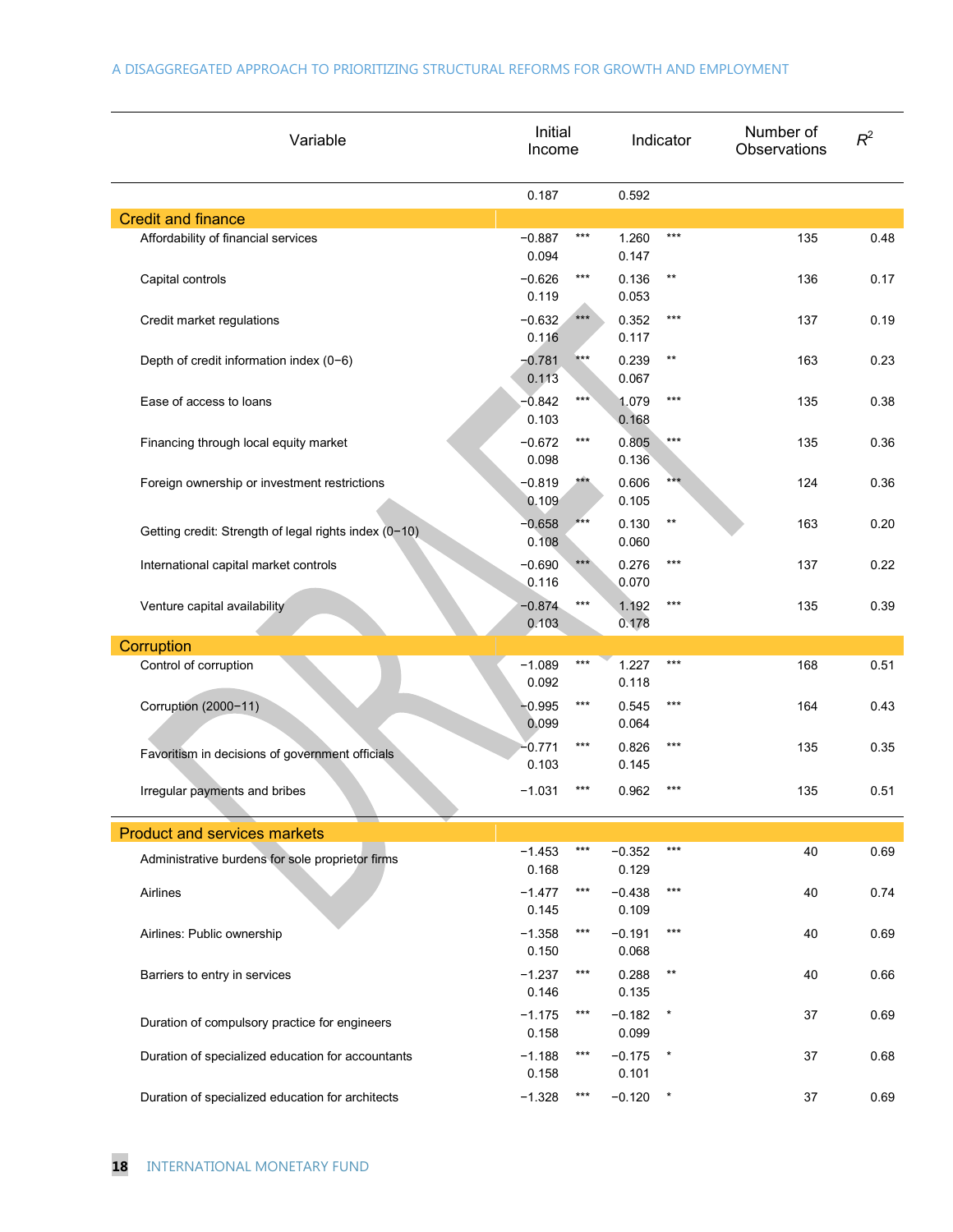| Variable | Initial Income | | Indicator | | Number of Observations | $R^2$ |
|---|---|---|---|---|---|---|
| | 0.187 | | 0.592 | | | |
| **Credit and finance** | | | | | | |
| Affordability of financial services | −0.887 | *** | 1.260 | *** | 135 | 0.48 |
| | 0.094 | | 0.147 | | | |
| Capital controls | −0.626 | *** | 0.136 | ** | 136 | 0.17 |
| | 0.119 | | 0.053 | | | |
| Credit market regulations | −0.632 | *** | 0.352 | *** | 137 | 0.19 |
| | 0.116 | | 0.117 | | | |
| Depth of credit information index (0−6) | −0.781 | *** | 0.239 | ** | 163 | 0.23 |
| | 0.113 | | 0.067 | | | |
| Ease of access to loans | −0.842 | *** | 1.079 | *** | 135 | 0.38 |
| | 0.103 | | 0.168 | | | |
| Financing through local equity market | −0.672 | *** | 0.805 | *** | 135 | 0.36 |
| | 0.098 | | 0.136 | | | |
| Foreign ownership or investment restrictions | −0.819 | *** | 0.606 | *** | 124 | 0.36 |
| | 0.109 | | 0.105 | | | |
| Getting credit: Strength of legal rights index (0−10) | −0.658 | *** | 0.130 | ** | 163 | 0.20 |
| | 0.108 | | 0.060 | | | |
| International capital market controls | −0.690 | *** | 0.276 | *** | 137 | 0.22 |
| | 0.116 | | 0.070 | | | |
| Venture capital availability | −0.874 | *** | 1.192 | *** | 135 | 0.39 |
| | 0.103 | | 0.178 | | | |
| **Corruption** | | | | | | |
| Control of corruption | −1.089 | *** | 1.227 | *** | 168 | 0.51 |
| | 0.092 | | 0.118 | | | |
| Corruption (2000−11) | −0.995 | *** | 0.545 | *** | 164 | 0.43 |
| | 0.099 | | 0.064 | | | |
| Favoritism in decisions of government officials | −0.771 | *** | 0.826 | *** | 135 | 0.35 |
| | 0.103 | | 0.145 | | | |
| Irregular payments and bribes | −1.031 | *** | 0.962 | *** | 135 | 0.51 |
| **Product and services markets** | | | | | | |
| Administrative burdens for sole proprietor firms | −1.453 | *** | −0.352 | *** | 40 | 0.69 |
| | 0.168 | | 0.129 | | | |
| Airlines | −1.477 | *** | −0.438 | *** | 40 | 0.74 |
| | 0.145 | | 0.109 | | | |
| Airlines: Public ownership | −1.358 | *** | −0.191 | *** | 40 | 0.69 |
| | 0.150 | | 0.068 | | | |
| Barriers to entry in services | −1.237 | *** | 0.288 | ** | 40 | 0.66 |
| | 0.146 | | 0.135 | | | |
| Duration of compulsory practice for engineers | −1.175 | *** | −0.182 | * | 37 | 0.69 |
| | 0.158 | | 0.099 | | | |
| Duration of specialized education for accountants | −1.188 | *** | −0.175 | * | 37 | 0.68 |
| | 0.158 | | 0.101 | | | |
| Duration of specialized education for architects | −1.328 | *** | −0.120 | * | 37 | 0.69 |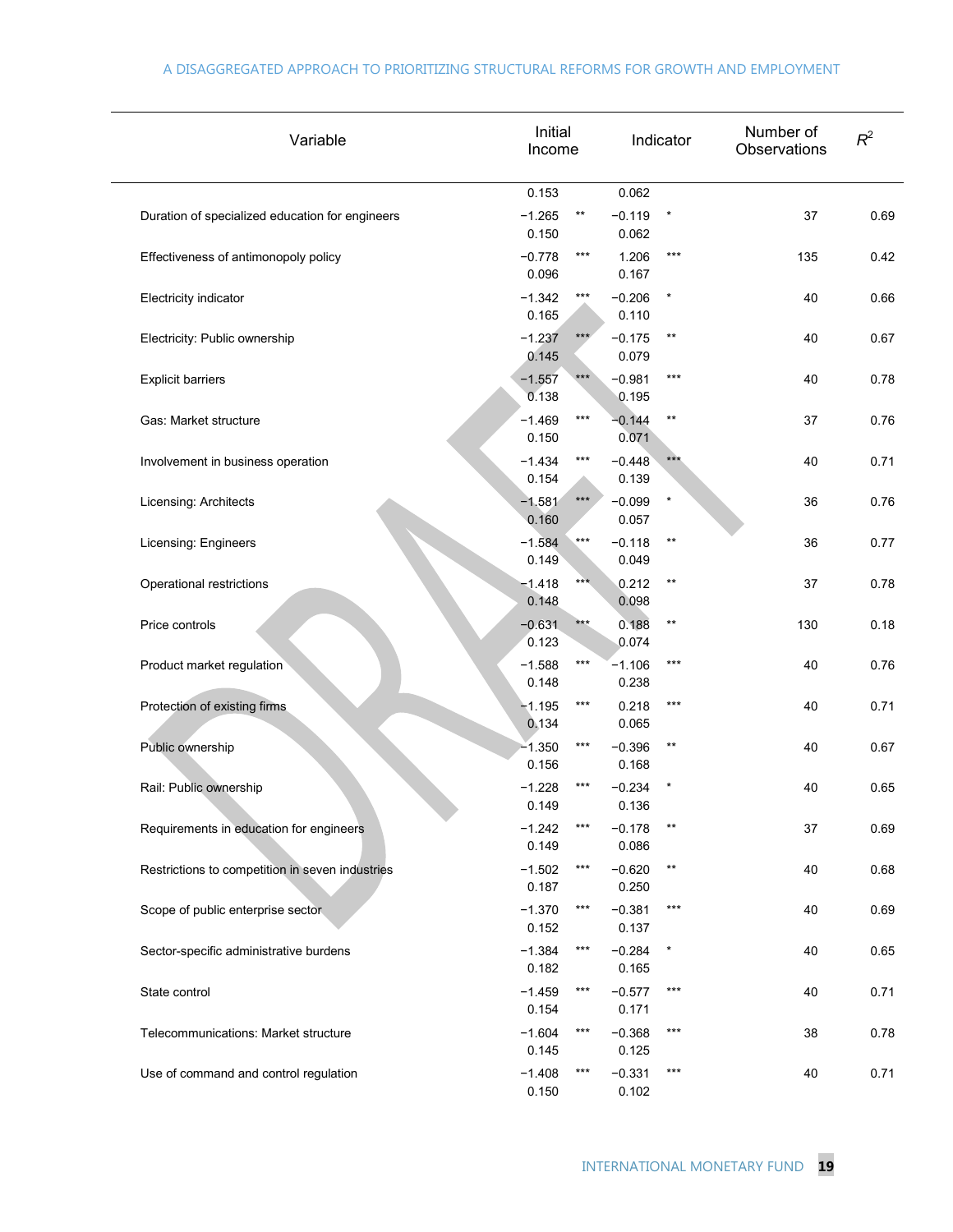| Variable | Initial Income | | Indicator | | Number of Observations | $R^2$ |
|---|---|---|---|---|---|---|
| | 0.153 | | 0.062 | | | |
| Duration of specialized education for engineers | −1.265 | ** | −0.119 | * | 37 | 0.69 |
| | 0.150 | | 0.062 | | | |
| Effectiveness of antimonopoly policy | −0.778 | *** | 1.206 | *** | 135 | 0.42 |
| | 0.096 | | 0.167 | | | |
| Electricity indicator | −1.342 | *** | −0.206 | * | 40 | 0.66 |
| | 0.165 | | 0.110 | | | |
| Electricity: Public ownership | −1.237 | *** | −0.175 | ** | 40 | 0.67 |
| | 0.145 | | 0.079 | | | |
| Explicit barriers | −1.557 | *** | −0.981 | *** | 40 | 0.78 |
| | 0.138 | | 0.195 | | | |
| Gas: Market structure | −1.469 | *** | −0.144 | ** | 37 | 0.76 |
| | 0.150 | | 0.071 | | | |
| Involvement in business operation | −1.434 | *** | −0.448 | *** | 40 | 0.71 |
| | 0.154 | | 0.139 | | | |
| Licensing: Architects | −1.581 | *** | −0.099 | * | 36 | 0.76 |
| | 0.160 | | 0.057 | | | |
| Licensing: Engineers | −1.584 | *** | −0.118 | ** | 36 | 0.77 |
| | 0.149 | | 0.049 | | | |
| Operational restrictions | −1.418 | *** | 0.212 | ** | 37 | 0.78 |
| | 0.148 | | 0.098 | | | |
| Price controls | −0.631 | *** | 0.188 | ** | 130 | 0.18 |
| | 0.123 | | 0.074 | | | |
| Product market regulation | −1.588 | *** | −1.106 | *** | 40 | 0.76 |
| | 0.148 | | 0.238 | | | |
| Protection of existing firms | −1.195 | *** | 0.218 | *** | 40 | 0.71 |
| | 0.134 | | 0.065 | | | |
| Public ownership | −1.350 | *** | −0.396 | ** | 40 | 0.67 |
| | 0.156 | | 0.168 | | | |
| Rail: Public ownership | −1.228 | *** | −0.234 | * | 40 | 0.65 |
| | 0.149 | | 0.136 | | | |
| Requirements in education for engineers | −1.242 | *** | −0.178 | ** | 37 | 0.69 |
| | 0.149 | | 0.086 | | | |
| Restrictions to competition in seven industries | −1.502 | *** | −0.620 | ** | 40 | 0.68 |
| | 0.187 | | 0.250 | | | |
| Scope of public enterprise sector | −1.370 | *** | −0.381 | *** | 40 | 0.69 |
| | 0.152 | | 0.137 | | | |
| Sector-specific administrative burdens | −1.384 | *** | −0.284 | * | 40 | 0.65 |
| | 0.182 | | 0.165 | | | |
| State control | −1.459 | *** | −0.577 | *** | 40 | 0.71 |
| | 0.154 | | 0.171 | | | |
| Telecommunications: Market structure | −1.604 | *** | −0.368 | *** | 38 | 0.78 |
| | 0.145 | | 0.125 | | | |
| Use of command and control regulation | −1.408 | *** | −0.331 | *** | 40 | 0.71 |
| | 0.150 | | 0.102 | | | |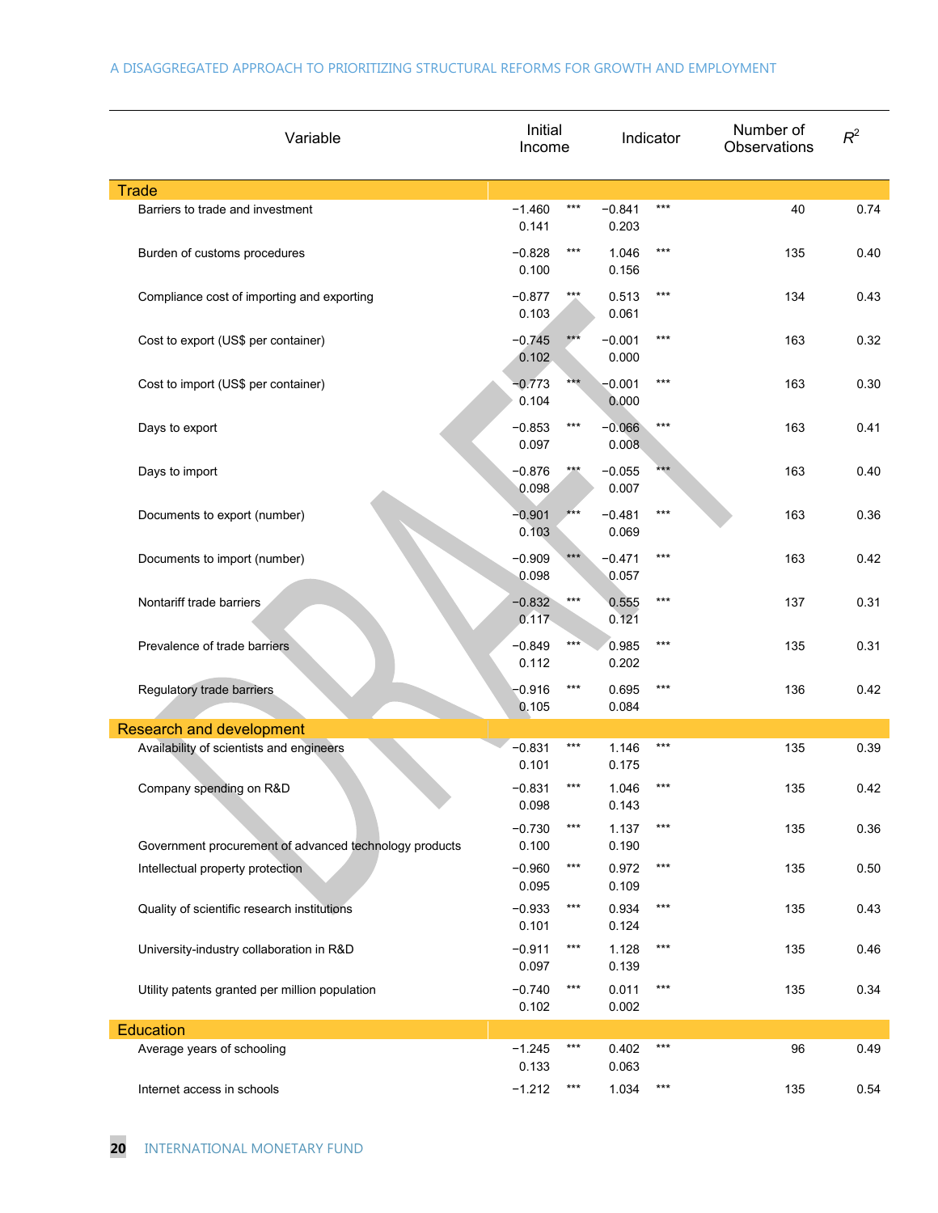| Variable | Initial Income | | Indicator | | Number of Observations | $R^2$ |
|---|---|---|---|---|---|---|
| **Trade** | | | | | | |
| Barriers to trade and investment | −1.460 | *** | −0.841 | *** | 40 | 0.74 |
| | 0.141 | | 0.203 | | | |
| Burden of customs procedures | −0.828 | *** | 1.046 | *** | 135 | 0.40 |
| | 0.100 | | 0.156 | | | |
| Compliance cost of importing and exporting | −0.877 | *** | 0.513 | *** | 134 | 0.43 |
| | 0.103 | | 0.061 | | | |
| Cost to export (US$ per container) | −0.745 | *** | −0.001 | *** | 163 | 0.32 |
| | 0.102 | | 0.000 | | | |
| Cost to import (US$ per container) | −0.773 | *** | −0.001 | *** | 163 | 0.30 |
| | 0.104 | | 0.000 | | | |
| Days to export | −0.853 | *** | −0.066 | *** | 163 | 0.41 |
| | 0.097 | | 0.008 | | | |
| Days to import | −0.876 | *** | −0.055 | *** | 163 | 0.40 |
| | 0.098 | | 0.007 | | | |
| Documents to export (number) | −0.901 | *** | −0.481 | *** | 163 | 0.36 |
| | 0.103 | | 0.069 | | | |
| Documents to import (number) | −0.909 | *** | −0.471 | *** | 163 | 0.42 |
| | 0.098 | | 0.057 | | | |
| Nontariff trade barriers | −0.832 | *** | 0.555 | *** | 137 | 0.31 |
| | 0.117 | | 0.121 | | | |
| Prevalence of trade barriers | −0.849 | *** | 0.985 | *** | 135 | 0.31 |
| | 0.112 | | 0.202 | | | |
| Regulatory trade barriers | −0.916 | *** | 0.695 | *** | 136 | 0.42 |
| | 0.105 | | 0.084 | | | |
| **Research and development** | | | | | | |
| Availability of scientists and engineers | −0.831 | *** | 1.146 | *** | 135 | 0.39 |
| | 0.101 | | 0.175 | | | |
| Company spending on R&D | −0.831 | *** | 1.046 | *** | 135 | 0.42 |
| | 0.098 | | 0.143 | | | |
| Government procurement of advanced technology products | −0.730 | *** | 1.137 | *** | 135 | 0.36 |
| | 0.100 | | 0.190 | | | |
| Intellectual property protection | −0.960 | *** | 0.972 | *** | 135 | 0.50 |
| | 0.095 | | 0.109 | | | |
| Quality of scientific research institutions | −0.933 | *** | 0.934 | *** | 135 | 0.43 |
| | 0.101 | | 0.124 | | | |
| University-industry collaboration in R&D | −0.911 | *** | 1.128 | *** | 135 | 0.46 |
| | 0.097 | | 0.139 | | | |
| Utility patents granted per million population | −0.740 | *** | 0.011 | *** | 135 | 0.34 |
| | 0.102 | | 0.002 | | | |
| **Education** | | | | | | |
| Average years of schooling | −1.245 | *** | 0.402 | *** | 96 | 0.49 |
| | 0.133 | | 0.063 | | | |
| Internet access in schools | −1.212 | *** | 1.034 | *** | 135 | 0.54 |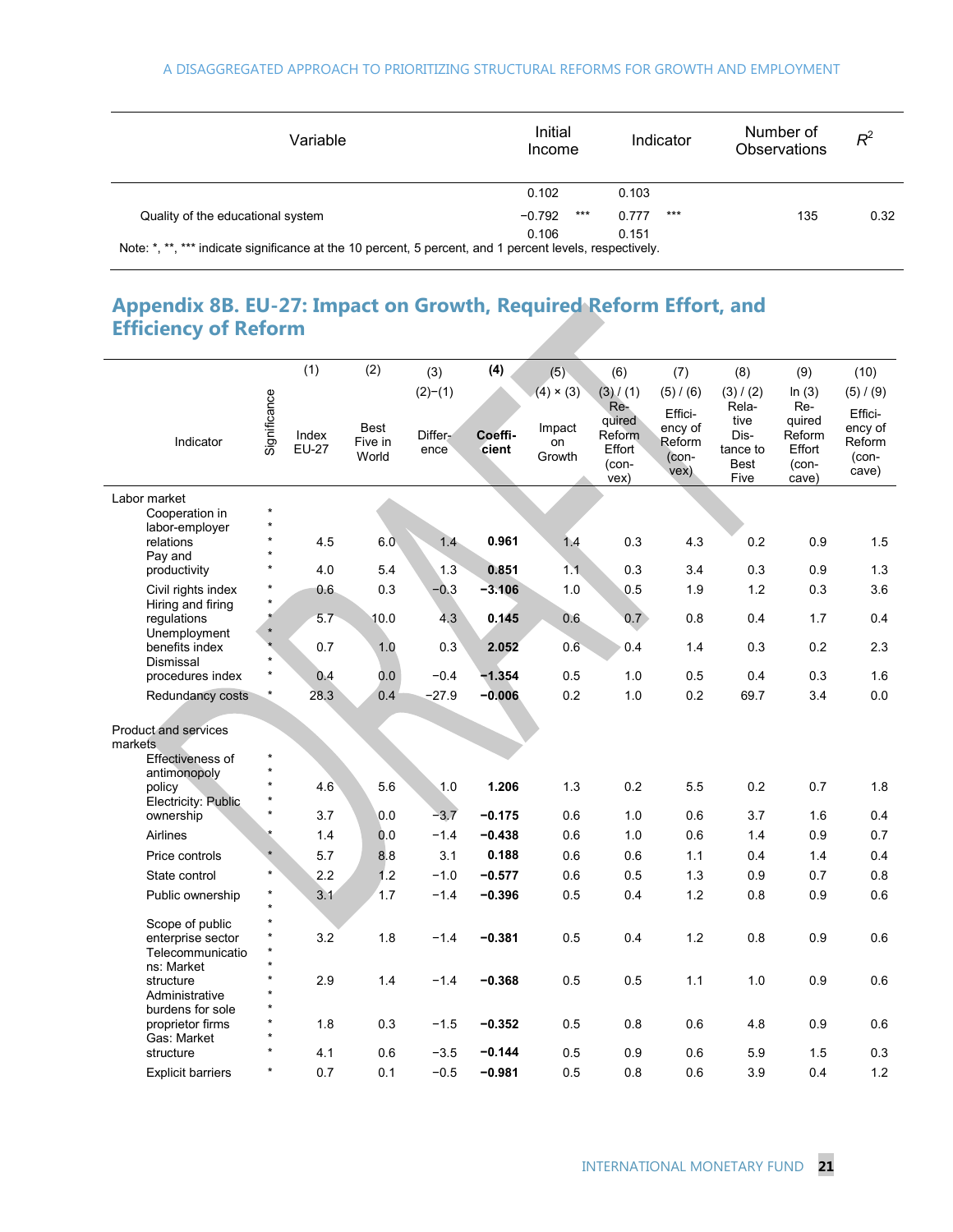| Variable | Initial Income | | Indicator | | Number of Observations | $R^2$ |
|---|---|---|---|---|---|---|
| | 0.102 | | 0.103 | | | |
| Quality of the educational system | −0.792 | *** | 0.777 | *** | 135 | 0.32 |
| | 0.106 | | 0.151 | | | |

Note: *, **, *** indicate significance at the 10 percent, 5 percent, and 1 percent levels, respectively.

## Appendix 8B. EU-27: Impact on Growth, Required Reform Effort, and Efficiency of Reform

| Indicator | Significance | (1) Index EU-27 | (2) Best Five in World | (3) (2)−(1) Difference | **(4) Coefficient** | (5) (4) × (3) Impact on Growth | (6) (3) / (1) Required Reform Effort (convex) | (7) (5) / (6) Efficiency of Reform (convex) | (8) (3) / (2) Relative Distance to Best Five | (9) ln (3) Required Reform Effort (concave) | (10) (5) / (9) Efficiency of Reform (concave) |
|---|---|---|---|---|---|---|---|---|---|---|---|
| Labor market | | | | | | | | | | | |
| Cooperation in labor-employer relations | *** | 4.5 | 6.0 | 1.4 | **0.961** | 1.4 | 0.3 | 4.3 | 0.2 | 0.9 | 1.5 |
| Pay and productivity | ** | 4.0 | 5.4 | 1.3 | **0.851** | 1.1 | 0.3 | 3.4 | 0.3 | 0.9 | 1.3 |
| Civil rights index | * | 0.6 | 0.3 | −0.3 | **−3.106** | 1.0 | 0.5 | 1.9 | 1.2 | 0.3 | 3.6 |
| Hiring and firing regulations | ** | 5.7 | 10.0 | 4.3 | **0.145** | 0.6 | 0.7 | 0.8 | 0.4 | 1.7 | 0.4 |
| Unemployment benefits index | ** | 0.7 | 1.0 | 0.3 | **2.052** | 0.6 | 0.4 | 1.4 | 0.3 | 0.2 | 2.3 |
| Dismissal procedures index | ** | 0.4 | 0.0 | −0.4 | **−1.354** | 0.5 | 1.0 | 0.5 | 0.4 | 0.3 | 1.6 |
| Redundancy costs | * | 28.3 | 0.4 | −27.9 | **−0.006** | 0.2 | 1.0 | 0.2 | 69.7 | 3.4 | 0.0 |
| Product and services markets | | | | | | | | | | | |
| Effectiveness of antimonopoly policy | *** | 4.6 | 5.6 | 1.0 | **1.206** | 1.3 | 0.2 | 5.5 | 0.2 | 0.7 | 1.8 |
| Electricity: Public ownership | ** | 3.7 | 0.0 | −3.7 | **−0.175** | 0.6 | 1.0 | 0.6 | 3.7 | 1.6 | 0.4 |
| Airlines | * | 1.4 | 0.0 | −1.4 | **−0.438** | 0.6 | 1.0 | 0.6 | 1.4 | 0.9 | 0.7 |
| Price controls | * | 5.7 | 8.8 | 3.1 | **0.188** | 0.6 | 0.6 | 1.1 | 0.4 | 1.4 | 0.4 |
| State control | * | 2.2 | 1.2 | −1.0 | **−0.577** | 0.6 | 0.5 | 1.3 | 0.9 | 0.7 | 0.8 |
| Public ownership | ** | 3.1 | 1.7 | −1.4 | **−0.396** | 0.5 | 0.4 | 1.2 | 0.8 | 0.9 | 0.6 |
| Scope of public enterprise sector | ** | 3.2 | 1.8 | −1.4 | **−0.381** | 0.5 | 0.4 | 1.2 | 0.8 | 0.9 | 0.6 |
| Telecommunications: Market structure | *** | 2.9 | 1.4 | −1.4 | **−0.368** | 0.5 | 0.5 | 1.1 | 1.0 | 0.9 | 0.6 |
| Administrative burdens for sole proprietor firms | *** | 1.8 | 0.3 | −1.5 | **−0.352** | 0.5 | 0.8 | 0.6 | 4.8 | 0.9 | 0.6 |
| Gas: Market structure | ** | 4.1 | 0.6 | −3.5 | **−0.144** | 0.5 | 0.9 | 0.6 | 5.9 | 1.5 | 0.3 |
| Explicit barriers | * | 0.7 | 0.1 | −0.5 | **−0.981** | 0.5 | 0.8 | 0.6 | 3.9 | 0.4 | 1.2 |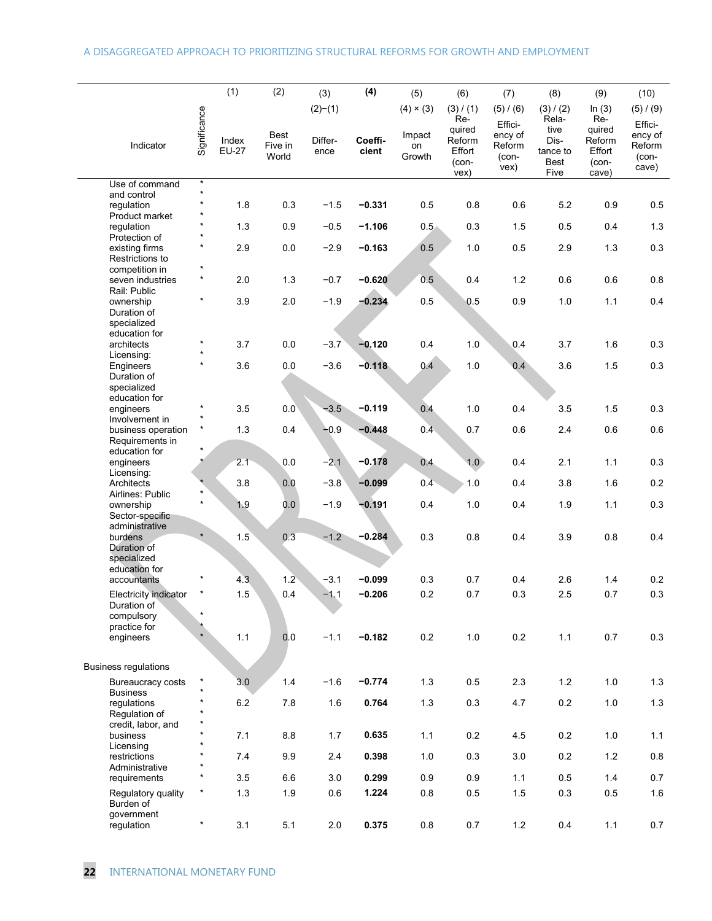| Indicator | Significance | (1) Index EU-27 | (2) Best Five in World | (3) (2)−(1) Differ-ence | (4) **Coeffi-cient** | (5) (4) × (3) Impact on Growth | (6) (3) / (1) Re-quired Reform Effort (con-vex) | (7) (5) / (6) Effici-ency of Reform (con-vex) | (8) (3) / (2) Rela-tive Dis-tance to Best Five | (9) ln (3) Re-quired Reform Effort (con-cave) | (10) (5) / (9) Effici-ency of Reform (con-cave) |
|---|---|---|---|---|---|---|---|---|---|---|---|
| Use of command and control regulation | * * * | 1.8 | 0.3 | −1.5 | **−0.331** | 0.5 | 0.8 | 0.6 | 5.2 | 0.9 | 0.5 |
| Product market regulation | * * | 1.3 | 0.9 | −0.5 | **−1.106** | 0.5 | 0.3 | 1.5 | 0.5 | 0.4 | 1.3 |
| Protection of existing firms | * * | 2.9 | 0.0 | −2.9 | **−0.163** | 0.5 | 1.0 | 0.5 | 2.9 | 1.3 | 0.3 |
| Restrictions to competition in seven industries | * * | 2.0 | 1.3 | −0.7 | **−0.620** | 0.5 | 0.4 | 1.2 | 0.6 | 0.6 | 0.8 |
| Rail: Public ownership | * | 3.9 | 2.0 | −1.9 | **−0.234** | 0.5 | 0.5 | 0.9 | 1.0 | 1.1 | 0.4 |
| Duration of specialized education for architects | * | 3.7 | 0.0 | −3.7 | **−0.120** | 0.4 | 1.0 | 0.4 | 3.7 | 1.6 | 0.3 |
| Licensing: Engineers | * * | 3.6 | 0.0 | −3.6 | **−0.118** | 0.4 | 1.0 | 0.4 | 3.6 | 1.5 | 0.3 |
| Duration of specialized education for engineers | * | 3.5 | 0.0 | −3.5 | **−0.119** | 0.4 | 1.0 | 0.4 | 3.5 | 1.5 | 0.3 |
| Involvement in business operation | * * | 1.3 | 0.4 | −0.9 | **−0.448** | 0.4 | 0.7 | 0.6 | 2.4 | 0.6 | 0.6 |
| Requirements in education for engineers | * * | 2.1 | 0.0 | −2.1 | **−0.178** | 0.4 | 1.0 | 0.4 | 2.1 | 1.1 | 0.3 |
| Licensing: Architects | * | 3.8 | 0.0 | −3.8 | **−0.099** | 0.4 | 1.0 | 0.4 | 3.8 | 1.6 | 0.2 |
| Airlines: Public ownership | * * | 1.9 | 0.0 | −1.9 | **−0.191** | 0.4 | 1.0 | 0.4 | 1.9 | 1.1 | 0.3 |
| Sector-specific administrative burdens | * | 1.5 | 0.3 | −1.2 | **−0.284** | 0.3 | 0.8 | 0.4 | 3.9 | 0.8 | 0.4 |
| Duration of specialized education for accountants | * | 4.3 | 1.2 | −3.1 | **−0.099** | 0.3 | 0.7 | 0.4 | 2.6 | 1.4 | 0.2 |
| Electricity indicator | * | 1.5 | 0.4 | −1.1 | **−0.206** | 0.2 | 0.7 | 0.3 | 2.5 | 0.7 | 0.3 |
| Duration of compulsory practice for engineers | * * * | 1.1 | 0.0 | −1.1 | **−0.182** | 0.2 | 1.0 | 0.2 | 1.1 | 0.7 | 0.3 |
| Business regulations | | | | | | | | | | | |
| Bureaucracy costs | * | 3.0 | 1.4 | −1.6 | **−0.774** | 1.3 | 0.5 | 2.3 | 1.2 | 1.0 | 1.3 |
| Business regulations | * * | 6.2 | 7.8 | 1.6 | **0.764** | 1.3 | 0.3 | 4.7 | 0.2 | 1.0 | 1.3 |
| Regulation of credit, labor, and business | * * * | 7.1 | 8.8 | 1.7 | **0.635** | 1.1 | 0.2 | 4.5 | 0.2 | 1.0 | 1.1 |
| Licensing restrictions | * * | 7.4 | 9.9 | 2.4 | **0.398** | 1.0 | 0.3 | 3.0 | 0.2 | 1.2 | 0.8 |
| Administrative requirements | * * | 3.5 | 6.6 | 3.0 | **0.299** | 0.9 | 0.9 | 1.1 | 0.5 | 1.4 | 0.7 |
| Regulatory quality | * | 1.3 | 1.9 | 0.6 | **1.224** | 0.8 | 0.5 | 1.5 | 0.3 | 0.5 | 1.6 |
| Burden of government regulation | * | 3.1 | 5.1 | 2.0 | **0.375** | 0.8 | 0.7 | 1.2 | 0.4 | 1.1 | 0.7 |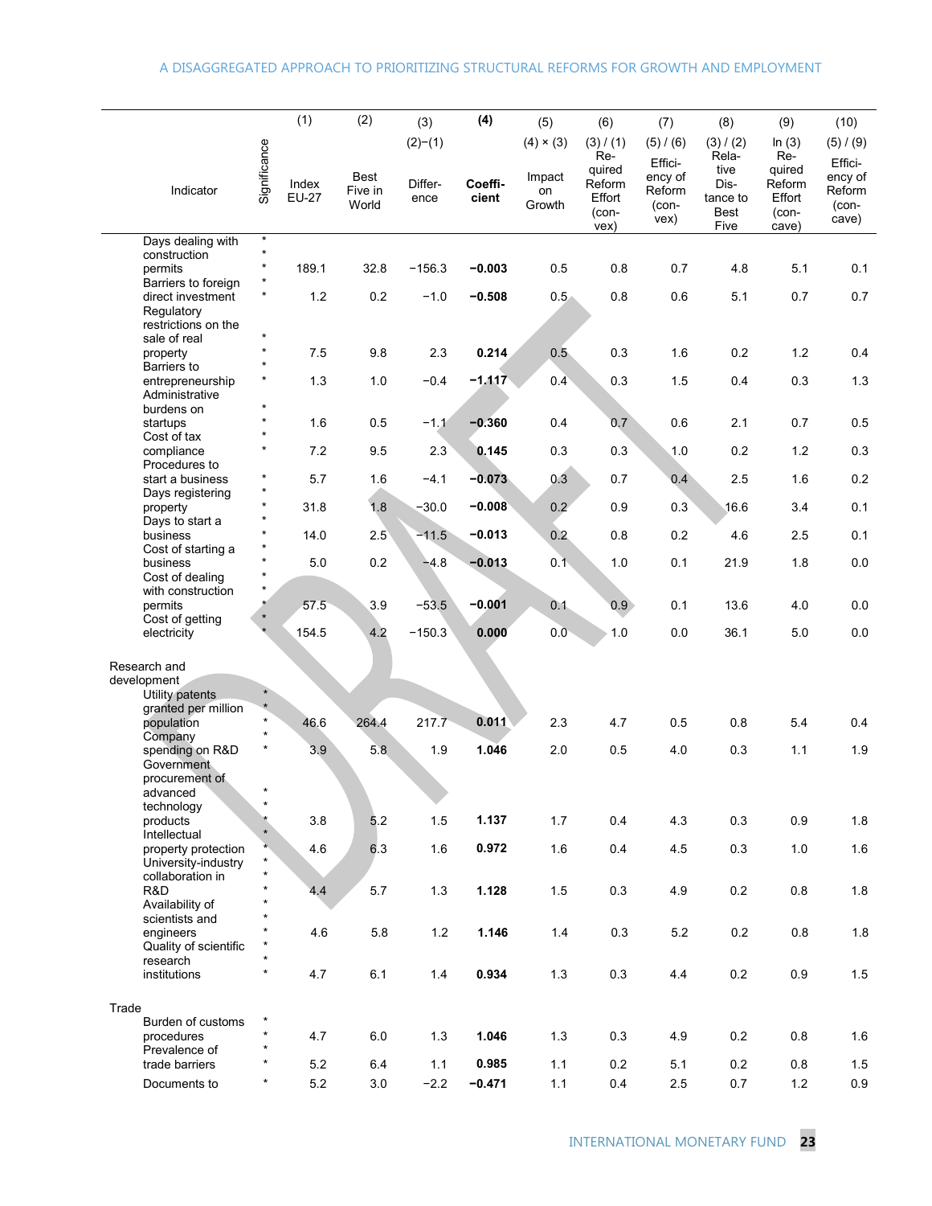| Indicator | Significance | (1) Index EU-27 | (2) Best Five in World | (3) (2)−(1) Difference | **(4) Coefficient** | (5) (4) × (3) Impact on Growth | (6) (3) / (1) Required Reform Effort (convex) | (7) (5) / (6) Efficiency of Reform (convex) | (8) (3) / (2) Relative Distance to Best Five | (9) ln (3) Required Reform Effort (concave) | (10) (5) / (9) Efficiency of Reform (concave) |
|---|---|---|---|---|---|---|---|---|---|---|---|
| Days dealing with construction permits | *** | 189.1 | 32.8 | −156.3 | **−0.003** | 0.5 | 0.8 | 0.7 | 4.8 | 5.1 | 0.1 |
| Barriers to foreign direct investment | ** | 1.2 | 0.2 | −1.0 | **−0.508** | 0.5 | 0.8 | 0.6 | 5.1 | 0.7 | 0.7 |
| Regulatory restrictions on the sale of real property | ** | 7.5 | 9.8 | 2.3 | **0.214** | 0.5 | 0.3 | 1.6 | 0.2 | 1.2 | 0.4 |
| Barriers to entrepreneurship | ** | 1.3 | 1.0 | −0.4 | **−1.117** | 0.4 | 0.3 | 1.5 | 0.4 | 0.3 | 1.3 |
| Administrative burdens on startups | ** | 1.6 | 0.5 | −1.1 | **−0.360** | 0.4 | 0.7 | 0.6 | 2.1 | 0.7 | 0.5 |
| Cost of tax compliance | ** | 7.2 | 9.5 | 2.3 | **0.145** | 0.3 | 0.3 | 1.0 | 0.2 | 1.2 | 0.3 |
| Procedures to start a business | * | 5.7 | 1.6 | −4.1 | **−0.073** | 0.3 | 0.7 | 0.4 | 2.5 | 1.6 | 0.2 |
| Days registering property | ** | 31.8 | 1.8 | −30.0 | **−0.008** | 0.2 | 0.9 | 0.3 | 16.6 | 3.4 | 0.1 |
| Days to start a business | ** | 14.0 | 2.5 | −11.5 | **−0.013** | 0.2 | 0.8 | 0.2 | 4.6 | 2.5 | 0.1 |
| Cost of starting a business | ** | 5.0 | 0.2 | −4.8 | **−0.013** | 0.1 | 1.0 | 0.1 | 21.9 | 1.8 | 0.0 |
| Cost of dealing with construction permits | *** | 57.5 | 3.9 | −53.5 | **−0.001** | 0.1 | 0.9 | 0.1 | 13.6 | 4.0 | 0.0 |
| Cost of getting electricity | ** | 154.5 | 4.2 | −150.3 | **0.000** | 0.0 | 1.0 | 0.0 | 36.1 | 5.0 | 0.0 |
| **Research and development** | | | | | | | | | | | |
| Utility patents granted per million population | *** | 46.6 | 264.4 | 217.7 | **0.011** | 2.3 | 4.7 | 0.5 | 0.8 | 5.4 | 0.4 |
| Company spending on R&D | ** | 3.9 | 5.8 | 1.9 | **1.046** | 2.0 | 0.5 | 4.0 | 0.3 | 1.1 | 1.9 |
| Government procurement of advanced technology products | *** | 3.8 | 5.2 | 1.5 | **1.137** | 1.7 | 0.4 | 4.3 | 0.3 | 0.9 | 1.8 |
| Intellectual property protection | ** | 4.6 | 6.3 | 1.6 | **0.972** | 1.6 | 0.4 | 4.5 | 0.3 | 1.0 | 1.6 |
| University-industry collaboration in R&D | *** | 4.4 | 5.7 | 1.3 | **1.128** | 1.5 | 0.3 | 4.9 | 0.2 | 0.8 | 1.8 |
| Availability of scientists and engineers | *** | 4.6 | 5.8 | 1.2 | **1.146** | 1.4 | 0.3 | 5.2 | 0.2 | 0.8 | 1.8 |
| Quality of scientific research institutions | *** | 4.7 | 6.1 | 1.4 | **0.934** | 1.3 | 0.3 | 4.4 | 0.2 | 0.9 | 1.5 |
| **Trade** | | | | | | | | | | | |
| Burden of customs procedures | ** | 4.7 | 6.0 | 1.3 | **1.046** | 1.3 | 0.3 | 4.9 | 0.2 | 0.8 | 1.6 |
| Prevalence of trade barriers | ** | 5.2 | 6.4 | 1.1 | **0.985** | 1.1 | 0.2 | 5.1 | 0.2 | 0.8 | 1.5 |
| Documents to | * | 5.2 | 3.0 | −2.2 | **−0.471** | 1.1 | 0.4 | 2.5 | 0.7 | 1.2 | 0.9 |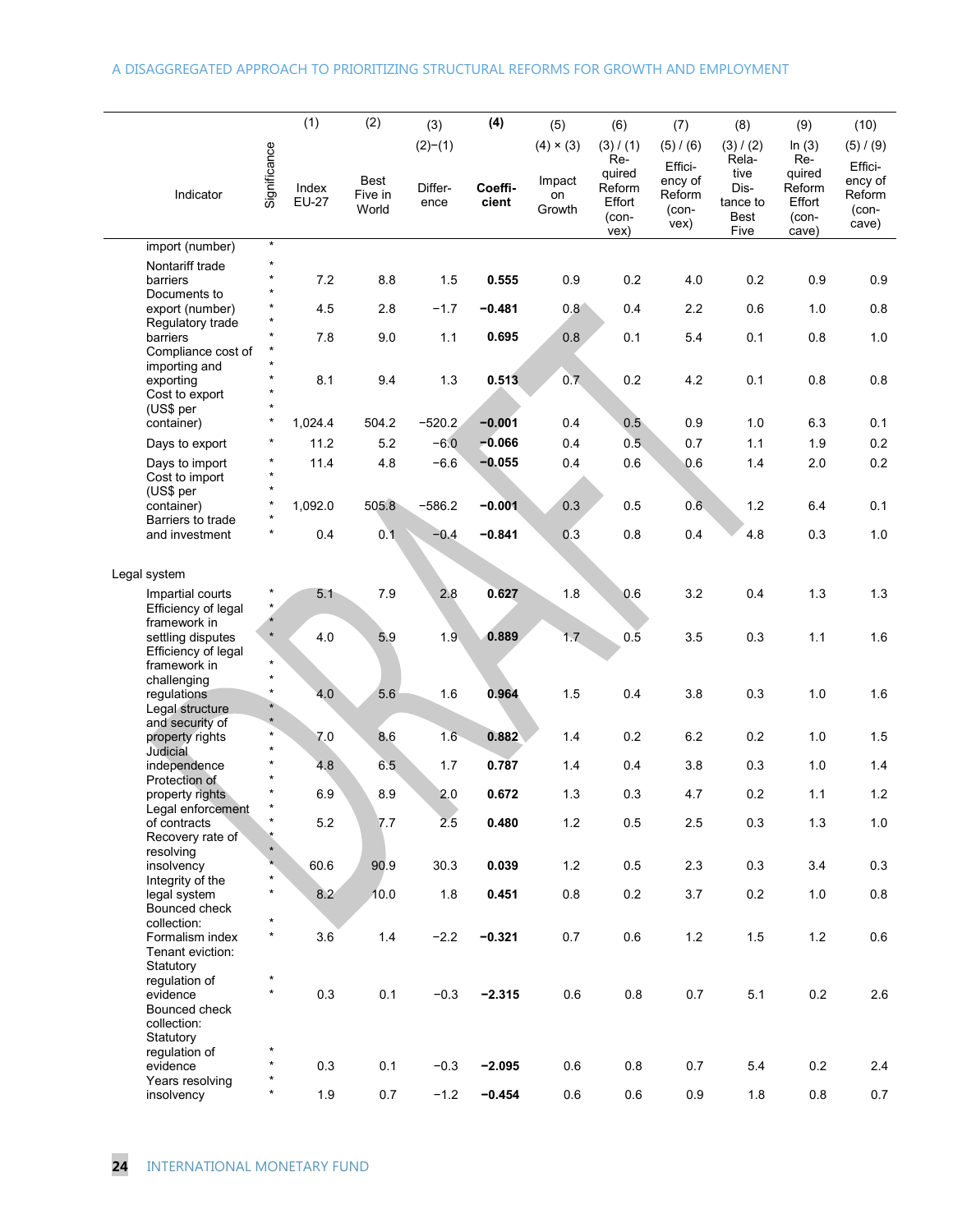| Indicator | Significance | (1)<br>Index EU-27 | (2)<br>Best Five in World | (3)<br>(2)−(1)<br>Difference | (4)<br>**Coefficient** | (5)<br>(4) × (3)<br>Impact on Growth | (6)<br>(3) / (1)<br>Required Reform Effort (convex) | (7)<br>(5) / (6)<br>Efficiency of Reform (convex) | (8)<br>(3) / (2)<br>Relative Distance to Best Five | (9)<br>ln (3)<br>Required Reform Effort (concave) | (10)<br>(5) / (9)<br>Efficiency of Reform (concave) |
|---|---|---|---|---|---|---|---|---|---|---|---|
| import (number) | * | | | | | | | | | | |
| Nontariff trade barriers | *** | 7.2 | 8.8 | 1.5 | **0.555** | 0.9 | 0.2 | 4.0 | 0.2 | 0.9 | 0.9 |
| Documents to export (number) | *** | 4.5 | 2.8 | −1.7 | **−0.481** | 0.8 | 0.4 | 2.2 | 0.6 | 1.0 | 0.8 |
| Regulatory trade barriers | ** | 7.8 | 9.0 | 1.1 | **0.695** | 0.8 | 0.1 | 5.4 | 0.1 | 0.8 | 1.0 |
| Compliance cost of importing and exporting | *** | 8.1 | 9.4 | 1.3 | **0.513** | 0.7 | 0.2 | 4.2 | 0.1 | 0.8 | 0.8 |
| Cost to export (US$ per container) | *** | 1,024.4 | 504.2 | −520.2 | **−0.001** | 0.4 | 0.5 | 0.9 | 1.0 | 6.3 | 0.1 |
| Days to export | * | 11.2 | 5.2 | −6.0 | **−0.066** | 0.4 | 0.5 | 0.7 | 1.1 | 1.9 | 0.2 |
| Days to import | * | 11.4 | 4.8 | −6.6 | **−0.055** | 0.4 | 0.6 | 0.6 | 1.4 | 2.0 | 0.2 |
| Cost to import (US$ per container) | *** | 1,092.0 | 505.8 | −586.2 | **−0.001** | 0.3 | 0.5 | 0.6 | 1.2 | 6.4 | 0.1 |
| Barriers to trade and investment | ** | 0.4 | 0.1 | −0.4 | **−0.841** | 0.3 | 0.8 | 0.4 | 4.8 | 0.3 | 1.0 |
| Legal system | | | | | | | | | | | |
| Impartial courts | * | 5.1 | 7.9 | 2.8 | **0.627** | 1.8 | 0.6 | 3.2 | 0.4 | 1.3 | 1.3 |
| Efficiency of legal framework in settling disputes | *** | 4.0 | 5.9 | 1.9 | **0.889** | 1.7 | 0.5 | 3.5 | 0.3 | 1.1 | 1.6 |
| Efficiency of legal framework in challenging regulations | *** | 4.0 | 5.6 | 1.6 | **0.964** | 1.5 | 0.4 | 3.8 | 0.3 | 1.0 | 1.6 |
| Legal structure and security of property rights | *** | 7.0 | 8.6 | 1.6 | **0.882** | 1.4 | 0.2 | 6.2 | 0.2 | 1.0 | 1.5 |
| Judicial independence | *** | 4.8 | 6.5 | 1.7 | **0.787** | 1.4 | 0.4 | 3.8 | 0.3 | 1.0 | 1.4 |
| Protection of property rights | ** | 6.9 | 8.9 | 2.0 | **0.672** | 1.3 | 0.3 | 4.7 | 0.2 | 1.1 | 1.2 |
| Legal enforcement of contracts | ** | 5.2 | 7.7 | 2.5 | **0.480** | 1.2 | 0.5 | 2.5 | 0.3 | 1.3 | 1.0 |
| Recovery rate of resolving insolvency | *** | 60.6 | 90.9 | 30.3 | **0.039** | 1.2 | 0.5 | 2.3 | 0.3 | 3.4 | 0.3 |
| Integrity of the legal system | ** | 8.2 | 10.0 | 1.8 | **0.451** | 0.8 | 0.2 | 3.7 | 0.2 | 1.0 | 0.8 |
| Bounced check collection: Formalism index | ** | 3.6 | 1.4 | −2.2 | **−0.321** | 0.7 | 0.6 | 1.2 | 1.5 | 1.2 | 0.6 |
| Tenant eviction: Statutory regulation of evidence | ** | 0.3 | 0.1 | −0.3 | **−2.315** | 0.6 | 0.8 | 0.7 | 5.1 | 0.2 | 2.6 |
| Bounced check collection: Statutory regulation of evidence | ** | 0.3 | 0.1 | −0.3 | **−2.095** | 0.6 | 0.8 | 0.7 | 5.4 | 0.2 | 2.4 |
| Years resolving insolvency | ** | 1.9 | 0.7 | −1.2 | **−0.454** | 0.6 | 0.6 | 0.9 | 1.8 | 0.8 | 0.7 |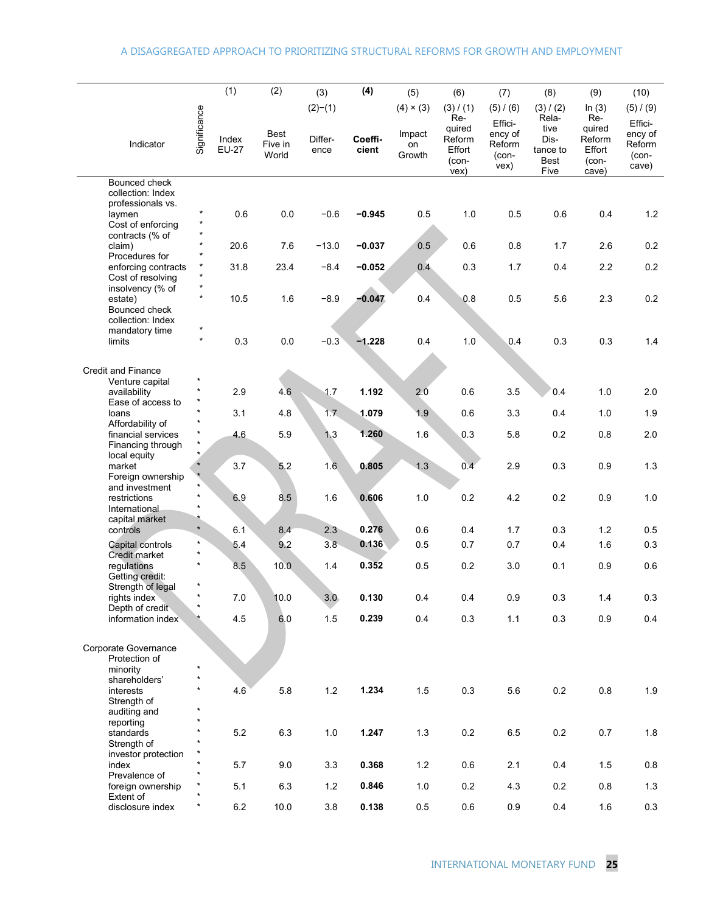| Indicator | Significance | (1) Index EU-27 | (2) Best Five in World | (3) (2)−(1) Difference | (4) Coefficient | (5) (4) × (3) Impact on Growth | (6) (3) / (1) Required Reform Effort (convex) | (7) (5) / (6) Efficiency of Reform (convex) | (8) (3) / (2) Relative Distance to Best Five | (9) ln (3) Required Reform Effort (concave) | (10) (5) / (9) Efficiency of Reform (concave) |
|---|---|---|---|---|---|---|---|---|---|---|---|
| Bounced check collection: Index professionals vs. laymen | * | 0.6 | 0.0 | −0.6 | **−0.945** | 0.5 | 1.0 | 0.5 | 0.6 | 0.4 | 1.2 |
| Cost of enforcing contracts (% of claim) | *** | 20.6 | 7.6 | −13.0 | **−0.037** | 0.5 | 0.6 | 0.8 | 1.7 | 2.6 | 0.2 |
| Procedures for enforcing contracts | ** | 31.8 | 23.4 | −8.4 | **−0.052** | 0.4 | 0.3 | 1.7 | 0.4 | 2.2 | 0.2 |
| Cost of resolving insolvency (% of estate) | *** | 10.5 | 1.6 | −8.9 | **−0.047** | 0.4 | 0.8 | 0.5 | 5.6 | 2.3 | 0.2 |
| Bounced check collection: Index mandatory time limits | ** | 0.3 | 0.0 | −0.3 | **−1.228** | 0.4 | 1.0 | 0.4 | 0.3 | 0.3 | 1.4 |
| **Credit and Finance** | | | | | | | | | | | |
| Venture capital availability | *** | 2.9 | 4.6 | 1.7 | **1.192** | 2.0 | 0.6 | 3.5 | 0.4 | 1.0 | 2.0 |
| Ease of access to loans | *** | 3.1 | 4.8 | 1.7 | **1.079** | 1.9 | 0.6 | 3.3 | 0.4 | 1.0 | 1.9 |
| Affordability of financial services | *** | 4.6 | 5.9 | 1.3 | **1.260** | 1.6 | 0.3 | 5.8 | 0.2 | 0.8 | 2.0 |
| Financing through local equity market | *** | 3.7 | 5.2 | 1.6 | **0.805** | 1.3 | 0.4 | 2.9 | 0.3 | 0.9 | 1.3 |
| Foreign ownership and investment restrictions | *** | 6.9 | 8.5 | 1.6 | **0.606** | 1.0 | 0.2 | 4.2 | 0.2 | 0.9 | 1.0 |
| International capital market controls | *** | 6.1 | 8.4 | 2.3 | **0.276** | 0.6 | 0.4 | 1.7 | 0.3 | 1.2 | 0.5 |
| Capital controls | * | 5.4 | 9.2 | 3.8 | **0.136** | 0.5 | 0.7 | 0.7 | 0.4 | 1.6 | 0.3 |
| Credit market regulations | ** | 8.5 | 10.0 | 1.4 | **0.352** | 0.5 | 0.2 | 3.0 | 0.1 | 0.9 | 0.6 |
| Getting credit: Strength of legal rights index | ** | 7.0 | 10.0 | 3.0 | **0.130** | 0.4 | 0.4 | 0.9 | 0.3 | 1.4 | 0.3 |
| Depth of credit information index | ** | 4.5 | 6.0 | 1.5 | **0.239** | 0.4 | 0.3 | 1.1 | 0.3 | 0.9 | 0.4 |
| **Corporate Governance** | | | | | | | | | | | |
| Protection of minority shareholders' interests | *** | 4.6 | 5.8 | 1.2 | **1.234** | 1.5 | 0.3 | 5.6 | 0.2 | 0.8 | 1.9 |
| Strength of auditing and reporting standards | *** | 5.2 | 6.3 | 1.0 | **1.247** | 1.3 | 0.2 | 6.5 | 0.2 | 0.7 | 1.8 |
| Strength of investor protection index | *** | 5.7 | 9.0 | 3.3 | **0.368** | 1.2 | 0.6 | 2.1 | 0.4 | 1.5 | 0.8 |
| Prevalence of foreign ownership | ** | 5.1 | 6.3 | 1.2 | **0.846** | 1.0 | 0.2 | 4.3 | 0.2 | 0.8 | 1.3 |
| Extent of disclosure index | ** | 6.2 | 10.0 | 3.8 | **0.138** | 0.5 | 0.6 | 0.9 | 0.4 | 1.6 | 0.3 |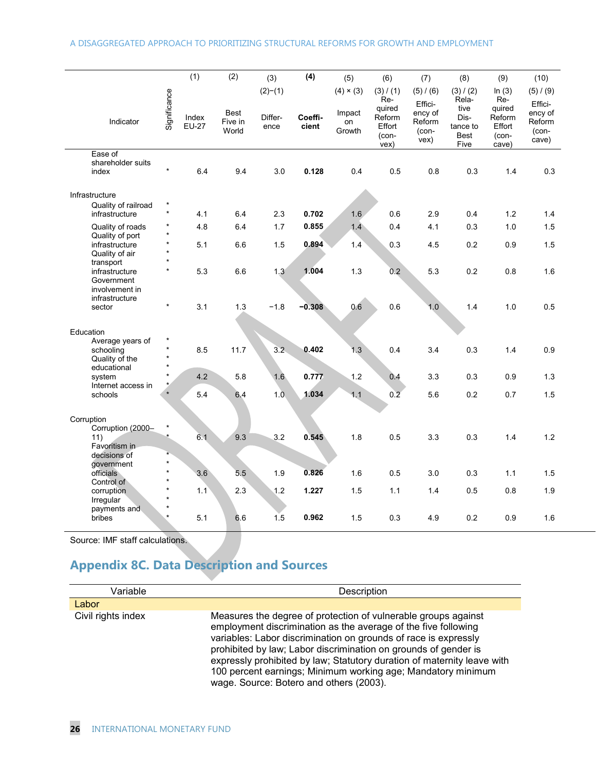| Indicator | Significance | (1) Index EU-27 | (2) Best Five in World | (3) (2)−(1) Difference | (4) **Coefficient** | (5) (4) × (3) Impact on Growth | (6) (3) / (1) Required Reform Effort (convex) | (7) (5) / (6) Efficiency of Reform (convex) | (8) (3) / (2) Relative Distance to Best Five | (9) ln (3) Required Reform Effort (concave) | (10) (5) / (9) Efficiency of Reform (concave) |
|---|---|---|---|---|---|---|---|---|---|---|---|
| Ease of shareholder suits index | * | 6.4 | 9.4 | 3.0 | **0.128** | 0.4 | 0.5 | 0.8 | 0.3 | 1.4 | 0.3 |
| Infrastructure | | | | | | | | | | | |
| Quality of railroad infrastructure | ** | 4.1 | 6.4 | 2.3 | **0.702** | 1.6 | 0.6 | 2.9 | 0.4 | 1.2 | 1.4 |
| Quality of roads | * | 4.8 | 6.4 | 1.7 | **0.855** | 1.4 | 0.4 | 4.1 | 0.3 | 1.0 | 1.5 |
| Quality of port infrastructure | ** | 5.1 | 6.6 | 1.5 | **0.894** | 1.4 | 0.3 | 4.5 | 0.2 | 0.9 | 1.5 |
| Quality of air transport infrastructure | *** | 5.3 | 6.6 | 1.3 | **1.004** | 1.3 | 0.2 | 5.3 | 0.2 | 0.8 | 1.6 |
| Government involvement in infrastructure sector | * | 3.1 | 1.3 | −1.8 | **−0.308** | 0.6 | 0.6 | 1.0 | 1.4 | 1.0 | 0.5 |
| Education | | | | | | | | | | | |
| Average years of schooling | ** | 8.5 | 11.7 | 3.2 | **0.402** | 1.3 | 0.4 | 3.4 | 0.3 | 1.4 | 0.9 |
| Quality of the educational system | *** | 4.2 | 5.8 | 1.6 | **0.777** | 1.2 | 0.4 | 3.3 | 0.3 | 0.9 | 1.3 |
| Internet access in schools | ** | 5.4 | 6.4 | 1.0 | **1.034** | 1.1 | 0.2 | 5.6 | 0.2 | 0.7 | 1.5 |
| Corruption | | | | | | | | | | | |
| Corruption (2000–11) | ** | 6.1 | 9.3 | 3.2 | **0.545** | 1.8 | 0.5 | 3.3 | 0.3 | 1.4 | 1.2 |
| Favoritism in decisions of government officials | *** | 3.6 | 5.5 | 1.9 | **0.826** | 1.6 | 0.5 | 3.0 | 0.3 | 1.1 | 1.5 |
| Control of corruption | ** | 1.1 | 2.3 | 1.2 | **1.227** | 1.5 | 1.1 | 1.4 | 0.5 | 0.8 | 1.9 |
| Irregular payments and bribes | *** | 5.1 | 6.6 | 1.5 | **0.962** | 1.5 | 0.3 | 4.9 | 0.2 | 0.9 | 1.6 |

Source: IMF staff calculations.

## Appendix 8C. Data Description and Sources

| Variable | Description |
|---|---|
| **Labor** | |
| Civil rights index | Measures the degree of protection of vulnerable groups against employment discrimination as the average of the five following variables: Labor discrimination on grounds of race is expressly prohibited by law; Labor discrimination on grounds of gender is expressly prohibited by law; Statutory duration of maternity leave with 100 percent earnings; Minimum working age; Mandatory minimum wage. Source: Botero and others (2003). |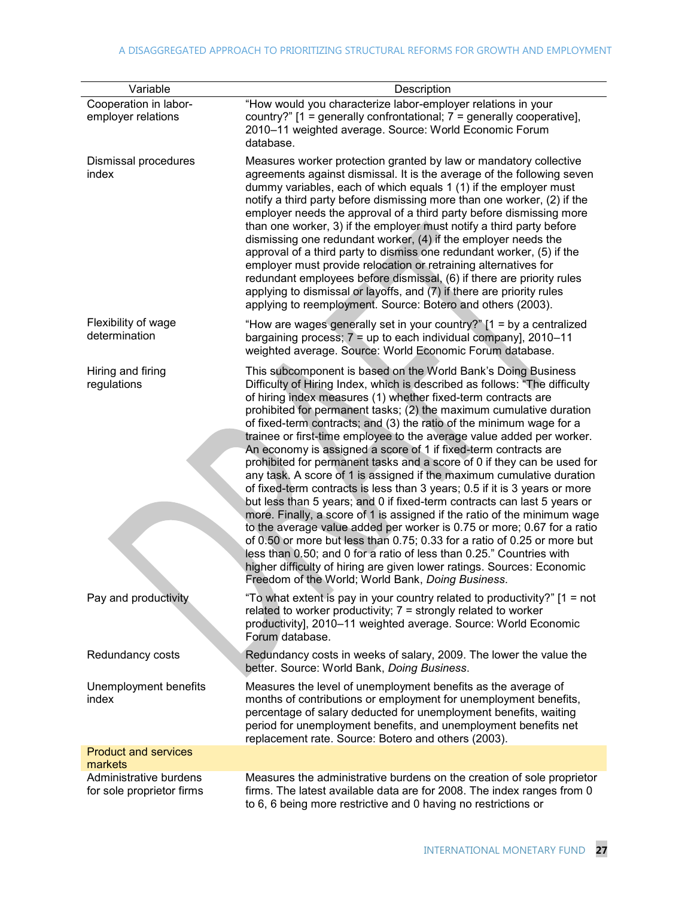| Variable | Description |
|---|---|
| Cooperation in labor-employer relations | "How would you characterize labor-employer relations in your country?" [1 = generally confrontational; 7 = generally cooperative], 2010–11 weighted average. Source: World Economic Forum database. |
| Dismissal procedures index | Measures worker protection granted by law or mandatory collective agreements against dismissal. It is the average of the following seven dummy variables, each of which equals 1 (1) if the employer must notify a third party before dismissing more than one worker, (2) if the employer needs the approval of a third party before dismissing more than one worker, 3) if the employer must notify a third party before dismissing one redundant worker, (4) if the employer needs the approval of a third party to dismiss one redundant worker, (5) if the employer must provide relocation or retraining alternatives for redundant employees before dismissal, (6) if there are priority rules applying to dismissal or layoffs, and (7) if there are priority rules applying to reemployment. Source: Botero and others (2003). |
| Flexibility of wage determination | "How are wages generally set in your country?" [1 = by a centralized bargaining process; 7 = up to each individual company], 2010–11 weighted average. Source: World Economic Forum database. |
| Hiring and firing regulations | This subcomponent is based on the World Bank's Doing Business Difficulty of Hiring Index, which is described as follows: "The difficulty of hiring index measures (1) whether fixed-term contracts are prohibited for permanent tasks; (2) the maximum cumulative duration of fixed-term contracts; and (3) the ratio of the minimum wage for a trainee or first-time employee to the average value added per worker. An economy is assigned a score of 1 if fixed-term contracts are prohibited for permanent tasks and a score of 0 if they can be used for any task. A score of 1 is assigned if the maximum cumulative duration of fixed-term contracts is less than 3 years; 0.5 if it is 3 years or more but less than 5 years; and 0 if fixed-term contracts can last 5 years or more. Finally, a score of 1 is assigned if the ratio of the minimum wage to the average value added per worker is 0.75 or more; 0.67 for a ratio of 0.50 or more but less than 0.75; 0.33 for a ratio of 0.25 or more but less than 0.50; and 0 for a ratio of less than 0.25." Countries with higher difficulty of hiring are given lower ratings. Sources: Economic Freedom of the World; World Bank, *Doing Business*. |
| Pay and productivity | "To what extent is pay in your country related to productivity?" [1 = not related to worker productivity; 7 = strongly related to worker productivity], 2010–11 weighted average. Source: World Economic Forum database. |
| Redundancy costs | Redundancy costs in weeks of salary, 2009. The lower the value the better. Source: World Bank, *Doing Business*. |
| Unemployment benefits index | Measures the level of unemployment benefits as the average of months of contributions or employment for unemployment benefits, percentage of salary deducted for unemployment benefits, waiting period for unemployment benefits, and unemployment benefits net replacement rate. Source: Botero and others (2003). |
| **Product and services markets** | |
| Administrative burdens for sole proprietor firms | Measures the administrative burdens on the creation of sole proprietor firms. The latest available data are for 2008. The index ranges from 0 to 6, 6 being more restrictive and 0 having no restrictions or |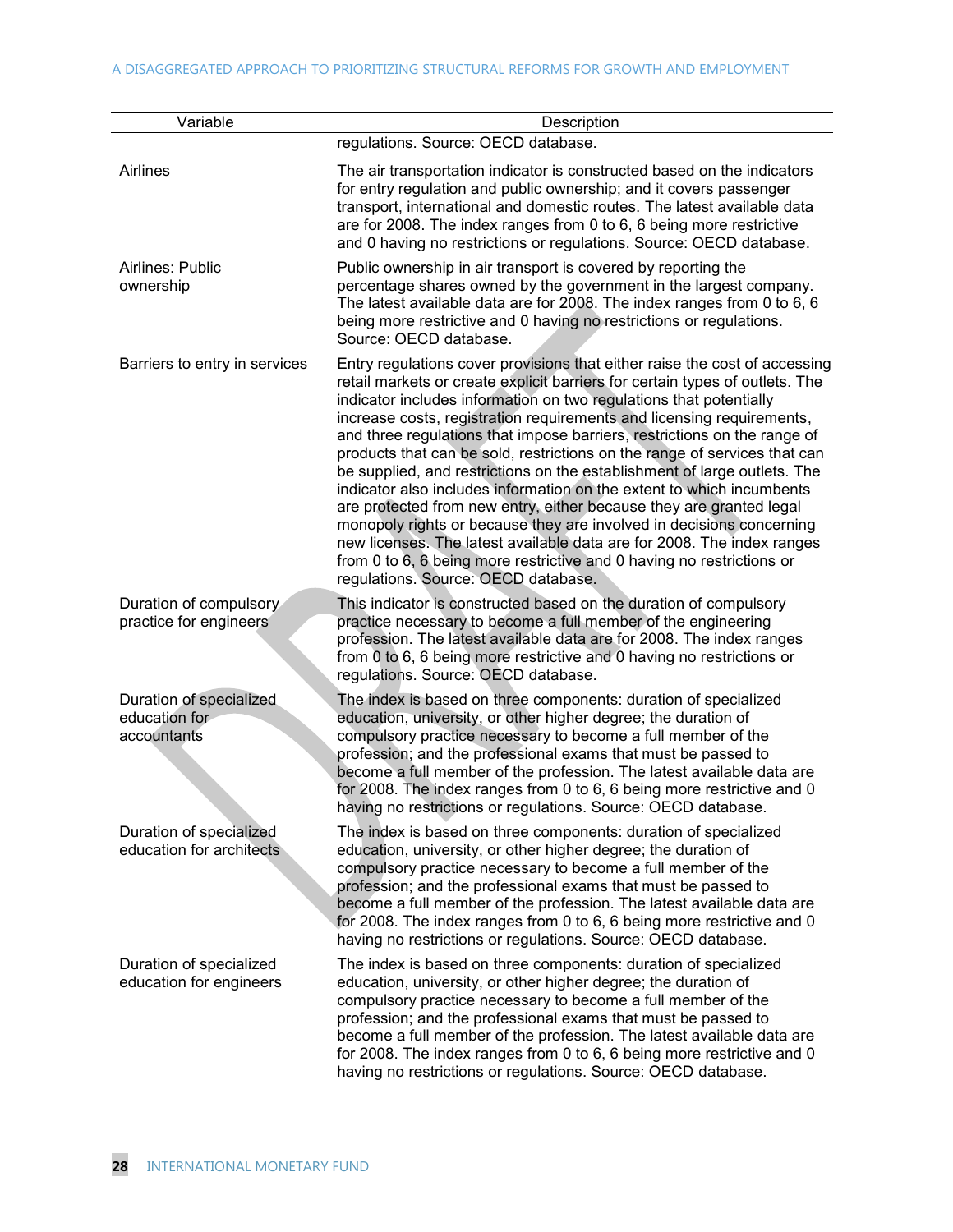| Variable | Description |
|---|---|
| | regulations. Source: OECD database. |
| Airlines | The air transportation indicator is constructed based on the indicators for entry regulation and public ownership; and it covers passenger transport, international and domestic routes. The latest available data are for 2008. The index ranges from 0 to 6, 6 being more restrictive and 0 having no restrictions or regulations. Source: OECD database. |
| Airlines: Public ownership | Public ownership in air transport is covered by reporting the percentage shares owned by the government in the largest company. The latest available data are for 2008. The index ranges from 0 to 6, 6 being more restrictive and 0 having no restrictions or regulations. Source: OECD database. |
| Barriers to entry in services | Entry regulations cover provisions that either raise the cost of accessing retail markets or create explicit barriers for certain types of outlets. The indicator includes information on two regulations that potentially increase costs, registration requirements and licensing requirements, and three regulations that impose barriers, restrictions on the range of products that can be sold, restrictions on the range of services that can be supplied, and restrictions on the establishment of large outlets. The indicator also includes information on the extent to which incumbents are protected from new entry, either because they are granted legal monopoly rights or because they are involved in decisions concerning new licenses. The latest available data are for 2008. The index ranges from 0 to 6, 6 being more restrictive and 0 having no restrictions or regulations. Source: OECD database. |
| Duration of compulsory practice for engineers | This indicator is constructed based on the duration of compulsory practice necessary to become a full member of the engineering profession. The latest available data are for 2008. The index ranges from 0 to 6, 6 being more restrictive and 0 having no restrictions or regulations. Source: OECD database. |
| Duration of specialized education for accountants | The index is based on three components: duration of specialized education, university, or other higher degree; the duration of compulsory practice necessary to become a full member of the profession; and the professional exams that must be passed to become a full member of the profession. The latest available data are for 2008. The index ranges from 0 to 6, 6 being more restrictive and 0 having no restrictions or regulations. Source: OECD database. |
| Duration of specialized education for architects | The index is based on three components: duration of specialized education, university, or other higher degree; the duration of compulsory practice necessary to become a full member of the profession; and the professional exams that must be passed to become a full member of the profession. The latest available data are for 2008. The index ranges from 0 to 6, 6 being more restrictive and 0 having no restrictions or regulations. Source: OECD database. |
| Duration of specialized education for engineers | The index is based on three components: duration of specialized education, university, or other higher degree; the duration of compulsory practice necessary to become a full member of the profession; and the professional exams that must be passed to become a full member of the profession. The latest available data are for 2008. The index ranges from 0 to 6, 6 being more restrictive and 0 having no restrictions or regulations. Source: OECD database. |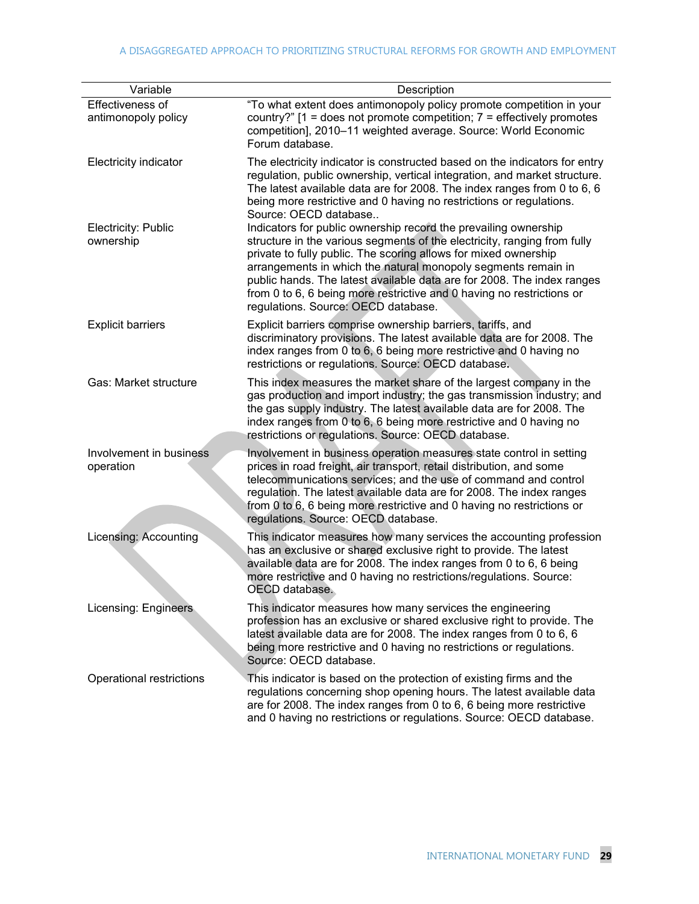| Variable | Description |
|---|---|
| Effectiveness of antimonopoly policy | "To what extent does antimonopoly policy promote competition in your country?" [1 = does not promote competition; 7 = effectively promotes competition], 2010–11 weighted average. Source: World Economic Forum database. |
| Electricity indicator | The electricity indicator is constructed based on the indicators for entry regulation, public ownership, vertical integration, and market structure. The latest available data are for 2008. The index ranges from 0 to 6, 6 being more restrictive and 0 having no restrictions or regulations. Source: OECD database.. |
| Electricity: Public ownership | Indicators for public ownership record the prevailing ownership structure in the various segments of the electricity, ranging from fully private to fully public. The scoring allows for mixed ownership arrangements in which the natural monopoly segments remain in public hands. The latest available data are for 2008. The index ranges from 0 to 6, 6 being more restrictive and 0 having no restrictions or regulations. Source: OECD database. |
| Explicit barriers | Explicit barriers comprise ownership barriers, tariffs, and discriminatory provisions. The latest available data are for 2008. The index ranges from 0 to 6, 6 being more restrictive and 0 having no restrictions or regulations. Source: OECD database. |
| Gas: Market structure | This index measures the market share of the largest company in the gas production and import industry; the gas transmission industry; and the gas supply industry. The latest available data are for 2008. The index ranges from 0 to 6, 6 being more restrictive and 0 having no restrictions or regulations. Source: OECD database. |
| Involvement in business operation | Involvement in business operation measures state control in setting prices in road freight, air transport, retail distribution, and some telecommunications services; and the use of command and control regulation. The latest available data are for 2008. The index ranges from 0 to 6, 6 being more restrictive and 0 having no restrictions or regulations. Source: OECD database. |
| Licensing: Accounting | This indicator measures how many services the accounting profession has an exclusive or shared exclusive right to provide. The latest available data are for 2008. The index ranges from 0 to 6, 6 being more restrictive and 0 having no restrictions/regulations. Source: OECD database. |
| Licensing: Engineers | This indicator measures how many services the engineering profession has an exclusive or shared exclusive right to provide. The latest available data are for 2008. The index ranges from 0 to 6, 6 being more restrictive and 0 having no restrictions or regulations. Source: OECD database. |
| Operational restrictions | This indicator is based on the protection of existing firms and the regulations concerning shop opening hours. The latest available data are for 2008. The index ranges from 0 to 6, 6 being more restrictive and 0 having no restrictions or regulations. Source: OECD database. |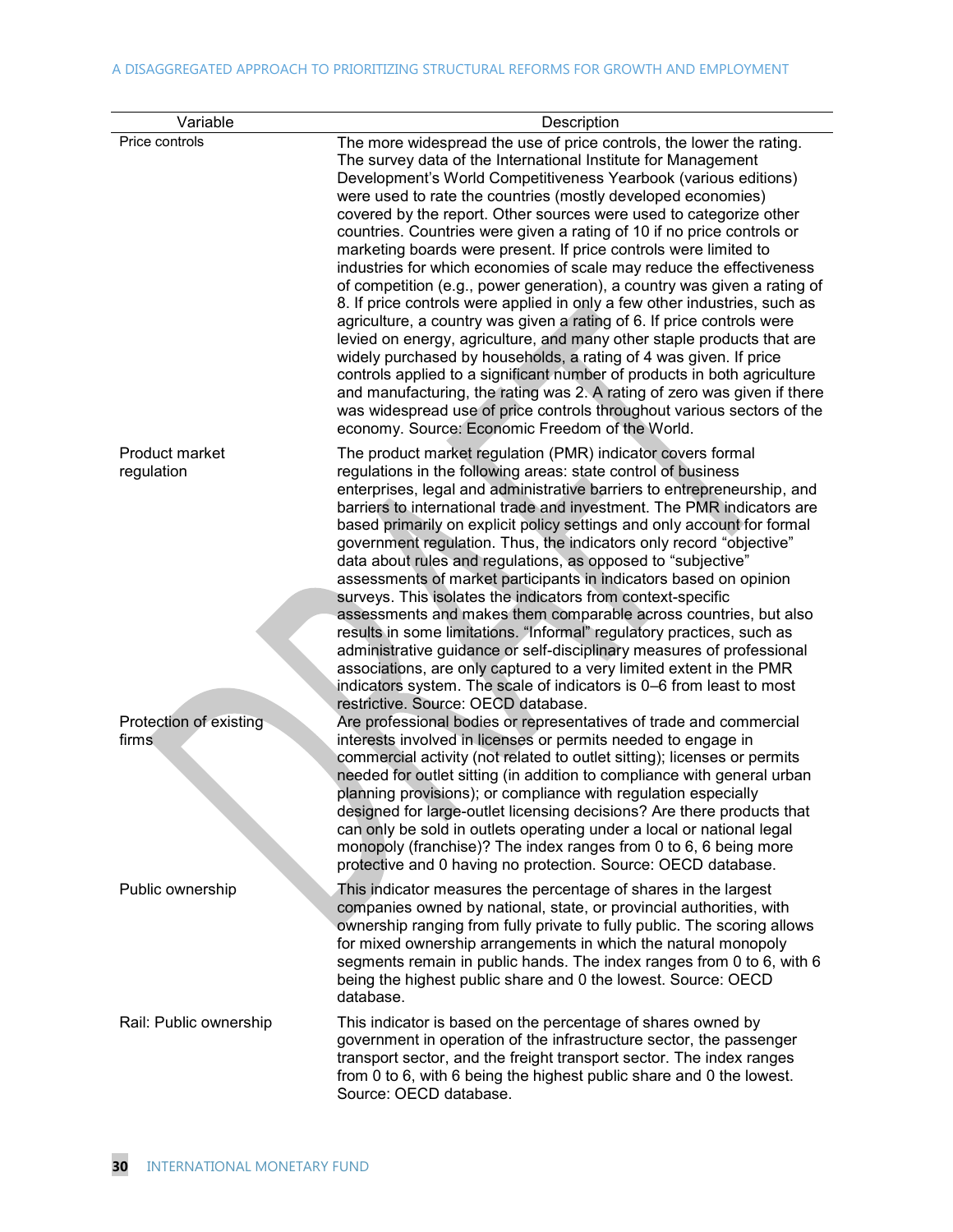| Variable | Description |
|---|---|
| Price controls | The more widespread the use of price controls, the lower the rating. The survey data of the International Institute for Management Development's World Competitiveness Yearbook (various editions) were used to rate the countries (mostly developed economies) covered by the report. Other sources were used to categorize other countries. Countries were given a rating of 10 if no price controls or marketing boards were present. If price controls were limited to industries for which economies of scale may reduce the effectiveness of competition (e.g., power generation), a country was given a rating of 8. If price controls were applied in only a few other industries, such as agriculture, a country was given a rating of 6. If price controls were levied on energy, agriculture, and many other staple products that are widely purchased by households, a rating of 4 was given. If price controls applied to a significant number of products in both agriculture and manufacturing, the rating was 2. A rating of zero was given if there was widespread use of price controls throughout various sectors of the economy. Source: Economic Freedom of the World. |
| Product market regulation | The product market regulation (PMR) indicator covers formal regulations in the following areas: state control of business enterprises, legal and administrative barriers to entrepreneurship, and barriers to international trade and investment. The PMR indicators are based primarily on explicit policy settings and only account for formal government regulation. Thus, the indicators only record "objective" data about rules and regulations, as opposed to "subjective" assessments of market participants in indicators based on opinion surveys. This isolates the indicators from context-specific assessments and makes them comparable across countries, but also results in some limitations. "Informal" regulatory practices, such as administrative guidance or self-disciplinary measures of professional associations, are only captured to a very limited extent in the PMR indicators system. The scale of indicators is 0–6 from least to most restrictive. Source: OECD database. |
| Protection of existing firms | Are professional bodies or representatives of trade and commercial interests involved in licenses or permits needed to engage in commercial activity (not related to outlet sitting); licenses or permits needed for outlet sitting (in addition to compliance with general urban planning provisions); or compliance with regulation especially designed for large-outlet licensing decisions? Are there products that can only be sold in outlets operating under a local or national legal monopoly (franchise)? The index ranges from 0 to 6, 6 being more protective and 0 having no protection. Source: OECD database. |
| Public ownership | This indicator measures the percentage of shares in the largest companies owned by national, state, or provincial authorities, with ownership ranging from fully private to fully public. The scoring allows for mixed ownership arrangements in which the natural monopoly segments remain in public hands. The index ranges from 0 to 6, with 6 being the highest public share and 0 the lowest. Source: OECD database. |
| Rail: Public ownership | This indicator is based on the percentage of shares owned by government in operation of the infrastructure sector, the passenger transport sector, and the freight transport sector. The index ranges from 0 to 6, with 6 being the highest public share and 0 the lowest. Source: OECD database. |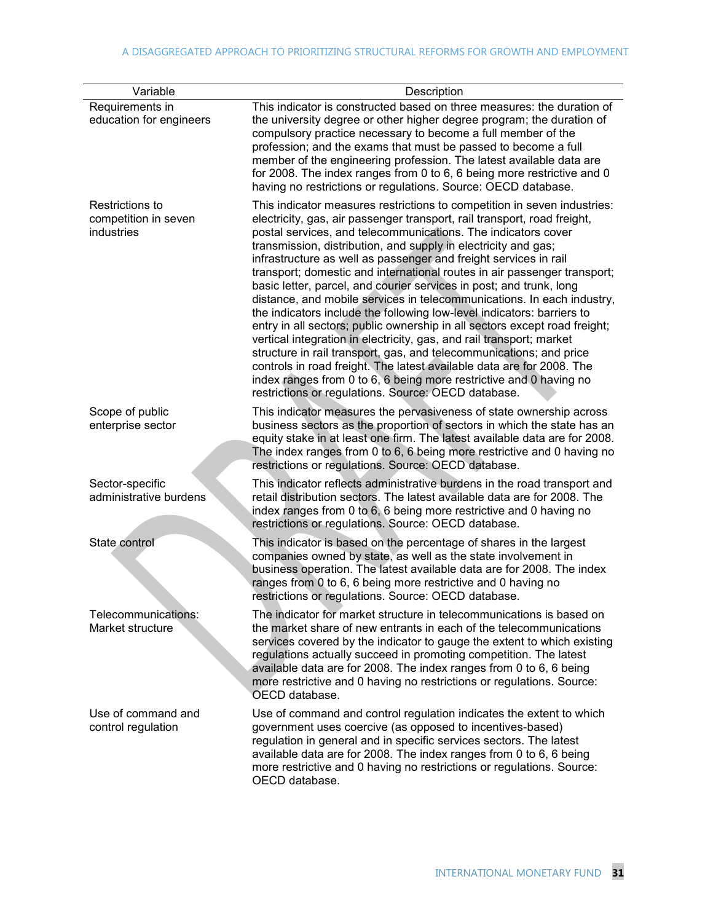| Variable | Description |
|---|---|
| Requirements in education for engineers | This indicator is constructed based on three measures: the duration of the university degree or other higher degree program; the duration of compulsory practice necessary to become a full member of the profession; and the exams that must be passed to become a full member of the engineering profession. The latest available data are for 2008. The index ranges from 0 to 6, 6 being more restrictive and 0 having no restrictions or regulations. Source: OECD database. |
| Restrictions to competition in seven industries | This indicator measures restrictions to competition in seven industries: electricity, gas, air passenger transport, rail transport, road freight, postal services, and telecommunications. The indicators cover transmission, distribution, and supply in electricity and gas; infrastructure as well as passenger and freight services in rail transport; domestic and international routes in air passenger transport; basic letter, parcel, and courier services in post; and trunk, long distance, and mobile services in telecommunications. In each industry, the indicators include the following low-level indicators: barriers to entry in all sectors; public ownership in all sectors except road freight; vertical integration in electricity, gas, and rail transport; market structure in rail transport, gas, and telecommunications; and price controls in road freight. The latest available data are for 2008. The index ranges from 0 to 6, 6 being more restrictive and 0 having no restrictions or regulations. Source: OECD database. |
| Scope of public enterprise sector | This indicator measures the pervasiveness of state ownership across business sectors as the proportion of sectors in which the state has an equity stake in at least one firm. The latest available data are for 2008. The index ranges from 0 to 6, 6 being more restrictive and 0 having no restrictions or regulations. Source: OECD database. |
| Sector-specific administrative burdens | This indicator reflects administrative burdens in the road transport and retail distribution sectors. The latest available data are for 2008. The index ranges from 0 to 6, 6 being more restrictive and 0 having no restrictions or regulations. Source: OECD database. |
| State control | This indicator is based on the percentage of shares in the largest companies owned by state, as well as the state involvement in business operation. The latest available data are for 2008. The index ranges from 0 to 6, 6 being more restrictive and 0 having no restrictions or regulations. Source: OECD database. |
| Telecommunications: Market structure | The indicator for market structure in telecommunications is based on the market share of new entrants in each of the telecommunications services covered by the indicator to gauge the extent to which existing regulations actually succeed in promoting competition. The latest available data are for 2008. The index ranges from 0 to 6, 6 being more restrictive and 0 having no restrictions or regulations. Source: OECD database. |
| Use of command and control regulation | Use of command and control regulation indicates the extent to which government uses coercive (as opposed to incentives-based) regulation in general and in specific services sectors. The latest available data are for 2008. The index ranges from 0 to 6, 6 being more restrictive and 0 having no restrictions or regulations. Source: OECD database. |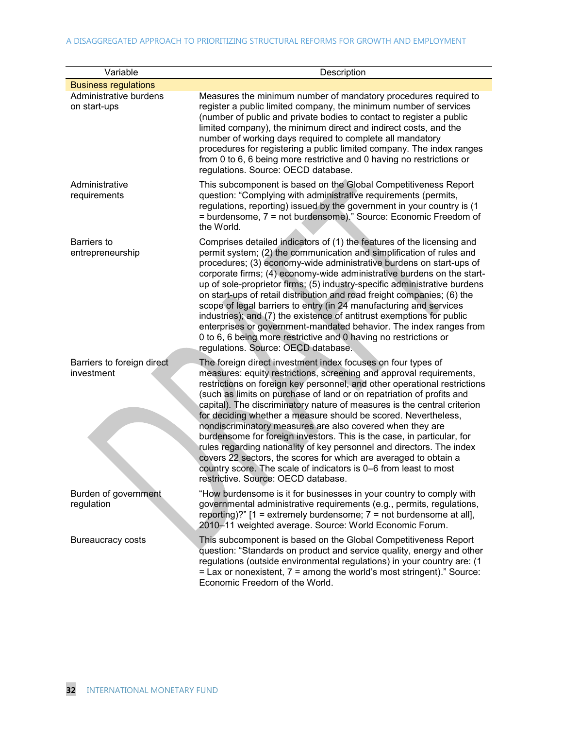| Variable | Description |
|---|---|
| **Business regulations** | |
| Administrative burdens on start-ups | Measures the minimum number of mandatory procedures required to register a public limited company, the minimum number of services (number of public and private bodies to contact to register a public limited company), the minimum direct and indirect costs, and the number of working days required to complete all mandatory procedures for registering a public limited company. The index ranges from 0 to 6, 6 being more restrictive and 0 having no restrictions or regulations. Source: OECD database. |
| Administrative requirements | This subcomponent is based on the Global Competitiveness Report question: "Complying with administrative requirements (permits, regulations, reporting) issued by the government in your country is (1 = burdensome, 7 = not burdensome)." Source: Economic Freedom of the World. |
| Barriers to entrepreneurship | Comprises detailed indicators of (1) the features of the licensing and permit system; (2) the communication and simplification of rules and procedures; (3) economy-wide administrative burdens on start-ups of corporate firms; (4) economy-wide administrative burdens on the start-up of sole-proprietor firms; (5) industry-specific administrative burdens on start-ups of retail distribution and road freight companies; (6) the scope of legal barriers to entry (in 24 manufacturing and services industries); and (7) the existence of antitrust exemptions for public enterprises or government-mandated behavior. The index ranges from 0 to 6, 6 being more restrictive and 0 having no restrictions or regulations. Source: OECD database. |
| Barriers to foreign direct investment | The foreign direct investment index focuses on four types of measures: equity restrictions, screening and approval requirements, restrictions on foreign key personnel, and other operational restrictions (such as limits on purchase of land or on repatriation of profits and capital). The discriminatory nature of measures is the central criterion for deciding whether a measure should be scored. Nevertheless, nondiscriminatory measures are also covered when they are burdensome for foreign investors. This is the case, in particular, for rules regarding nationality of key personnel and directors. The index covers 22 sectors, the scores for which are averaged to obtain a country score. The scale of indicators is 0–6 from least to most restrictive. Source: OECD database. |
| Burden of government regulation | "How burdensome is it for businesses in your country to comply with governmental administrative requirements (e.g., permits, regulations, reporting)?" [1 = extremely burdensome; 7 = not burdensome at all], 2010–11 weighted average. Source: World Economic Forum. |
| Bureaucracy costs | This subcomponent is based on the Global Competitiveness Report question: "Standards on product and service quality, energy and other regulations (outside environmental regulations) in your country are: (1 = Lax or nonexistent, 7 = among the world's most stringent)." Source: Economic Freedom of the World. |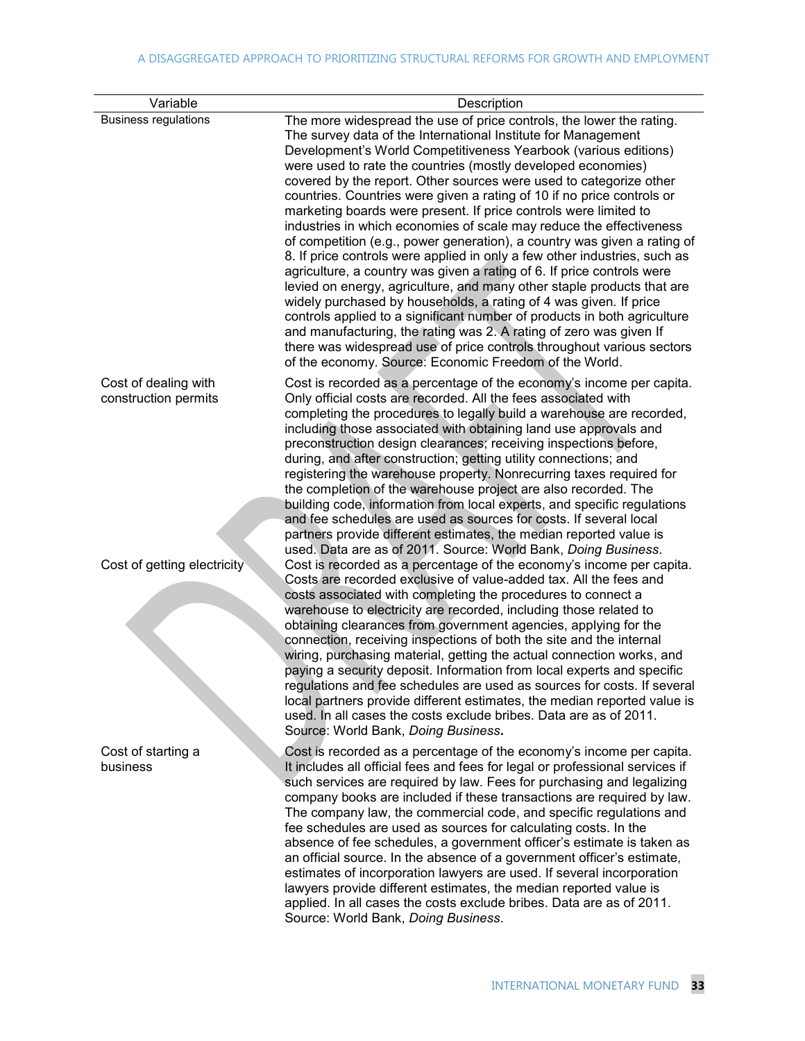| Variable | Description |
| --- | --- |
| Business regulations | The more widespread the use of price controls, the lower the rating. The survey data of the International Institute for Management Development's World Competitiveness Yearbook (various editions) were used to rate the countries (mostly developed economies) covered by the report. Other sources were used to categorize other countries. Countries were given a rating of 10 if no price controls or marketing boards were present. If price controls were limited to industries in which economies of scale may reduce the effectiveness of competition (e.g., power generation), a country was given a rating of 8. If price controls were applied in only a few other industries, such as agriculture, a country was given a rating of 6. If price controls were levied on energy, agriculture, and many other staple products that are widely purchased by households, a rating of 4 was given. If price controls applied to a significant number of products in both agriculture and manufacturing, the rating was 2. A rating of zero was given If there was widespread use of price controls throughout various sectors of the economy. Source: Economic Freedom of the World. |
| Cost of dealing with construction permits | Cost is recorded as a percentage of the economy's income per capita. Only official costs are recorded. All the fees associated with completing the procedures to legally build a warehouse are recorded, including those associated with obtaining land use approvals and preconstruction design clearances; receiving inspections before, during, and after construction; getting utility connections; and registering the warehouse property. Nonrecurring taxes required for the completion of the warehouse project are also recorded. The building code, information from local experts, and specific regulations and fee schedules are used as sources for costs. If several local partners provide different estimates, the median reported value is used. Data are as of 2011. Source: World Bank, *Doing Business*. |
| Cost of getting electricity | Cost is recorded as a percentage of the economy's income per capita. Costs are recorded exclusive of value-added tax. All the fees and costs associated with completing the procedures to connect a warehouse to electricity are recorded, including those related to obtaining clearances from government agencies, applying for the connection, receiving inspections of both the site and the internal wiring, purchasing material, getting the actual connection works, and paying a security deposit. Information from local experts and specific regulations and fee schedules are used as sources for costs. If several local partners provide different estimates, the median reported value is used. In all cases the costs exclude bribes. Data are as of 2011. Source: World Bank, *Doing Business***.** |
| Cost of starting a business | Cost is recorded as a percentage of the economy's income per capita. It includes all official fees and fees for legal or professional services if such services are required by law. Fees for purchasing and legalizing company books are included if these transactions are required by law. The company law, the commercial code, and specific regulations and fee schedules are used as sources for calculating costs. In the absence of fee schedules, a government officer's estimate is taken as an official source. In the absence of a government officer's estimate, estimates of incorporation lawyers are used. If several incorporation lawyers provide different estimates, the median reported value is applied. In all cases the costs exclude bribes. Data are as of 2011. Source: World Bank, *Doing Business*. |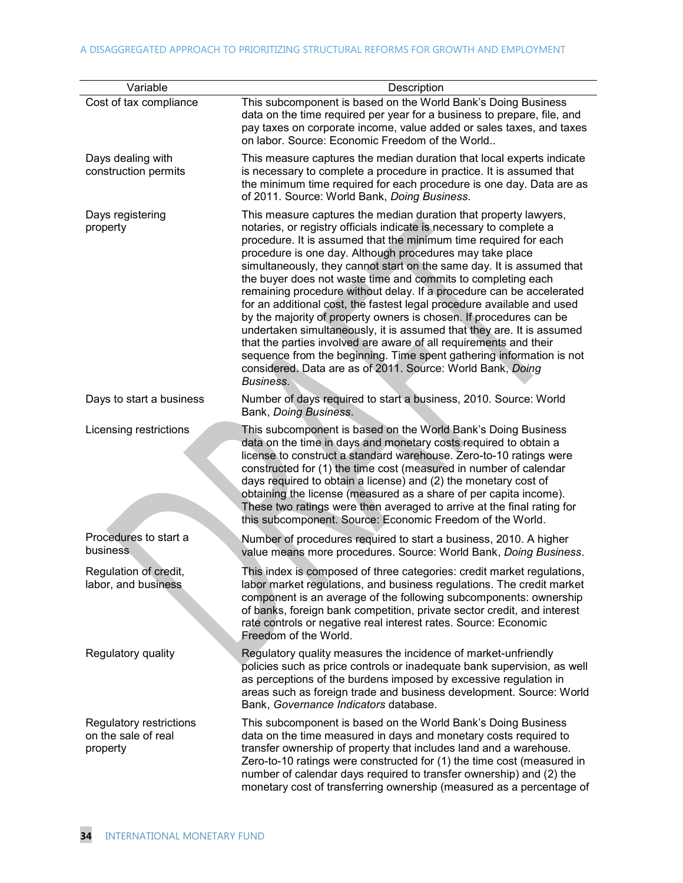| Variable | Description |
|---|---|
| Cost of tax compliance | This subcomponent is based on the World Bank's Doing Business data on the time required per year for a business to prepare, file, and pay taxes on corporate income, value added or sales taxes, and taxes on labor. Source: Economic Freedom of the World.. |
| Days dealing with construction permits | This measure captures the median duration that local experts indicate is necessary to complete a procedure in practice. It is assumed that the minimum time required for each procedure is one day. Data are as of 2011. Source: World Bank, *Doing Business*. |
| Days registering property | This measure captures the median duration that property lawyers, notaries, or registry officials indicate is necessary to complete a procedure. It is assumed that the minimum time required for each procedure is one day. Although procedures may take place simultaneously, they cannot start on the same day. It is assumed that the buyer does not waste time and commits to completing each remaining procedure without delay. If a procedure can be accelerated for an additional cost, the fastest legal procedure available and used by the majority of property owners is chosen. If procedures can be undertaken simultaneously, it is assumed that they are. It is assumed that the parties involved are aware of all requirements and their sequence from the beginning. Time spent gathering information is not considered. Data are as of 2011. Source: World Bank, *Doing Business*. |
| Days to start a business | Number of days required to start a business, 2010. Source: World Bank, *Doing Business*. |
| Licensing restrictions | This subcomponent is based on the World Bank's Doing Business data on the time in days and monetary costs required to obtain a license to construct a standard warehouse. Zero-to-10 ratings were constructed for (1) the time cost (measured in number of calendar days required to obtain a license) and (2) the monetary cost of obtaining the license (measured as a share of per capita income). These two ratings were then averaged to arrive at the final rating for this subcomponent. Source: Economic Freedom of the World. |
| Procedures to start a business | Number of procedures required to start a business, 2010. A higher value means more procedures. Source: World Bank, *Doing Business*. |
| Regulation of credit, labor, and business | This index is composed of three categories: credit market regulations, labor market regulations, and business regulations. The credit market component is an average of the following subcomponents: ownership of banks, foreign bank competition, private sector credit, and interest rate controls or negative real interest rates. Source: Economic Freedom of the World. |
| Regulatory quality | Regulatory quality measures the incidence of market-unfriendly policies such as price controls or inadequate bank supervision, as well as perceptions of the burdens imposed by excessive regulation in areas such as foreign trade and business development. Source: World Bank, *Governance Indicators* database. |
| Regulatory restrictions on the sale of real property | This subcomponent is based on the World Bank's Doing Business data on the time measured in days and monetary costs required to transfer ownership of property that includes land and a warehouse. Zero-to-10 ratings were constructed for (1) the time cost (measured in number of calendar days required to transfer ownership) and (2) the monetary cost of transferring ownership (measured as a percentage of |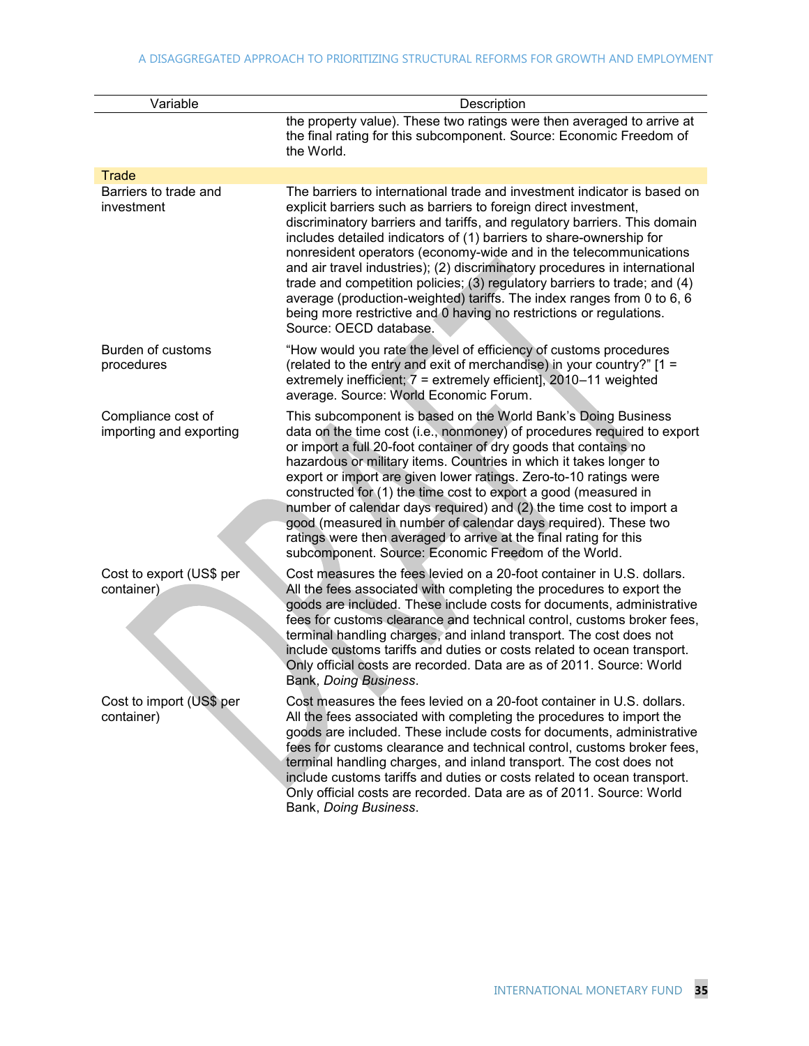| Variable | Description |
|---|---|
| | the property value). These two ratings were then averaged to arrive at the final rating for this subcomponent. Source: Economic Freedom of the World. |
| **Trade** | |
| Barriers to trade and investment | The barriers to international trade and investment indicator is based on explicit barriers such as barriers to foreign direct investment, discriminatory barriers and tariffs, and regulatory barriers. This domain includes detailed indicators of (1) barriers to share-ownership for nonresident operators (economy-wide and in the telecommunications and air travel industries); (2) discriminatory procedures in international trade and competition policies; (3) regulatory barriers to trade; and (4) average (production-weighted) tariffs. The index ranges from 0 to 6, 6 being more restrictive and 0 having no restrictions or regulations. Source: OECD database. |
| Burden of customs procedures | "How would you rate the level of efficiency of customs procedures (related to the entry and exit of merchandise) in your country?" [1 = extremely inefficient; 7 = extremely efficient], 2010–11 weighted average. Source: World Economic Forum. |
| Compliance cost of importing and exporting | This subcomponent is based on the World Bank's Doing Business data on the time cost (i.e., nonmoney) of procedures required to export or import a full 20-foot container of dry goods that contains no hazardous or military items. Countries in which it takes longer to export or import are given lower ratings. Zero-to-10 ratings were constructed for (1) the time cost to export a good (measured in number of calendar days required) and (2) the time cost to import a good (measured in number of calendar days required). These two ratings were then averaged to arrive at the final rating for this subcomponent. Source: Economic Freedom of the World. |
| Cost to export (US$ per container) | Cost measures the fees levied on a 20-foot container in U.S. dollars. All the fees associated with completing the procedures to export the goods are included. These include costs for documents, administrative fees for customs clearance and technical control, customs broker fees, terminal handling charges, and inland transport. The cost does not include customs tariffs and duties or costs related to ocean transport. Only official costs are recorded. Data are as of 2011. Source: World Bank, *Doing Business*. |
| Cost to import (US$ per container) | Cost measures the fees levied on a 20-foot container in U.S. dollars. All the fees associated with completing the procedures to import the goods are included. These include costs for documents, administrative fees for customs clearance and technical control, customs broker fees, terminal handling charges, and inland transport. The cost does not include customs tariffs and duties or costs related to ocean transport. Only official costs are recorded. Data are as of 2011. Source: World Bank, *Doing Business*. |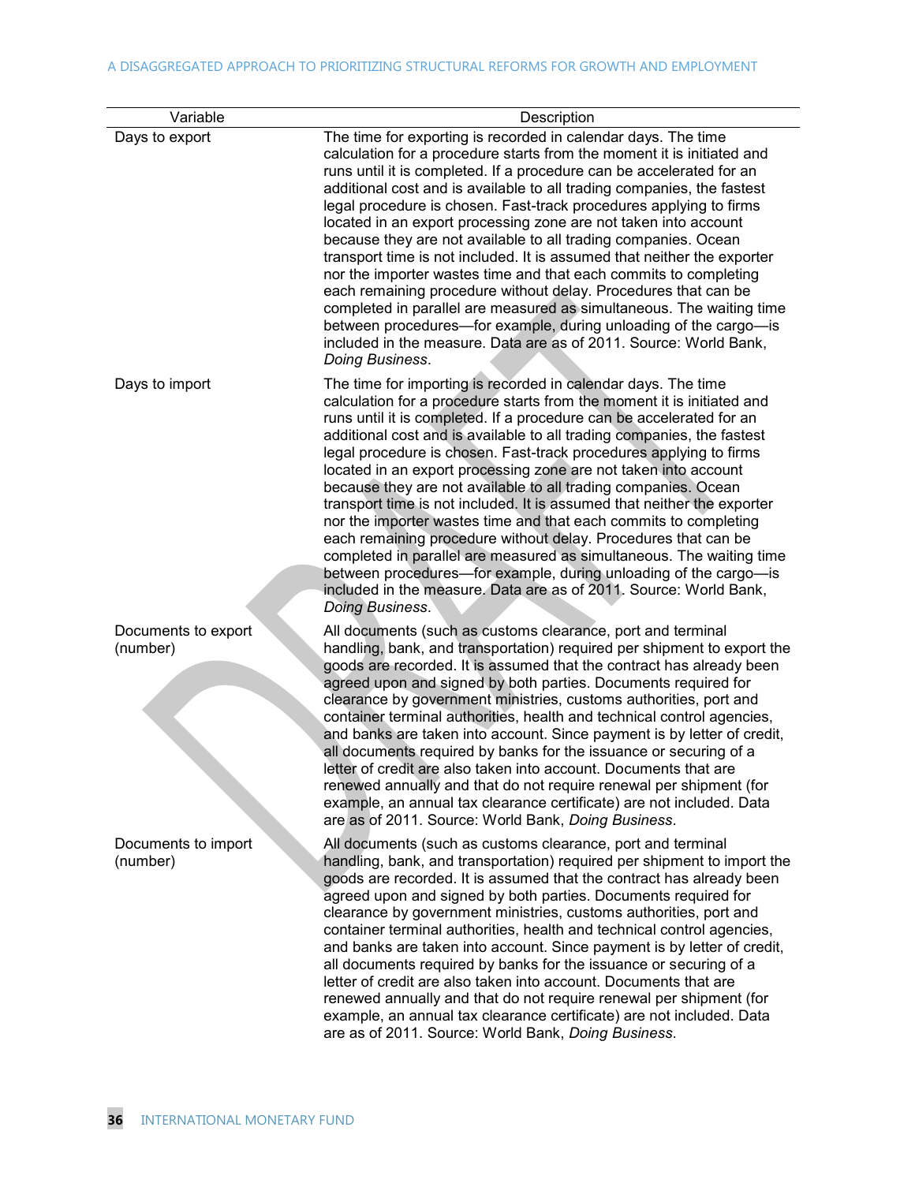| Variable | Description |
|---|---|
| Days to export | The time for exporting is recorded in calendar days. The time calculation for a procedure starts from the moment it is initiated and runs until it is completed. If a procedure can be accelerated for an additional cost and is available to all trading companies, the fastest legal procedure is chosen. Fast-track procedures applying to firms located in an export processing zone are not taken into account because they are not available to all trading companies. Ocean transport time is not included. It is assumed that neither the exporter nor the importer wastes time and that each commits to completing each remaining procedure without delay. Procedures that can be completed in parallel are measured as simultaneous. The waiting time between procedures—for example, during unloading of the cargo—is included in the measure. Data are as of 2011. Source: World Bank, *Doing Business*. |
| Days to import | The time for importing is recorded in calendar days. The time calculation for a procedure starts from the moment it is initiated and runs until it is completed. If a procedure can be accelerated for an additional cost and is available to all trading companies, the fastest legal procedure is chosen. Fast-track procedures applying to firms located in an export processing zone are not taken into account because they are not available to all trading companies. Ocean transport time is not included. It is assumed that neither the exporter nor the importer wastes time and that each commits to completing each remaining procedure without delay. Procedures that can be completed in parallel are measured as simultaneous. The waiting time between procedures—for example, during unloading of the cargo—is included in the measure. Data are as of 2011. Source: World Bank, *Doing Business*. |
| Documents to export (number) | All documents (such as customs clearance, port and terminal handling, bank, and transportation) required per shipment to export the goods are recorded. It is assumed that the contract has already been agreed upon and signed by both parties. Documents required for clearance by government ministries, customs authorities, port and container terminal authorities, health and technical control agencies, and banks are taken into account. Since payment is by letter of credit, all documents required by banks for the issuance or securing of a letter of credit are also taken into account. Documents that are renewed annually and that do not require renewal per shipment (for example, an annual tax clearance certificate) are not included. Data are as of 2011. Source: World Bank, *Doing Business*. |
| Documents to import (number) | All documents (such as customs clearance, port and terminal handling, bank, and transportation) required per shipment to import the goods are recorded. It is assumed that the contract has already been agreed upon and signed by both parties. Documents required for clearance by government ministries, customs authorities, port and container terminal authorities, health and technical control agencies, and banks are taken into account. Since payment is by letter of credit, all documents required by banks for the issuance or securing of a letter of credit are also taken into account. Documents that are renewed annually and that do not require renewal per shipment (for example, an annual tax clearance certificate) are not included. Data are as of 2011. Source: World Bank, *Doing Business*. |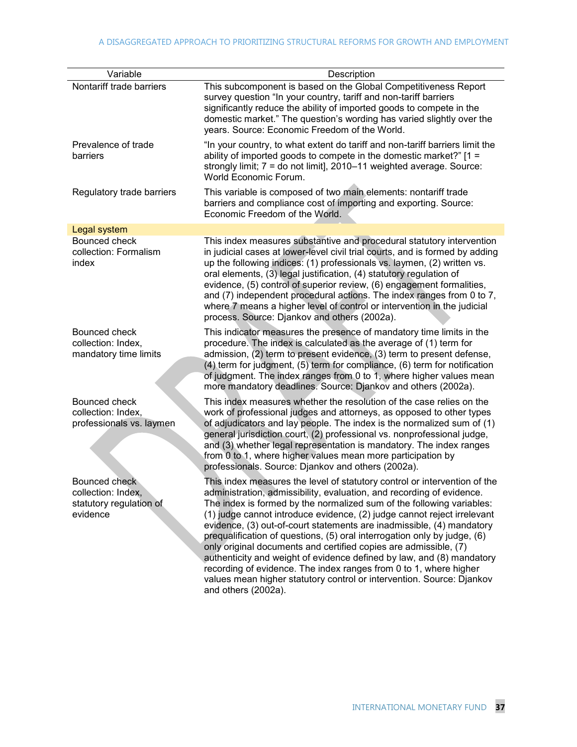| Variable | Description |
|---|---|
| Nontariff trade barriers | This subcomponent is based on the Global Competitiveness Report survey question "In your country, tariff and non-tariff barriers significantly reduce the ability of imported goods to compete in the domestic market." The question's wording has varied slightly over the years. Source: Economic Freedom of the World. |
| Prevalence of trade barriers | "In your country, to what extent do tariff and non-tariff barriers limit the ability of imported goods to compete in the domestic market?" [1 = strongly limit; 7 = do not limit], 2010–11 weighted average. Source: World Economic Forum. |
| Regulatory trade barriers | This variable is composed of two main elements: nontariff trade barriers and compliance cost of importing and exporting. Source: Economic Freedom of the World. |
| **Legal system** | |
| Bounced check collection: Formalism index | This index measures substantive and procedural statutory intervention in judicial cases at lower-level civil trial courts, and is formed by adding up the following indices: (1) professionals vs. laymen, (2) written vs. oral elements, (3) legal justification, (4) statutory regulation of evidence, (5) control of superior review, (6) engagement formalities, and (7) independent procedural actions. The index ranges from 0 to 7, where 7 means a higher level of control or intervention in the judicial process. Source: Djankov and others (2002a). |
| Bounced check collection: Index, mandatory time limits | This indicator measures the presence of mandatory time limits in the procedure. The index is calculated as the average of (1) term for admission, (2) term to present evidence, (3) term to present defense, (4) term for judgment, (5) term for compliance, (6) term for notification of judgment. The index ranges from 0 to 1, where higher values mean more mandatory deadlines. Source: Djankov and others (2002a). |
| Bounced check collection: Index, professionals vs. laymen | This index measures whether the resolution of the case relies on the work of professional judges and attorneys, as opposed to other types of adjudicators and lay people. The index is the normalized sum of (1) general jurisdiction court, (2) professional vs. nonprofessional judge, and (3) whether legal representation is mandatory. The index ranges from 0 to 1, where higher values mean more participation by professionals. Source: Djankov and others (2002a). |
| Bounced check collection: Index, statutory regulation of evidence | This index measures the level of statutory control or intervention of the administration, admissibility, evaluation, and recording of evidence. The index is formed by the normalized sum of the following variables: (1) judge cannot introduce evidence, (2) judge cannot reject irrelevant evidence, (3) out-of-court statements are inadmissible, (4) mandatory prequalification of questions, (5) oral interrogation only by judge, (6) only original documents and certified copies are admissible, (7) authenticity and weight of evidence defined by law, and (8) mandatory recording of evidence. The index ranges from 0 to 1, where higher values mean higher statutory control or intervention. Source: Djankov and others (2002a). |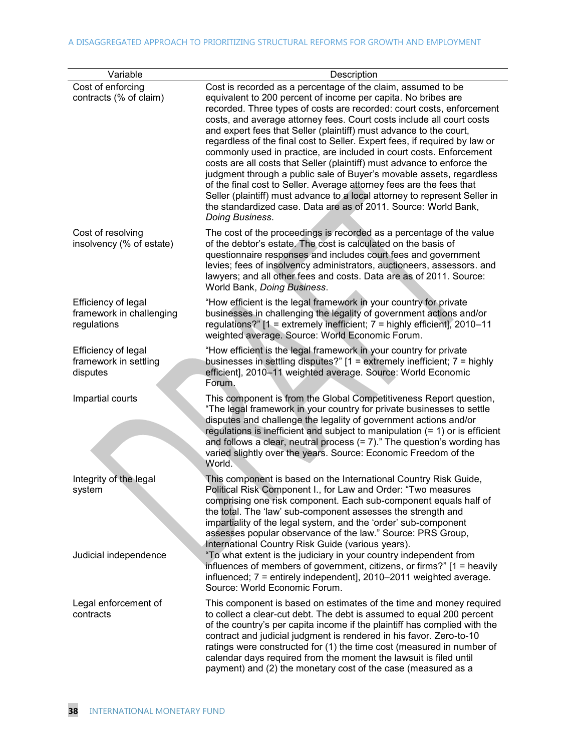| Variable | Description |
|---|---|
| Cost of enforcing contracts (% of claim) | Cost is recorded as a percentage of the claim, assumed to be equivalent to 200 percent of income per capita. No bribes are recorded. Three types of costs are recorded: court costs, enforcement costs, and average attorney fees. Court costs include all court costs and expert fees that Seller (plaintiff) must advance to the court, regardless of the final cost to Seller. Expert fees, if required by law or commonly used in practice, are included in court costs. Enforcement costs are all costs that Seller (plaintiff) must advance to enforce the judgment through a public sale of Buyer's movable assets, regardless of the final cost to Seller. Average attorney fees are the fees that Seller (plaintiff) must advance to a local attorney to represent Seller in the standardized case. Data are as of 2011. Source: World Bank, *Doing Business*. |
| Cost of resolving insolvency (% of estate) | The cost of the proceedings is recorded as a percentage of the value of the debtor's estate. The cost is calculated on the basis of questionnaire responses and includes court fees and government levies; fees of insolvency administrators, auctioneers, assessors. and lawyers; and all other fees and costs. Data are as of 2011. Source: World Bank, *Doing Business*. |
| Efficiency of legal framework in challenging regulations | "How efficient is the legal framework in your country for private businesses in challenging the legality of government actions and/or regulations?" [1 = extremely inefficient; 7 = highly efficient], 2010–11 weighted average. Source: World Economic Forum. |
| Efficiency of legal framework in settling disputes | "How efficient is the legal framework in your country for private businesses in settling disputes?" [1 = extremely inefficient; 7 = highly efficient], 2010–11 weighted average. Source: World Economic Forum. |
| Impartial courts | This component is from the Global Competitiveness Report question, "The legal framework in your country for private businesses to settle disputes and challenge the legality of government actions and/or regulations is inefficient and subject to manipulation (= 1) or is efficient and follows a clear, neutral process (= 7)." The question's wording has varied slightly over the years. Source: Economic Freedom of the World. |
| Integrity of the legal system | This component is based on the International Country Risk Guide, Political Risk Component I., for Law and Order: "Two measures comprising one risk component. Each sub-component equals half of the total. The 'law' sub-component assesses the strength and impartiality of the legal system, and the 'order' sub-component assesses popular observance of the law." Source: PRS Group, International Country Risk Guide (various years). |
| Judicial independence | "To what extent is the judiciary in your country independent from influences of members of government, citizens, or firms?" [1 = heavily influenced; 7 = entirely independent], 2010–2011 weighted average. Source: World Economic Forum. |
| Legal enforcement of contracts | This component is based on estimates of the time and money required to collect a clear-cut debt. The debt is assumed to equal 200 percent of the country's per capita income if the plaintiff has complied with the contract and judicial judgment is rendered in his favor. Zero-to-10 ratings were constructed for (1) the time cost (measured in number of calendar days required from the moment the lawsuit is filed until payment) and (2) the monetary cost of the case (measured as a |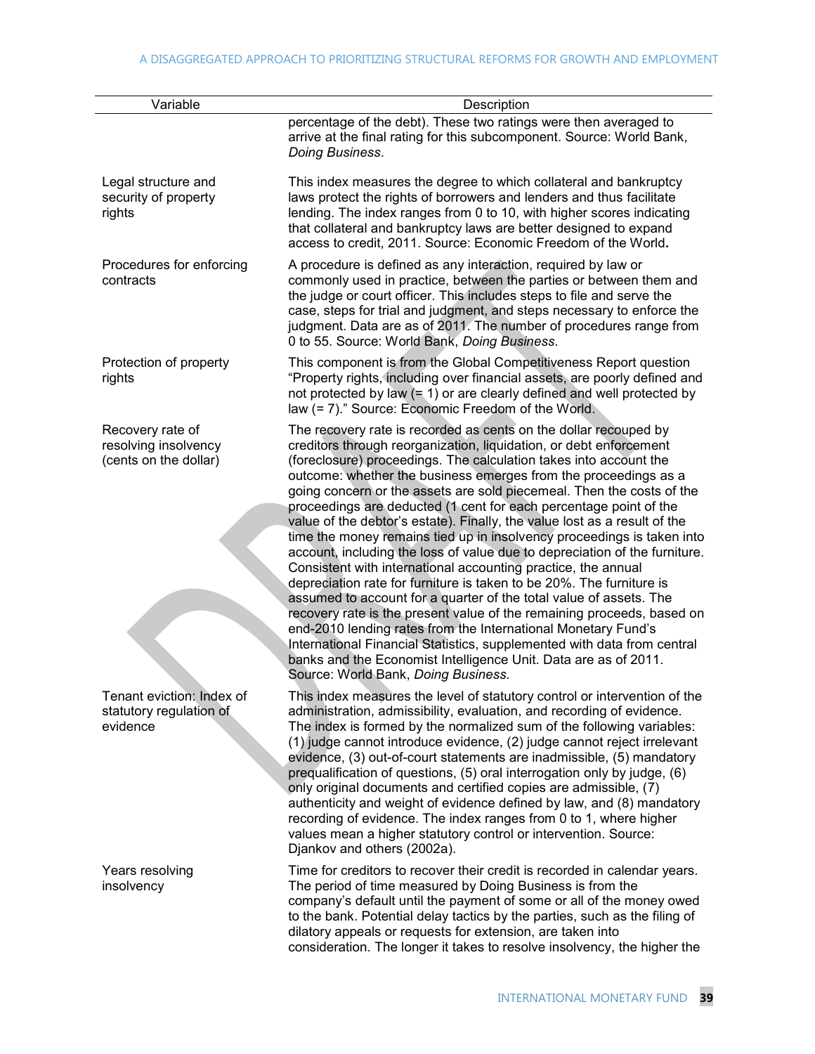| Variable | Description |
|---|---|
| | percentage of the debt). These two ratings were then averaged to arrive at the final rating for this subcomponent. Source: World Bank, *Doing Business*. |
| Legal structure and security of property rights | This index measures the degree to which collateral and bankruptcy laws protect the rights of borrowers and lenders and thus facilitate lending. The index ranges from 0 to 10, with higher scores indicating that collateral and bankruptcy laws are better designed to expand access to credit, 2011. Source: Economic Freedom of the World. |
| Procedures for enforcing contracts | A procedure is defined as any interaction, required by law or commonly used in practice, between the parties or between them and the judge or court officer. This includes steps to file and serve the case, steps for trial and judgment, and steps necessary to enforce the judgment. Data are as of 2011. The number of procedures range from 0 to 55. Source: World Bank, *Doing Business*. |
| Protection of property rights | This component is from the Global Competitiveness Report question "Property rights, including over financial assets, are poorly defined and not protected by law (= 1) or are clearly defined and well protected by law (= 7)." Source: Economic Freedom of the World. |
| Recovery rate of resolving insolvency (cents on the dollar) | The recovery rate is recorded as cents on the dollar recouped by creditors through reorganization, liquidation, or debt enforcement (foreclosure) proceedings. The calculation takes into account the outcome: whether the business emerges from the proceedings as a going concern or the assets are sold piecemeal. Then the costs of the proceedings are deducted (1 cent for each percentage point of the value of the debtor's estate). Finally, the value lost as a result of the time the money remains tied up in insolvency proceedings is taken into account, including the loss of value due to depreciation of the furniture. Consistent with international accounting practice, the annual depreciation rate for furniture is taken to be 20%. The furniture is assumed to account for a quarter of the total value of assets. The recovery rate is the present value of the remaining proceeds, based on end-2010 lending rates from the International Monetary Fund's International Financial Statistics, supplemented with data from central banks and the Economist Intelligence Unit. Data are as of 2011. Source: World Bank, *Doing Business*. |
| Tenant eviction: Index of statutory regulation of evidence | This index measures the level of statutory control or intervention of the administration, admissibility, evaluation, and recording of evidence. The index is formed by the normalized sum of the following variables: (1) judge cannot introduce evidence, (2) judge cannot reject irrelevant evidence, (3) out-of-court statements are inadmissible, (5) mandatory prequalification of questions, (5) oral interrogation only by judge, (6) only original documents and certified copies are admissible, (7) authenticity and weight of evidence defined by law, and (8) mandatory recording of evidence. The index ranges from 0 to 1, where higher values mean a higher statutory control or intervention. Source: Djankov and others (2002a). |
| Years resolving insolvency | Time for creditors to recover their credit is recorded in calendar years. The period of time measured by Doing Business is from the company's default until the payment of some or all of the money owed to the bank. Potential delay tactics by the parties, such as the filing of dilatory appeals or requests for extension, are taken into consideration. The longer it takes to resolve insolvency, the higher the |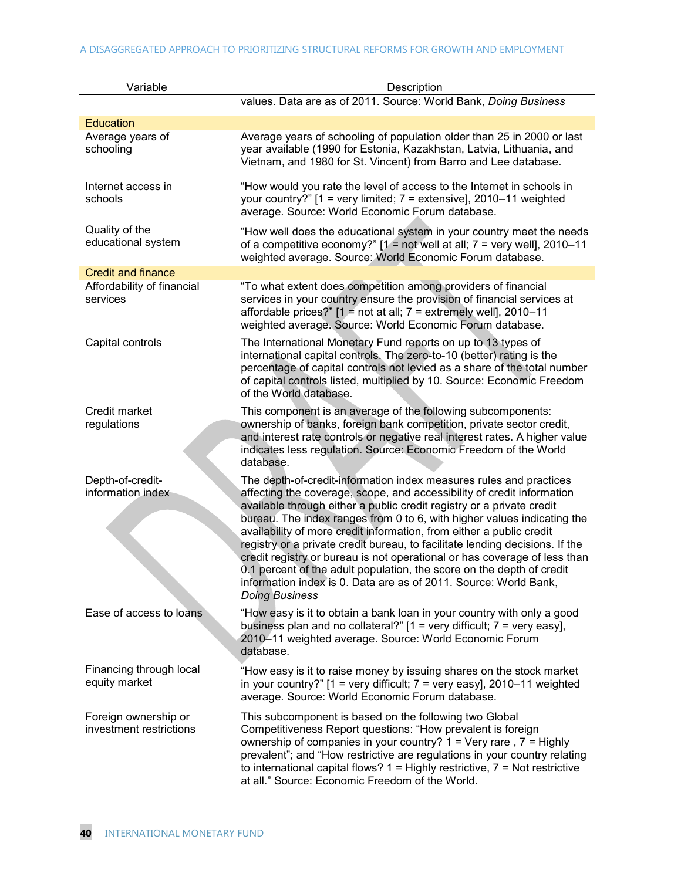| Variable | Description |
|---|---|
| | values. Data are as of 2011. Source: World Bank, *Doing Business* |
| **Education** | |
| Average years of schooling | Average years of schooling of population older than 25 in 2000 or last year available (1990 for Estonia, Kazakhstan, Latvia, Lithuania, and Vietnam, and 1980 for St. Vincent) from Barro and Lee database. |
| Internet access in schools | "How would you rate the level of access to the Internet in schools in your country?" [1 = very limited; 7 = extensive], 2010–11 weighted average. Source: World Economic Forum database. |
| Quality of the educational system | "How well does the educational system in your country meet the needs of a competitive economy?" [1 = not well at all; 7 = very well], 2010–11 weighted average. Source: World Economic Forum database. |
| **Credit and finance** | |
| Affordability of financial services | "To what extent does competition among providers of financial services in your country ensure the provision of financial services at affordable prices?" [1 = not at all; 7 = extremely well], 2010–11 weighted average. Source: World Economic Forum database. |
| Capital controls | The International Monetary Fund reports on up to 13 types of international capital controls. The zero-to-10 (better) rating is the percentage of capital controls not levied as a share of the total number of capital controls listed, multiplied by 10. Source: Economic Freedom of the World database. |
| Credit market regulations | This component is an average of the following subcomponents: ownership of banks, foreign bank competition, private sector credit, and interest rate controls or negative real interest rates. A higher value indicates less regulation. Source: Economic Freedom of the World database. |
| Depth-of-credit-information index | The depth-of-credit-information index measures rules and practices affecting the coverage, scope, and accessibility of credit information available through either a public credit registry or a private credit bureau. The index ranges from 0 to 6, with higher values indicating the availability of more credit information, from either a public credit registry or a private credit bureau, to facilitate lending decisions. If the credit registry or bureau is not operational or has coverage of less than 0.1 percent of the adult population, the score on the depth of credit information index is 0. Data are as of 2011. Source: World Bank, *Doing Business* |
| Ease of access to loans | "How easy is it to obtain a bank loan in your country with only a good business plan and no collateral?" [1 = very difficult; 7 = very easy], 2010–11 weighted average. Source: World Economic Forum database. |
| Financing through local equity market | "How easy is it to raise money by issuing shares on the stock market in your country?" [1 = very difficult; 7 = very easy], 2010–11 weighted average. Source: World Economic Forum database. |
| Foreign ownership or investment restrictions | This subcomponent is based on the following two Global Competitiveness Report questions: "How prevalent is foreign ownership of companies in your country? 1 = Very rare , 7 = Highly prevalent"; and "How restrictive are regulations in your country relating to international capital flows? 1 = Highly restrictive, 7 = Not restrictive at all." Source: Economic Freedom of the World. |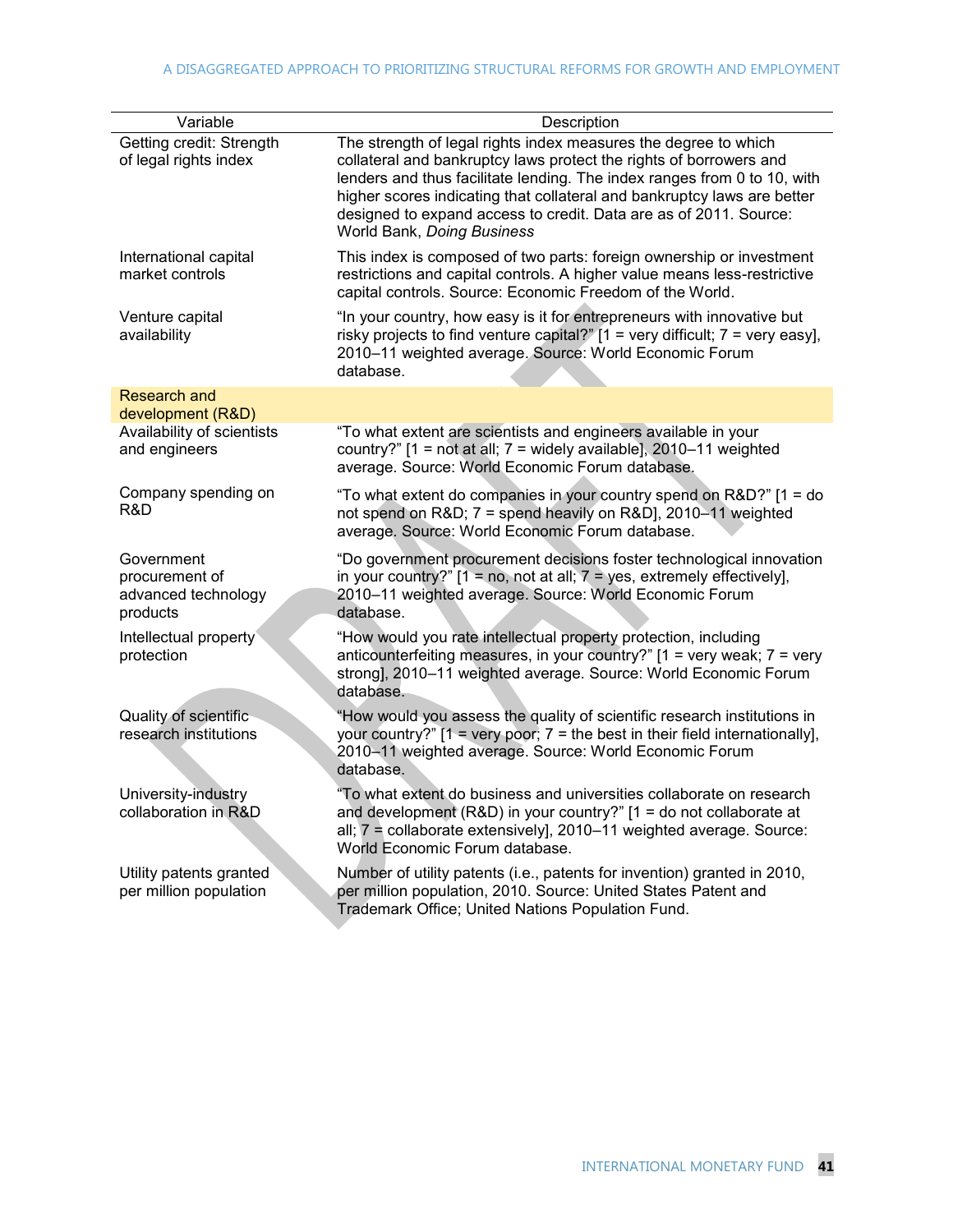| Variable | Description |
|---|---|
| Getting credit: Strength of legal rights index | The strength of legal rights index measures the degree to which collateral and bankruptcy laws protect the rights of borrowers and lenders and thus facilitate lending. The index ranges from 0 to 10, with higher scores indicating that collateral and bankruptcy laws are better designed to expand access to credit. Data are as of 2011. Source: World Bank, *Doing Business* |
| International capital market controls | This index is composed of two parts: foreign ownership or investment restrictions and capital controls. A higher value means less-restrictive capital controls. Source: Economic Freedom of the World. |
| Venture capital availability | "In your country, how easy is it for entrepreneurs with innovative but risky projects to find venture capital?" [1 = very difficult; 7 = very easy], 2010–11 weighted average. Source: World Economic Forum database. |
| **Research and development (R&D)** | |
| Availability of scientists and engineers | "To what extent are scientists and engineers available in your country?" [1 = not at all; 7 = widely available], 2010–11 weighted average. Source: World Economic Forum database. |
| Company spending on R&D | "To what extent do companies in your country spend on R&D?" [1 = do not spend on R&D; 7 = spend heavily on R&D], 2010–11 weighted average. Source: World Economic Forum database. |
| Government procurement of advanced technology products | "Do government procurement decisions foster technological innovation in your country?" [1 = no, not at all; 7 = yes, extremely effectively], 2010–11 weighted average. Source: World Economic Forum database. |
| Intellectual property protection | "How would you rate intellectual property protection, including anticounterfeiting measures, in your country?" [1 = very weak; 7 = very strong], 2010–11 weighted average. Source: World Economic Forum database. |
| Quality of scientific research institutions | "How would you assess the quality of scientific research institutions in your country?" [1 = very poor; 7 = the best in their field internationally], 2010–11 weighted average. Source: World Economic Forum database. |
| University-industry collaboration in R&D | "To what extent do business and universities collaborate on research and development (R&D) in your country?" [1 = do not collaborate at all; 7 = collaborate extensively], 2010–11 weighted average. Source: World Economic Forum database. |
| Utility patents granted per million population | Number of utility patents (i.e., patents for invention) granted in 2010, per million population, 2010. Source: United States Patent and Trademark Office; United Nations Population Fund. |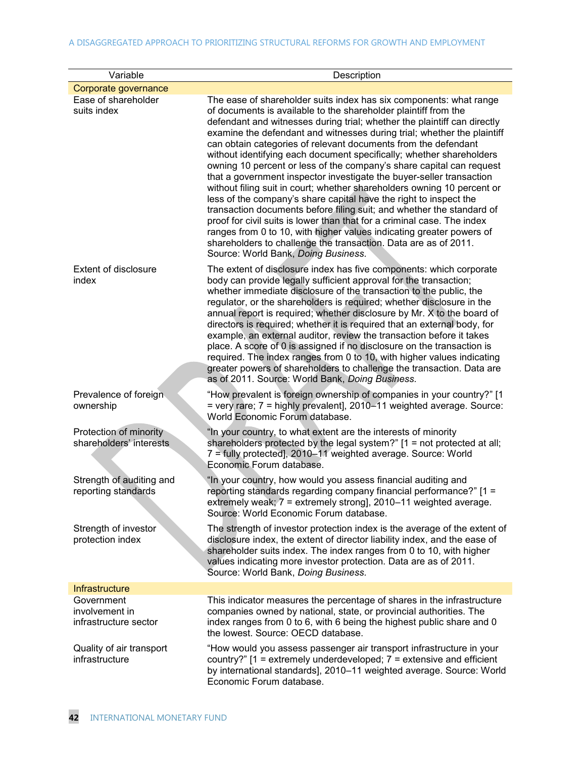| Variable | Description |
|---|---|
| **Corporate governance** | |
| Ease of shareholder suits index | The ease of shareholder suits index has six components: what range of documents is available to the shareholder plaintiff from the defendant and witnesses during trial; whether the plaintiff can directly examine the defendant and witnesses during trial; whether the plaintiff can obtain categories of relevant documents from the defendant without identifying each document specifically; whether shareholders owning 10 percent or less of the company's share capital can request that a government inspector investigate the buyer-seller transaction without filing suit in court; whether shareholders owning 10 percent or less of the company's share capital have the right to inspect the transaction documents before filing suit; and whether the standard of proof for civil suits is lower than that for a criminal case. The index ranges from 0 to 10, with higher values indicating greater powers of shareholders to challenge the transaction. Data are as of 2011. Source: World Bank, *Doing Business*. |
| Extent of disclosure index | The extent of disclosure index has five components: which corporate body can provide legally sufficient approval for the transaction; whether immediate disclosure of the transaction to the public, the regulator, or the shareholders is required; whether disclosure in the annual report is required; whether disclosure by Mr. X to the board of directors is required; whether it is required that an external body, for example, an external auditor, review the transaction before it takes place. A score of 0 is assigned if no disclosure on the transaction is required. The index ranges from 0 to 10, with higher values indicating greater powers of shareholders to challenge the transaction. Data are as of 2011. Source: World Bank, *Doing Business*. |
| Prevalence of foreign ownership | "How prevalent is foreign ownership of companies in your country?" [1 = very rare; 7 = highly prevalent], 2010–11 weighted average. Source: World Economic Forum database. |
| Protection of minority shareholders' interests | "In your country, to what extent are the interests of minority shareholders protected by the legal system?" [1 = not protected at all; 7 = fully protected], 2010–11 weighted average. Source: World Economic Forum database. |
| Strength of auditing and reporting standards | "In your country, how would you assess financial auditing and reporting standards regarding company financial performance?" [1 = extremely weak; 7 = extremely strong], 2010–11 weighted average. Source: World Economic Forum database. |
| Strength of investor protection index | The strength of investor protection index is the average of the extent of disclosure index, the extent of director liability index, and the ease of shareholder suits index. The index ranges from 0 to 10, with higher values indicating more investor protection. Data are as of 2011. Source: World Bank, *Doing Business*. |
| **Infrastructure** | |
| Government involvement in infrastructure sector | This indicator measures the percentage of shares in the infrastructure companies owned by national, state, or provincial authorities. The index ranges from 0 to 6, with 6 being the highest public share and 0 the lowest. Source: OECD database. |
| Quality of air transport infrastructure | "How would you assess passenger air transport infrastructure in your country?" [1 = extremely underdeveloped; 7 = extensive and efficient by international standards], 2010–11 weighted average. Source: World Economic Forum database. |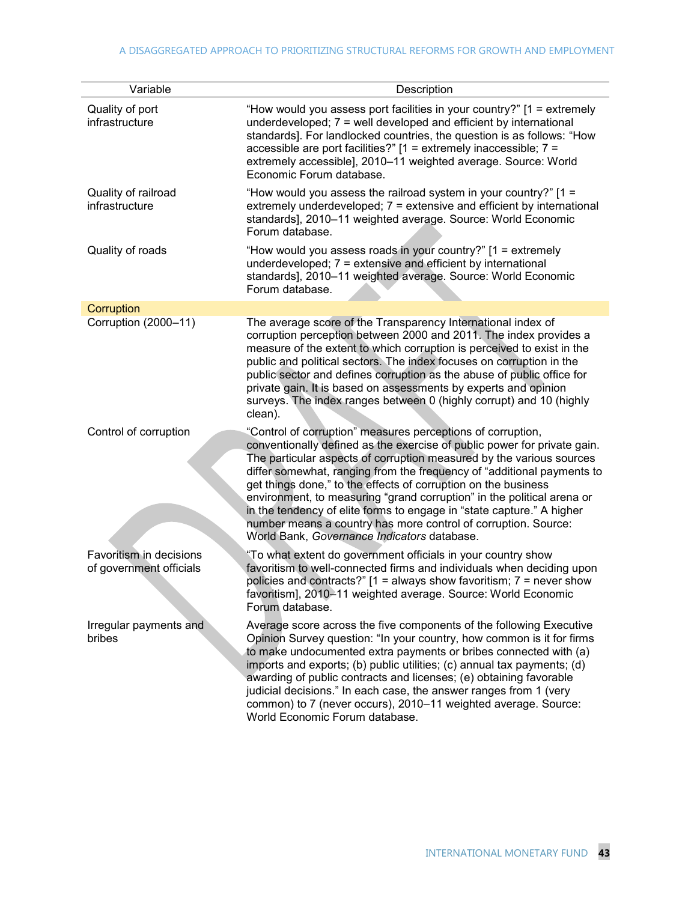| Variable | Description |
|---|---|
| Quality of port infrastructure | "How would you assess port facilities in your country?" [1 = extremely underdeveloped; 7 = well developed and efficient by international standards]. For landlocked countries, the question is as follows: "How accessible are port facilities?" [1 = extremely inaccessible; 7 = extremely accessible], 2010–11 weighted average. Source: World Economic Forum database. |
| Quality of railroad infrastructure | "How would you assess the railroad system in your country?" [1 = extremely underdeveloped; 7 = extensive and efficient by international standards], 2010–11 weighted average. Source: World Economic Forum database. |
| Quality of roads | "How would you assess roads in your country?" [1 = extremely underdeveloped; 7 = extensive and efficient by international standards], 2010–11 weighted average. Source: World Economic Forum database. |
| **Corruption** | |
| Corruption (2000–11) | The average score of the Transparency International index of corruption perception between 2000 and 2011. The index provides a measure of the extent to which corruption is perceived to exist in the public and political sectors. The index focuses on corruption in the public sector and defines corruption as the abuse of public office for private gain. It is based on assessments by experts and opinion surveys. The index ranges between 0 (highly corrupt) and 10 (highly clean). |
| Control of corruption | "Control of corruption" measures perceptions of corruption, conventionally defined as the exercise of public power for private gain. The particular aspects of corruption measured by the various sources differ somewhat, ranging from the frequency of "additional payments to get things done," to the effects of corruption on the business environment, to measuring "grand corruption" in the political arena or in the tendency of elite forms to engage in "state capture." A higher number means a country has more control of corruption. Source: World Bank, *Governance Indicators* database. |
| Favoritism in decisions of government officials | "To what extent do government officials in your country show favoritism to well-connected firms and individuals when deciding upon policies and contracts?" [1 = always show favoritism; 7 = never show favoritism], 2010–11 weighted average. Source: World Economic Forum database. |
| Irregular payments and bribes | Average score across the five components of the following Executive Opinion Survey question: "In your country, how common is it for firms to make undocumented extra payments or bribes connected with (a) imports and exports; (b) public utilities; (c) annual tax payments; (d) awarding of public contracts and licenses; (e) obtaining favorable judicial decisions." In each case, the answer ranges from 1 (very common) to 7 (never occurs), 2010–11 weighted average. Source: World Economic Forum database. |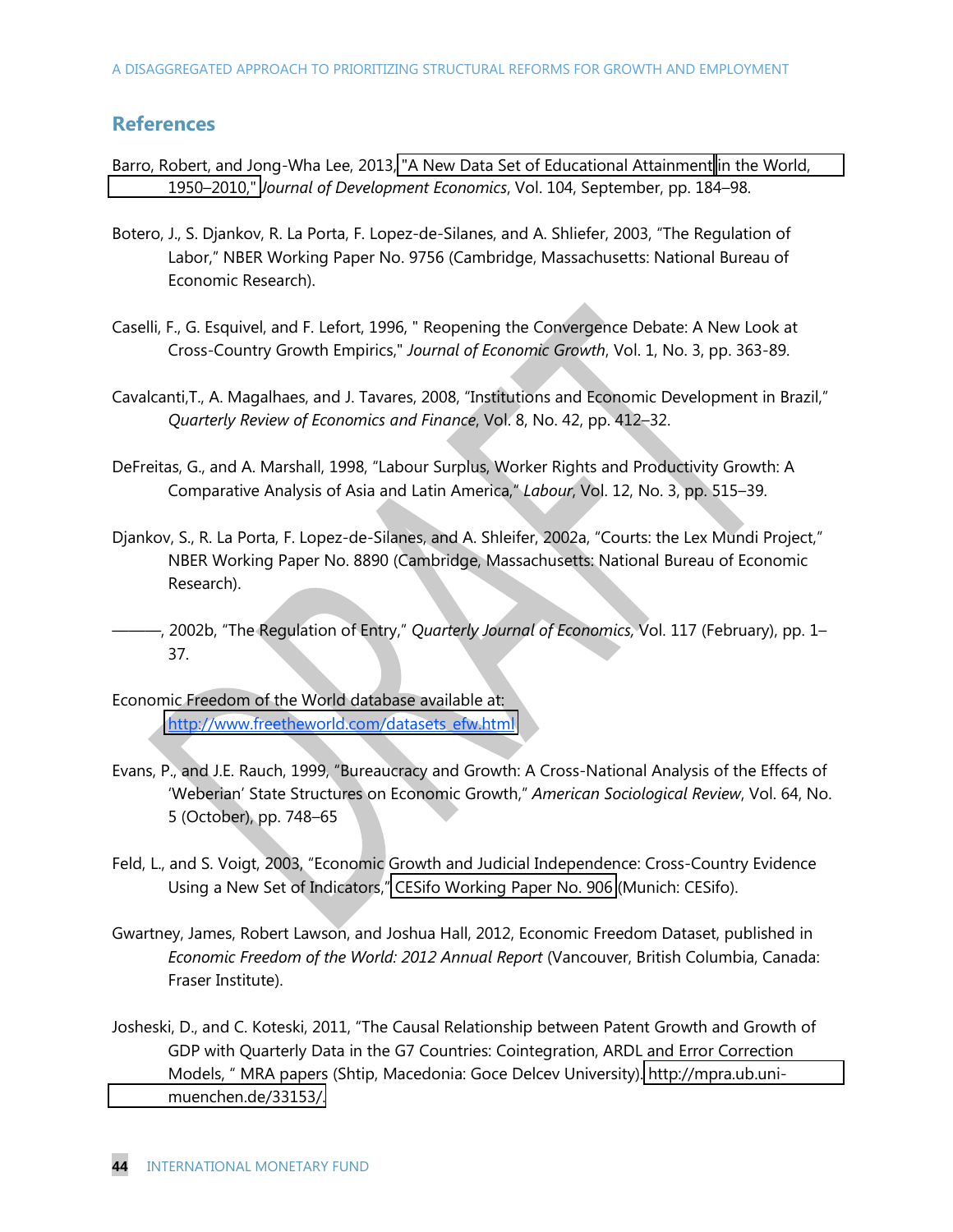## References

Barro, Robert, and Jong-Wha Lee, 2013, "A New Data Set of Educational Attainment in the World, 1950–2010," *Journal of Development Economics*, Vol. 104, September, pp. 184–98.

Botero, J., S. Djankov, R. La Porta, F. Lopez-de-Silanes, and A. Shliefer, 2003, "The Regulation of Labor," NBER Working Paper No. 9756 (Cambridge, Massachusetts: National Bureau of Economic Research).

Caselli, F., G. Esquivel, and F. Lefort, 1996, " Reopening the Convergence Debate: A New Look at Cross-Country Growth Empirics," *Journal of Economic Growth*, Vol. 1, No. 3, pp. 363-89.

Cavalcanti,T., A. Magalhaes, and J. Tavares, 2008, "Institutions and Economic Development in Brazil," *Quarterly Review of Economics and Finance*, Vol. 8, No. 42, pp. 412–32.

DeFreitas, G., and A. Marshall, 1998, "Labour Surplus, Worker Rights and Productivity Growth: A Comparative Analysis of Asia and Latin America," *Labour*, Vol. 12, No. 3, pp. 515–39.

Djankov, S., R. La Porta, F. Lopez-de-Silanes, and A. Shleifer, 2002a, "Courts: the Lex Mundi Project," NBER Working Paper No. 8890 (Cambridge, Massachusetts: National Bureau of Economic Research).

———, 2002b, "The Regulation of Entry," *Quarterly Journal of Economics,* Vol. 117 (February), pp. 1–37.

Economic Freedom of the World database available at: http://www.freetheworld.com/datasets_efw.html

Evans, P., and J.E. Rauch, 1999, "Bureaucracy and Growth: A Cross-National Analysis of the Effects of 'Weberian' State Structures on Economic Growth," *American Sociological Review*, Vol. 64, No. 5 (October), pp. 748–65

Feld, L., and S. Voigt, 2003, "Economic Growth and Judicial Independence: Cross-Country Evidence Using a New Set of Indicators," CESifo Working Paper No. 906 (Munich: CESifo).

Gwartney, James, Robert Lawson, and Joshua Hall, 2012, Economic Freedom Dataset, published in *Economic Freedom of the World: 2012 Annual Report* (Vancouver, British Columbia, Canada: Fraser Institute).

Josheski, D., and C. Koteski, 2011, "The Causal Relationship between Patent Growth and Growth of GDP with Quarterly Data in the G7 Countries: Cointegration, ARDL and Error Correction Models, " MRA papers (Shtip, Macedonia: Goce Delcev University). http://mpra.ub.uni-muenchen.de/33153/.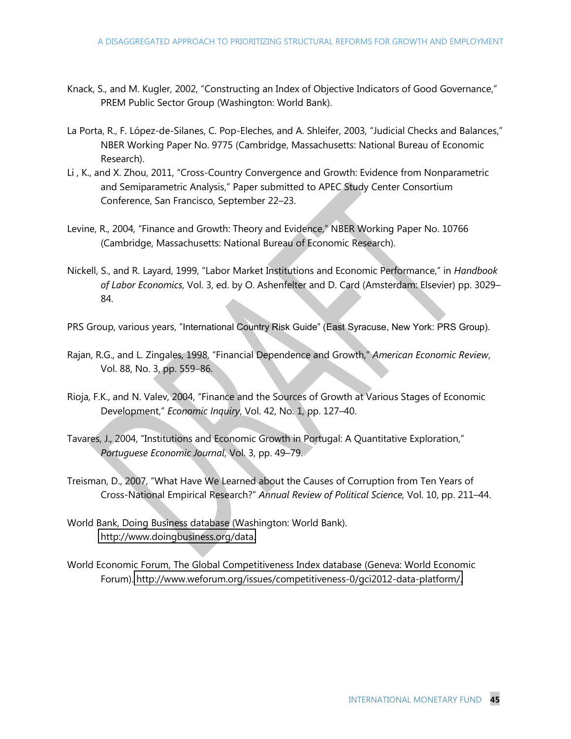Knack, S., and M. Kugler, 2002, "Constructing an Index of Objective Indicators of Good Governance," PREM Public Sector Group (Washington: World Bank).

La Porta, R., F. López-de-Silanes, C. Pop-Eleches, and A. Shleifer, 2003, "Judicial Checks and Balances," NBER Working Paper No. 9775 (Cambridge, Massachusetts: National Bureau of Economic Research).

Li , K., and X. Zhou, 2011, "Cross-Country Convergence and Growth: Evidence from Nonparametric and Semiparametric Analysis," Paper submitted to APEC Study Center Consortium Conference, San Francisco, September 22–23.

Levine, R., 2004, "Finance and Growth: Theory and Evidence," NBER Working Paper No. 10766 (Cambridge, Massachusetts: National Bureau of Economic Research).

Nickell, S., and R. Layard, 1999, "Labor Market Institutions and Economic Performance," in *Handbook of Labor Economics*, Vol. 3, ed. by O. Ashenfelter and D. Card (Amsterdam: Elsevier) pp. 3029–84.

PRS Group, various years, "International Country Risk Guide" (East Syracuse, New York: PRS Group).

Rajan, R.G., and L. Zingales, 1998, "Financial Dependence and Growth," *American Economic Review*, Vol. 88, No. 3, pp. 559–86.

Rioja, F.K., and N. Valev, 2004, "Finance and the Sources of Growth at Various Stages of Economic Development," *Economic Inquiry*, Vol. 42, No. 1, pp. 127–40.

Tavares, J., 2004, "Institutions and Economic Growth in Portugal: A Quantitative Exploration," *Portuguese Economic Journal*, Vol. 3, pp. 49–79.

Treisman, D., 2007, "What Have We Learned about the Causes of Corruption from Ten Years of Cross-National Empirical Research?" *Annual Review of Political Science,* Vol. 10, pp. 211–44.

World Bank, Doing Business database (Washington: World Bank). http://www.doingbusiness.org/data.

World Economic Forum, The Global Competitiveness Index database (Geneva: World Economic Forum). http://www.weforum.org/issues/competitiveness-0/gci2012-data-platform/.